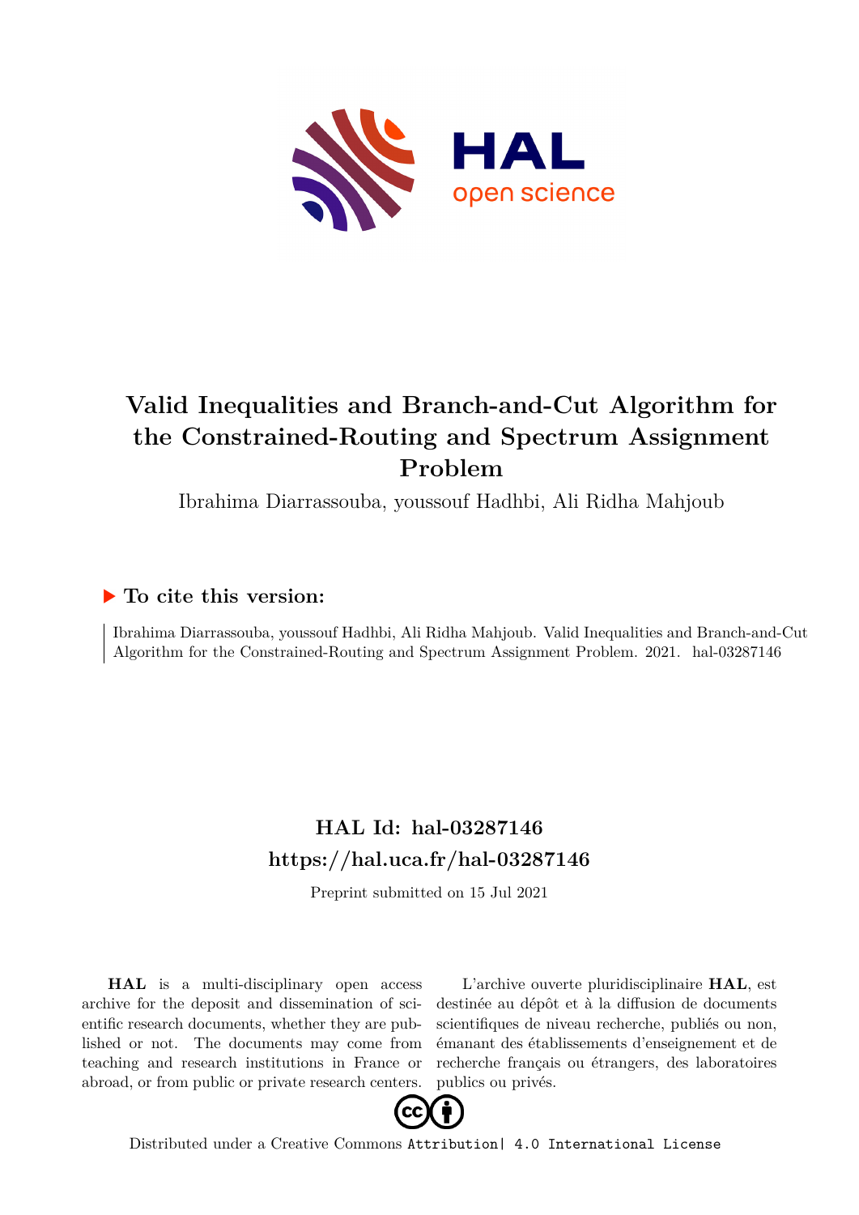# Valid Inequalities and Branch-and-Cut Algorithm for the Constrained-Routing and Spectrum Assignment Problem

Ibrahima Diarrassouba, youssouf Hadhbi, Ali Ridha Mahjoub

## ▶ To cite this version:

Ibrahima Diarrassouba, youssouf Hadhbi, Ali Ridha Mahjoub. Valid Inequalities and Branch-and-Cut Algorithm for the Constrained-Routing and Spectrum Assignment Problem. 2021. hal-03287146

## HAL Id: hal-03287146
## https://hal.uca.fr/hal-03287146

Preprint submitted on 15 Jul 2021

**HAL** is a multi-disciplinary open access archive for the deposit and dissemination of scientific research documents, whether they are published or not. The documents may come from teaching and research institutions in France or abroad, or from public or private research centers.

L'archive ouverte pluridisciplinaire **HAL**, est destinée au dépôt et à la diffusion de documents scientifiques de niveau recherche, publiés ou non, émanant des établissements d'enseignement et de recherche français ou étrangers, des laboratoires publics ou privés.

Distributed under a Creative Commons Attribution| 4.0 International License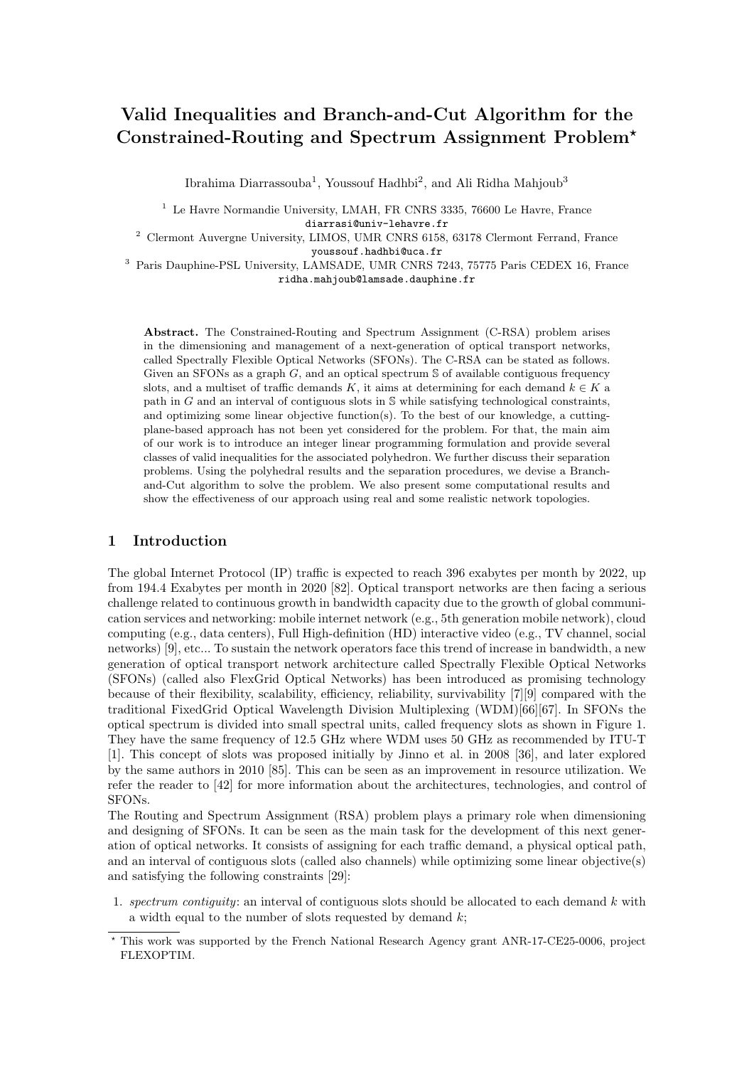# Valid Inequalities and Branch-and-Cut Algorithm for the Constrained-Routing and Spectrum Assignment Problem*

Ibrahima Diarrassouba[1], Youssouf Hadhbi[2], and Ali Ridha Mahjoub[3]

[1] Le Havre Normandie University, LMAH, FR CNRS 3335, 76600 Le Havre, France
diarrasi@univ-lehavre.fr

[2] Clermont Auvergne University, LIMOS, UMR CNRS 6158, 63178 Clermont Ferrand, France
youssouf.hadhbi@uca.fr

[3] Paris Dauphine-PSL University, LAMSADE, UMR CNRS 7243, 75775 Paris CEDEX 16, France
ridha.mahjoub@lamsade.dauphine.fr

**Abstract.** The Constrained-Routing and Spectrum Assignment (C-RSA) problem arises in the dimensioning and management of a next-generation of optical transport networks, called Spectrally Flexible Optical Networks (SFONs). The C-RSA can be stated as follows. Given an SFONs as a graph $G$, and an optical spectrum $\mathbb{S}$ of available contiguous frequency slots, and a multiset of traffic demands $K$, it aims at determining for each demand $k \in K$ a path in $G$ and an interval of contiguous slots in $\mathbb{S}$ while satisfying technological constraints, and optimizing some linear objective function(s). To the best of our knowledge, a cutting-plane-based approach has not been yet considered for the problem. For that, the main aim of our work is to introduce an integer linear programming formulation and provide several classes of valid inequalities for the associated polyhedron. We further discuss their separation problems. Using the polyhedral results and the separation procedures, we devise a Branch-and-Cut algorithm to solve the problem. We also present some computational results and show the effectiveness of our approach using real and some realistic network topologies.

## 1 Introduction

The global Internet Protocol (IP) traffic is expected to reach 396 exabytes per month by 2022, up from 194.4 Exabytes per month in 2020 [82]. Optical transport networks are then facing a serious challenge related to continuous growth in bandwidth capacity due to the growth of global communication services and networking: mobile internet network (e.g., 5th generation mobile network), cloud computing (e.g., data centers), Full High-definition (HD) interactive video (e.g., TV channel, social networks) [9], etc... To sustain the network operators face this trend of increase in bandwidth, a new generation of optical transport network architecture called Spectrally Flexible Optical Networks (SFONs) (called also FlexGrid Optical Networks) has been introduced as promising technology because of their flexibility, scalability, efficiency, reliability, survivability [7][9] compared with the traditional FixedGrid Optical Wavelength Division Multiplexing (WDM)[66][67]. In SFONs the optical spectrum is divided into small spectral units, called frequency slots as shown in Figure 1. They have the same frequency of 12.5 GHz where WDM uses 50 GHz as recommended by ITU-T [1]. This concept of slots was proposed initially by Jinno et al. in 2008 [36], and later explored by the same authors in 2010 [85]. This can be seen as an improvement in resource utilization. We refer the reader to [42] for more information about the architectures, technologies, and control of SFONs.

The Routing and Spectrum Assignment (RSA) problem plays a primary role when dimensioning and designing of SFONs. It can be seen as the main task for the development of this next generation of optical networks. It consists of assigning for each traffic demand, a physical optical path, and an interval of contiguous slots (called also channels) while optimizing some linear objective(s) and satisfying the following constraints [29]:

1. *spectrum contiguity*: an interval of contiguous slots should be allocated to each demand $k$ with a width equal to the number of slots requested by demand $k$;

* This work was supported by the French National Research Agency grant ANR-17-CE25-0006, project FLEXOPTIM.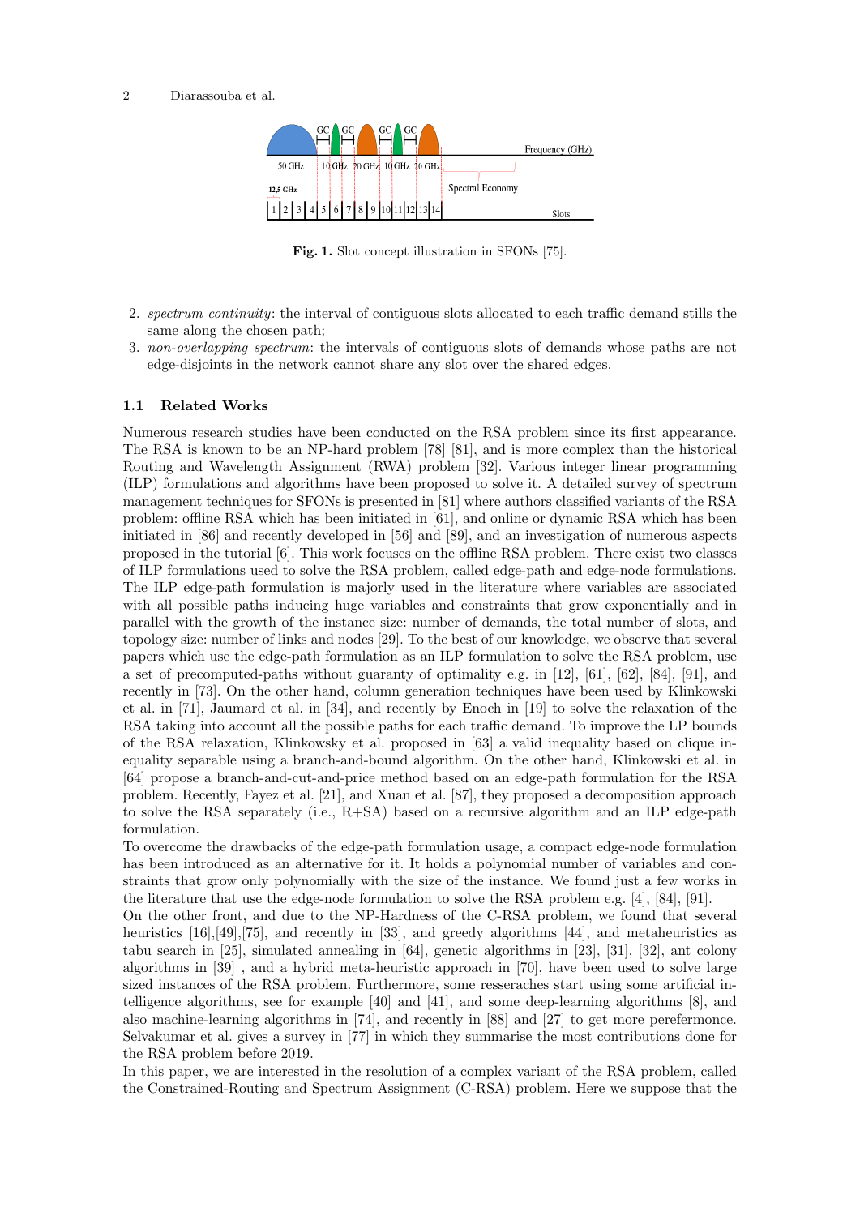**Fig. 1.** Slot concept illustration in SFONs [75].

2. *spectrum continuity*: the interval of contiguous slots allocated to each traffic demand stills the same along the chosen path;
3. *non-overlapping spectrum*: the intervals of contiguous slots of demands whose paths are not edge-disjoints in the network cannot share any slot over the shared edges.

### 1.1 Related Works

Numerous research studies have been conducted on the RSA problem since its first appearance. The RSA is known to be an NP-hard problem [78] [81], and is more complex than the historical Routing and Wavelength Assignment (RWA) problem [32]. Various integer linear programming (ILP) formulations and algorithms have been proposed to solve it. A detailed survey of spectrum management techniques for SFONs is presented in [81] where authors classified variants of the RSA problem: offline RSA which has been initiated in [61], and online or dynamic RSA which has been initiated in [86] and recently developed in [56] and [89], and an investigation of numerous aspects proposed in the tutorial [6]. This work focuses on the offline RSA problem. There exist two classes of ILP formulations used to solve the RSA problem, called edge-path and edge-node formulations. The ILP edge-path formulation is majorly used in the literature where variables are associated with all possible paths inducing huge variables and constraints that grow exponentially and in parallel with the growth of the instance size: number of demands, the total number of slots, and topology size: number of links and nodes [29]. To the best of our knowledge, we observe that several papers which use the edge-path formulation as an ILP formulation to solve the RSA problem, use a set of precomputed-paths without guaranty of optimality e.g. in [12], [61], [62], [84], [91], and recently in [73]. On the other hand, column generation techniques have been used by Klinkowski et al. in [71], Jaumard et al. in [34], and recently by Enoch in [19] to solve the relaxation of the RSA taking into account all the possible paths for each traffic demand. To improve the LP bounds of the RSA relaxation, Klinkowsky et al. proposed in [63] a valid inequality based on clique inequality separable using a branch-and-bound algorithm. On the other hand, Klinkowski et al. in [64] propose a branch-and-cut-and-price method based on an edge-path formulation for the RSA problem. Recently, Fayez et al. [21], and Xuan et al. [87], they proposed a decomposition approach to solve the RSA separately (i.e., R+SA) based on a recursive algorithm and an ILP edge-path formulation.

To overcome the drawbacks of the edge-path formulation usage, a compact edge-node formulation has been introduced as an alternative for it. It holds a polynomial number of variables and constraints that grow only polynomially with the size of the instance. We found just a few works in the literature that use the edge-node formulation to solve the RSA problem e.g. [4], [84], [91].

On the other front, and due to the NP-Hardness of the C-RSA problem, we found that several heuristics [16],[49],[75], and recently in [33], and greedy algorithms [44], and metaheuristics as tabu search in [25], simulated annealing in [64], genetic algorithms in [23], [31], [32], ant colony algorithms in [39] , and a hybrid meta-heuristic approach in [70], have been used to solve large sized instances of the RSA problem. Furthermore, some resseraches start using some artificial intelligence algorithms, see for example [40] and [41], and some deep-learning algorithms [8], and also machine-learning algorithms in [74], and recently in [88] and [27] to get more perefermonce. Selvakumar et al. gives a survey in [77] in which they summarise the most contributions done for the RSA problem before 2019.

In this paper, we are interested in the resolution of a complex variant of the RSA problem, called the Constrained-Routing and Spectrum Assignment (C-RSA) problem. Here we suppose that the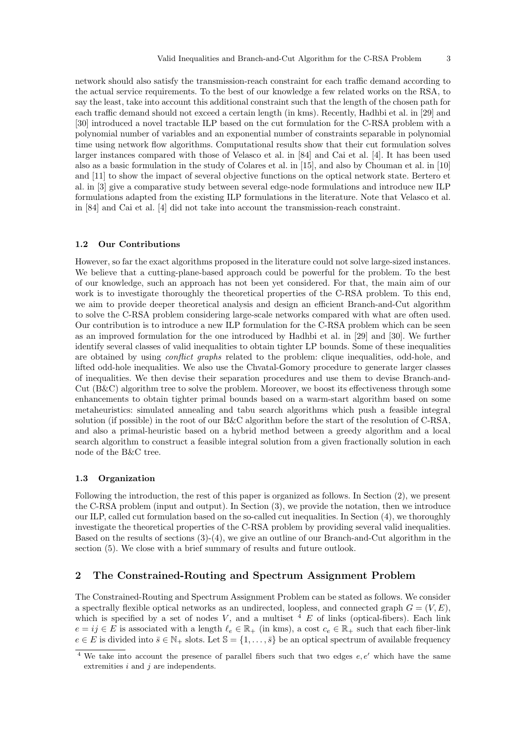network should also satisfy the transmission-reach constraint for each traffic demand according to the actual service requirements. To the best of our knowledge a few related works on the RSA, to say the least, take into account this additional constraint such that the length of the chosen path for each traffic demand should not exceed a certain length (in kms). Recently, Hadhbi et al. in [29] and [30] introduced a novel tractable ILP based on the cut formulation for the C-RSA problem with a polynomial number of variables and an exponential number of constraints separable in polynomial time using network flow algorithms. Computational results show that their cut formulation solves larger instances compared with those of Velasco et al. in [84] and Cai et al. [4]. It has been used also as a basic formulation in the study of Colares et al. in [15], and also by Chouman et al. in [10] and [11] to show the impact of several objective functions on the optical network state. Bertero et al. in [3] give a comparative study between several edge-node formulations and introduce new ILP formulations adapted from the existing ILP formulations in the literature. Note that Velasco et al. in [84] and Cai et al. [4] did not take into account the transmission-reach constraint.

### 1.2 Our Contributions

However, so far the exact algorithms proposed in the literature could not solve large-sized instances. We believe that a cutting-plane-based approach could be powerful for the problem. To the best of our knowledge, such an approach has not been yet considered. For that, the main aim of our work is to investigate thoroughly the theoretical properties of the C-RSA problem. To this end, we aim to provide deeper theoretical analysis and design an efficient Branch-and-Cut algorithm to solve the C-RSA problem considering large-scale networks compared with what are often used. Our contribution is to introduce a new ILP formulation for the C-RSA problem which can be seen as an improved formulation for the one introduced by Hadhbi et al. in [29] and [30]. We further identify several classes of valid inequalities to obtain tighter LP bounds. Some of these inequalities are obtained by using *conflict graphs* related to the problem: clique inequalities, odd-hole, and lifted odd-hole inequalities. We also use the Chvatal-Gomory procedure to generate larger classes of inequalities. We then devise their separation procedures and use them to devise Branch-and-Cut (B&C) algorithm tree to solve the problem. Moreover, we boost its effectiveness through some enhancements to obtain tighter primal bounds based on a warm-start algorithm based on some metaheuristics: simulated annealing and tabu search algorithms which push a feasible integral solution (if possible) in the root of our B&C algorithm before the start of the resolution of C-RSA, and also a primal-heuristic based on a hybrid method between a greedy algorithm and a local search algorithm to construct a feasible integral solution from a given fractionally solution in each node of the B&C tree.

### 1.3 Organization

Following the introduction, the rest of this paper is organized as follows. In Section (2), we present the C-RSA problem (input and output). In Section (3), we provide the notation, then we introduce our ILP, called cut formulation based on the so-called cut inequalities. In Section (4), we thoroughly investigate the theoretical properties of the C-RSA problem by providing several valid inequalities. Based on the results of sections (3)-(4), we give an outline of our Branch-and-Cut algorithm in the section (5). We close with a brief summary of results and future outlook.

## 2 The Constrained-Routing and Spectrum Assignment Problem

The Constrained-Routing and Spectrum Assignment Problem can be stated as follows. We consider a spectrally flexible optical networks as an undirected, loopless, and connected graph $G = (V, E)$, which is specified by a set of nodes $V$, and a multiset [4] $E$ of links (optical-fibers). Each link $e = ij \in E$ is associated with a length $\ell_e \in \mathbb{R}_+$ (in kms), a cost $c_e \in \mathbb{R}_+$ such that each fiber-link $e \in E$ is divided into $\bar{s} \in \mathbb{N}_+$ slots. Let $\mathbb{S} = \{1, \ldots, \bar{s}\}$ be an optical spectrum of available frequency

[4] We take into account the presence of parallel fibers such that two edges $e, e'$ which have the same extremities $i$ and $j$ are independents.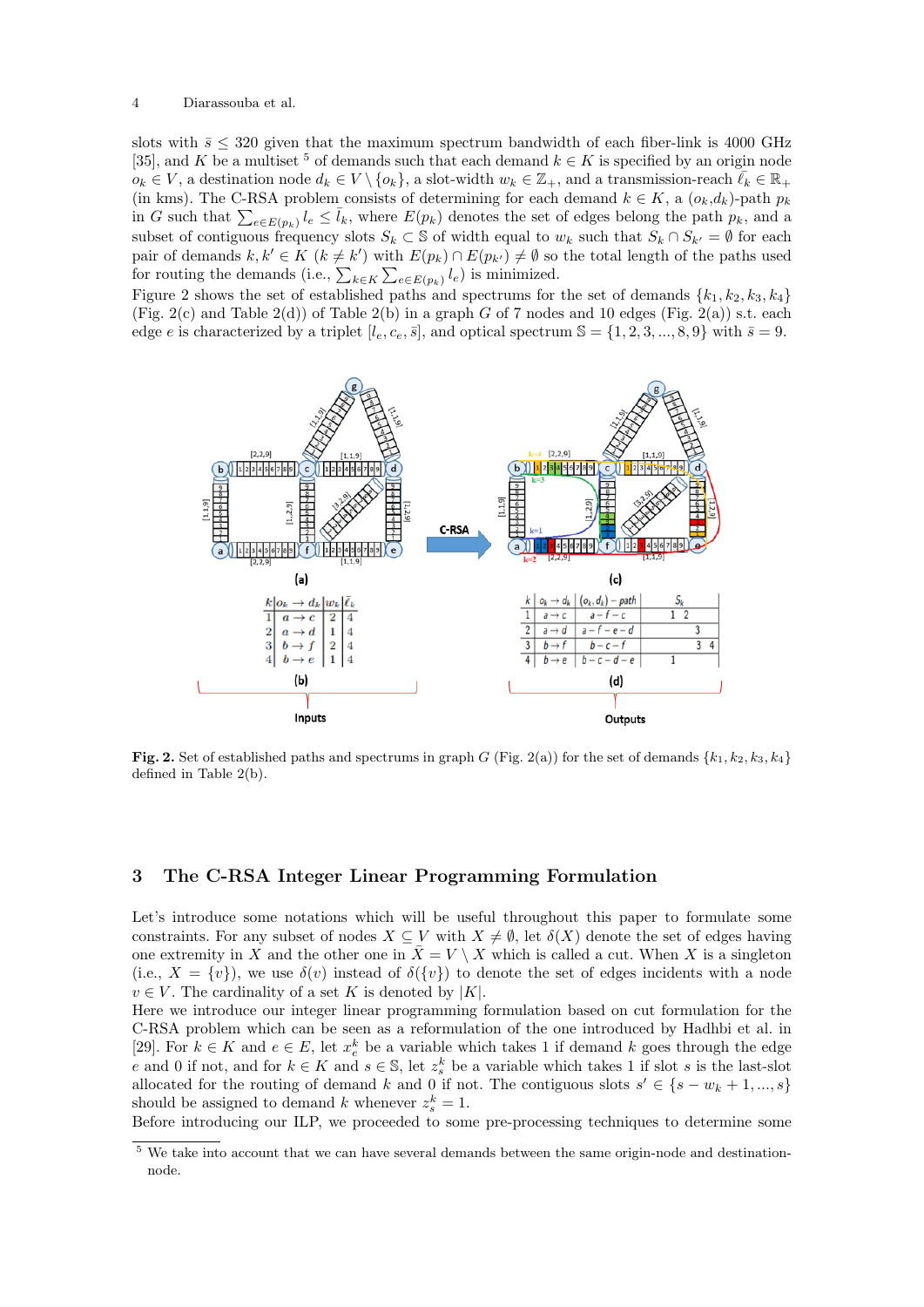slots with $\bar{s} \leq 320$ given that the maximum spectrum bandwidth of each fiber-link is 4000 GHz [35], and $K$ be a multiset [5] of demands such that each demand $k \in K$ is specified by an origin node $o_k \in V$, a destination node $d_k \in V \setminus \{o_k\}$, a slot-width $w_k \in \mathbb{Z}_+$, and a transmission-reach $\bar{\ell}_k \in \mathbb{R}_+$ (in kms). The C-RSA problem consists of determining for each demand $k \in K$, a $(o_k,d_k)$-path $p_k$ in $G$ such that $\sum_{e \in E(p_k)} l_e \leq \bar{l}_k$, where $E(p_k)$ denotes the set of edges belong the path $p_k$, and a subset of contiguous frequency slots $S_k \subset \mathbb{S}$ of width equal to $w_k$ such that $S_k \cap S_{k'} = \emptyset$ for each pair of demands $k, k' \in K$ $(k \neq k')$ with $E(p_k) \cap E(p_{k'}) \neq \emptyset$ so the total length of the paths used for routing the demands (i.e., $\sum_{k \in K} \sum_{e \in E(p_k)} l_e$) is minimized.
Figure 2 shows the set of established paths and spectrums for the set of demands $\{k_1, k_2, k_3, k_4\}$ (Fig. 2(c) and Table 2(d)) of Table 2(b) in a graph $G$ of 7 nodes and 10 edges (Fig. 2(a)) s.t. each edge $e$ is characterized by a triplet $[l_e, c_e, \bar{s}]$, and optical spectrum $\mathbb{S} = \{1, 2, 3, ..., 8, 9\}$ with $\bar{s} = 9$.

(b)

| $k$ | $o_k \rightarrow d_k$ | $w_k$ | $\bar{\ell}_k$ |
|---|---|---|---|
| 1 | $a \rightarrow c$ | 2 | 4 |
| 2 | $a \rightarrow d$ | 1 | 4 |
| 3 | $b \rightarrow f$ | 2 | 4 |
| 4 | $b \rightarrow e$ | 1 | 4 |

Inputs

(d)

| $k$ | $o_k \rightarrow d_k$ | $(o_k, d_k)$ – path | $S_k$ |
|---|---|---|---|
| 1 | $a \rightarrow c$ | $a-f-c$ | 1 2 |
| 2 | $a \rightarrow d$ | $a-f-e-d$ | 3 |
| 3 | $b \rightarrow f$ | $b-c-f$ | 3 4 |
| 4 | $b \rightarrow e$ | $b-c-d-e$ | 1 |

Outputs

**Fig. 2.** Set of established paths and spectrums in graph $G$ (Fig. 2(a)) for the set of demands $\{k_1, k_2, k_3, k_4\}$ defined in Table 2(b).

## 3 The C-RSA Integer Linear Programming Formulation

Let's introduce some notations which will be useful throughout this paper to formulate some constraints. For any subset of nodes $X \subseteq V$ with $X \neq \emptyset$, let $\delta(X)$ denote the set of edges having one extremity in $X$ and the other one in $\bar{X} = V \setminus X$ which is called a cut. When $X$ is a singleton (i.e., $X = \{v\}$), we use $\delta(v)$ instead of $\delta(\{v\})$ to denote the set of edges incidents with a node $v \in V$. The cardinality of a set $K$ is denoted by $|K|$.
Here we introduce our integer linear programming formulation based on cut formulation for the C-RSA problem which can be seen as a reformulation of the one introduced by Hadhbi et al. in [29]. For $k \in K$ and $e \in E$, let $x^k_e$ be a variable which takes 1 if demand $k$ goes through the edge $e$ and 0 if not, and for $k \in K$ and $s \in \mathbb{S}$, let $z^k_s$ be a variable which takes 1 if slot $s$ is the last-slot allocated for the routing of demand $k$ and 0 if not. The contiguous slots $s' \in \{s - w_k + 1, ..., s\}$ should be assigned to demand $k$ whenever $z^k_s = 1$.
Before introducing our ILP, we proceed to some pre-processing techniques to determine some

[5] We take into account that we can have several demands between the same origin-node and destination-node.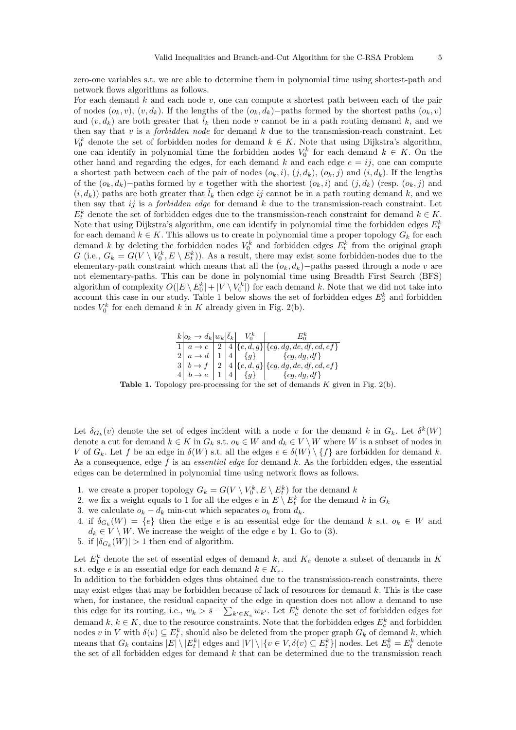zero-one variables s.t. we are able to determine them in polynomial time using shortest-path and network flows algorithms as follows.

For each demand $k$ and each node $v$, one can compute a shortest path between each of the pair of nodes $(o_k, v)$, $(v, d_k)$. If the lengths of the $(o_k, d_k)-$paths formed by the shortest paths $(o_k, v)$ and $(v, d_k)$ are both greater that $\bar{l}_k$ then node $v$ cannot be in a path routing demand $k$, and we then say that $v$ is a *forbidden node* for demand $k$ due to the transmission-reach constraint. Let $V_0^k$ denote the set of forbidden nodes for demand $k \in K$. Note that using Dijkstra's algorithm, one can identify in polynomial time the forbidden nodes $V_0^k$ for each demand $k \in K$. On the other hand and regarding the edges, for each demand $k$ and each edge $e = ij$, one can compute a shortest path between each of the pair of nodes $(o_k, i)$, $(j, d_k)$, $(o_k, j)$ and $(i, d_k)$. If the lengths of the $(o_k, d_k)-$paths formed by $e$ together with the shortest $(o_k, i)$ and $(j, d_k)$ (resp. $(o_k, j)$ and $(i, d_k)$) paths are both greater that $\bar{l}_k$ then edge $ij$ cannot be in a path routing demand $k$, and we then say that $ij$ is a *forbidden edge* for demand $k$ due to the transmission-reach constraint. Let $E_t^k$ denote the set of forbidden edges due to the transmission-reach constraint for demand $k \in K$. Note that using Dijkstra's algorithm, one can identify in polynomial time the forbidden edges $E_t^k$ for each demand $k \in K$. This allows us to create in polynomial time a proper topology $G_k$ for each demand $k$ by deleting the forbidden nodes $V_0^k$ and forbidden edges $E_t^k$ from the original graph $G$ (i.e., $G_k = G(V \setminus V_0^k, E \setminus E_t^k)$). As a result, there may exist some forbidden-nodes due to the elementary-path constraint which means that all the $(o_k, d_k)-$paths passed through a node $v$ are not elementary-paths. This can be done in polynomial time using Breadth First Search (BFS) algorithm of complexity $O(|E \setminus E_0^k| + |V \setminus V_0^k|)$ for each demand $k$. Note that we did not take into account this case in our study. Table 1 below shows the set of forbidden edges $E_0^k$ and forbidden nodes $V_0^k$ for each demand $k$ in $K$ already given in Fig. 2(b).

| $k$ | $o_k \rightarrow d_k$ | $w_k$ | $\bar{\ell}_k$ | $V_0^k$ | $E_0^k$ |
|---|---|---|---|---|---|
| 1 | $a \rightarrow c$ | 2 | 4 | $\{e, d, g\}$ | $\{cg, dg, de, df, cd, ef\}$ |
| 2 | $a \rightarrow d$ | 1 | 4 | $\{g\}$ | $\{cg, dg, df\}$ |
| 3 | $b \rightarrow f$ | 2 | 4 | $\{e, d, g\}$ | $\{cg, dg, de, df, cd, ef\}$ |
| 4 | $b \rightarrow e$ | 1 | 4 | $\{g\}$ | $\{cg, dg, df\}$ |

**Table 1.** Topology pre-processing for the set of demands $K$ given in Fig. 2(b).

Let $\delta_{G_k}(v)$ denote the set of edges incident with a node $v$ for the demand $k$ in $G_k$. Let $\delta^k(W)$ denote a cut for demand $k \in K$ in $G_k$ s.t. $o_k \in W$ and $d_k \in V \setminus W$ where $W$ is a subset of nodes in $V$ of $G_k$. Let $f$ be an edge in $\delta(W)$ s.t. all the edges $e \in \delta(W) \setminus \{f\}$ are forbidden for demand $k$. As a consequence, edge $f$ is an *essential edge* for demand $k$. As the forbidden edges, the essential edges can be determined in polynomial time using network flows as follows.

1. we create a proper topology $G_k = G(V \setminus V_0^k, E \setminus E_t^k)$ for the demand $k$
2. we fix a weight equals to 1 for all the edges $e$ in $E \setminus E_t^k$ for the demand $k$ in $G_k$
3. we calculate $o_k - d_k$ min-cut which separates $o_k$ from $d_k$.
4. if $\delta_{G_k}(W) = \{e\}$ then the edge $e$ is an essential edge for the demand $k$ s.t. $o_k \in W$ and $d_k \in V \setminus W$. We increase the weight of the edge $e$ by 1. Go to (3).
5. if $|\delta_{G_k}(W)| > 1$ then end of algorithm.

Let $E_1^k$ denote the set of essential edges of demand $k$, and $K_e$ denote a subset of demands in $K$ s.t. edge $e$ is an essential edge for each demand $k \in K_e$.

In addition to the forbidden edges thus obtained due to the transmission-reach constraints, there may exist edges that may be forbidden because of lack of resources for demand $k$. This is the case when, for instance, the residual capacity of the edge in question does not allow a demand to use this edge for its routing, i.e., $w_k > \bar{s} - \sum_{k' \in K_e} w_{k'}$. Let $E_c^k$ denote the set of forbidden edges for demand $k$, $k \in K$, due to the resource constraints. Note that the forbidden edges $E_c^k$ and forbidden nodes $v$ in $V$ with $\delta(v) \subseteq E_t^k$, should also be deleted from the proper graph $G_k$ of demand $k$, which means that $G_k$ contains $|E| \setminus |E_t^k|$ edges and $|V| \setminus |\{v \in V, \delta(v) \subseteq E_t^k\}|$ nodes. Let $E_0^k = E_t^k$ denote the set of all forbidden edges for demand $k$ that can be determined due to the transmission reach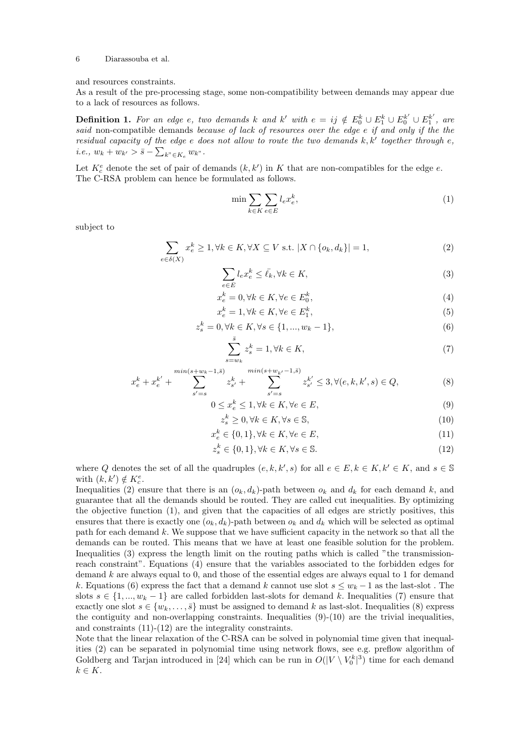and resources constraints.
As a result of the pre-processing stage, some non-compatibility between demands may appear due to a lack of resources as follows.

**Definition 1.** *For an edge $e$, two demands $k$ and $k'$ with $e = ij \notin E_0^k \cup E_1^k \cup E_0^{k'} \cup E_1^{k'}$, are said* non-compatible demands *because of lack of resources over the edge $e$ if and only if the the residual capacity of the edge $e$ does not allow to route the two demands $k, k'$ together through $e$, i.e., $w_k + w_{k'} > \bar{s} - \sum_{k" \in K_e} w_{k"}$.*

Let $K_c^e$ denote the set of pair of demands $(k, k')$ in $K$ that are non-compatibles for the edge $e$. The C-RSA problem can hence be formulated as follows.

$$\min \sum_{k \in K} \sum_{e \in E} l_e x_e^k, \tag{1}$$

subject to

$$\sum_{e \in \delta(X)} x_e^k \geq 1, \forall k \in K, \forall X \subseteq V \text{ s.t. } |X \cap \{o_k, d_k\}| = 1, \tag{2}$$

$$\sum_{e \in E} l_e x_e^k \leq \bar{\ell}_k, \forall k \in K, \tag{3}$$

$$x_e^k = 0, \forall k \in K, \forall e \in E_0^k, \tag{4}$$

$$x_e^k = 1, \forall k \in K, \forall e \in E_1^k, \tag{5}$$

$$z_s^k = 0, \forall k \in K, \forall s \in \{1, ..., w_k - 1\}, \tag{6}$$

$$\sum_{s=w_k}^{\bar{s}} z_s^k = 1, \forall k \in K, \tag{7}$$

$$x_e^k + x_e^{k'} + \sum_{s'=s}^{min(s+w_k-1,\bar{s})} z_{s'}^k + \sum_{s'=s}^{min(s+w_{k'}-1,\bar{s})} z_{s'}^{k'} \leq 3, \forall (e, k, k', s) \in Q, \tag{8}$$

$$0 \leq x_e^k \leq 1, \forall k \in K, \forall e \in E, \tag{9}$$

$$z_s^k \geq 0, \forall k \in K, \forall s \in \mathbb{S}, \tag{10}$$

$$x_e^k \in \{0, 1\}, \forall k \in K, \forall e \in E, \tag{11}$$

$$z_s^k \in \{0, 1\}, \forall k \in K, \forall s \in \mathbb{S}. \tag{12}$$

where $Q$ denotes the set of all the quadruples $(e, k, k', s)$ for all $e \in E, k \in K, k' \in K$, and $s \in \mathbb{S}$ with $(k, k') \notin K_c^e$.
Inequalities (2) ensure that there is an $(o_k, d_k)$-path between $o_k$ and $d_k$ for each demand $k$, and guarantee that all the demands should be routed. They are called cut inequalities. By optimizing the objective function (1), and given that the capacities of all edges are strictly positives, this ensures that there is exactly one $(o_k, d_k)$-path between $o_k$ and $d_k$ which will be selected as optimal path for each demand $k$. We suppose that we have sufficient capacity in the network so that all the demands can be routed. This means that we have at least one feasible solution for the problem. Inequalities (3) express the length limit on the routing paths which is called "the transmission-reach constraint". Equations (4) ensure that the variables associated to the forbidden edges for demand $k$ are always equal to 0, and those of the essential edges are always equal to 1 for demand $k$. Equations (6) express the fact that a demand $k$ cannot use slot $s \leq w_k - 1$ as the last-slot . The slots $s \in \{1, ..., w_k - 1\}$ are called forbidden last-slots for demand $k$. Inequalities (7) ensure that exactly one slot $s \in \{w_k, \ldots, \bar{s}\}$ must be assigned to demand $k$ as last-slot. Inequalities (8) express the contiguity and non-overlapping constraints. Inequalities (9)-(10) are the trivial inequalities, and constraints (11)-(12) are the integrality constraints.
Note that the linear relaxation of the C-RSA can be solved in polynomial time given that inequalities (2) can be separated in polynomial time using network flows, see e.g. preflow algorithm of Goldberg and Tarjan introduced in [24] which can be run in $O(|V \setminus V_0^k|^3)$ time for each demand $k \in K$.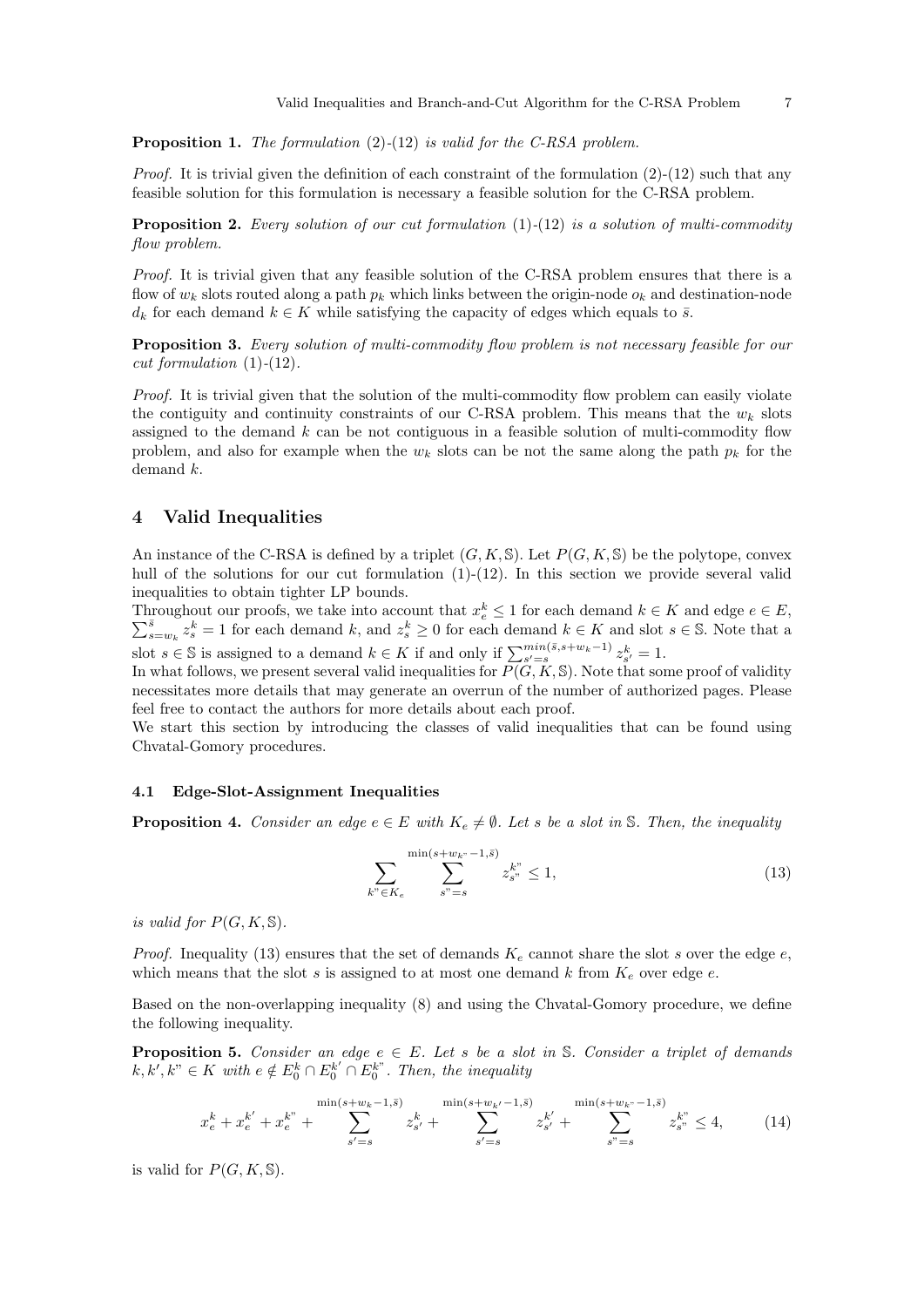**Proposition 1.** *The formulation (2)-(12) is valid for the C-RSA problem.*

*Proof.* It is trivial given the definition of each constraint of the formulation (2)-(12) such that any feasible solution for this formulation is necessary a feasible solution for the C-RSA problem.

**Proposition 2.** *Every solution of our cut formulation (1)-(12) is a solution of multi-commodity flow problem.*

*Proof.* It is trivial given that any feasible solution of the C-RSA problem ensures that there is a flow of $w_k$ slots routed along a path $p_k$ which links between the origin-node $o_k$ and destination-node $d_k$ for each demand $k \in K$ while satisfying the capacity of edges which equals to $\bar{s}$.

**Proposition 3.** *Every solution of multi-commodity flow problem is not necessary feasible for our cut formulation (1)-(12).*

*Proof.* It is trivial given that the solution of the multi-commodity flow problem can easily violate the contiguity and continuity constraints of our C-RSA problem. This means that the $w_k$ slots assigned to the demand $k$ can be not contiguous in a feasible solution of multi-commodity flow problem, and also for example when the $w_k$ slots can be not the same along the path $p_k$ for the demand $k$.

## 4 Valid Inequalities

An instance of the C-RSA is defined by a triplet $(G, K, \mathbb{S})$. Let $P(G, K, \mathbb{S})$ be the polytope, convex hull of the solutions for our cut formulation (1)-(12). In this section we provide several valid inequalities to obtain tighter LP bounds.

Throughout our proofs, we take into account that $x_e^k \leq 1$ for each demand $k \in K$ and edge $e \in E$, $\sum_{s=w_k}^{\bar{s}} z_s^k = 1$ for each demand $k$, and $z_s^k \geq 0$ for each demand $k \in K$ and slot $s \in \mathbb{S}$. Note that a slot $s \in \mathbb{S}$ is assigned to a demand $k \in K$ if and only if $\sum_{s'=s}^{min(\bar{s}, s+w_k-1)} z_{s'}^k = 1$.

In what follows, we present several valid inequalities for $P(G, K, \mathbb{S})$. Note that some proof of validity necessitates more details that may generate an overrun of the number of authorized pages. Please feel free to contact the authors for more details about each proof.

We start this section by introducing the classes of valid inequalities that can be found using Chvatal-Gomory procedures.

### 4.1 Edge-Slot-Assignment Inequalities

**Proposition 4.** *Consider an edge $e \in E$ with $K_e \neq \emptyset$. Let $s$ be a slot in $\mathbb{S}$. Then, the inequality*

$$\sum_{k" \in K_e} \sum_{s"=s}^{\min(s+w_{k"}-1, \bar{s})} z_{s"}^{k"} \leq 1, \tag{13}$$

*is valid for $P(G, K, \mathbb{S})$.*

*Proof.* Inequality (13) ensures that the set of demands $K_e$ cannot share the slot $s$ over the edge $e$, which means that the slot $s$ is assigned to at most one demand $k$ from $K_e$ over edge $e$.

Based on the non-overlapping inequality (8) and using the Chvatal-Gomory procedure, we define the following inequality.

**Proposition 5.** *Consider an edge $e \in E$. Let $s$ be a slot in $\mathbb{S}$. Consider a triplet of demands $k, k', k" \in K$ with $e \notin E_0^k \cap E_0^{k'} \cap E_0^{k"}$. Then, the inequality*

$$x_e^k + x_e^{k'} + x_e^{k"} + \sum_{s'=s}^{\min(s+w_k-1, \bar{s})} z_{s'}^k + \sum_{s'=s}^{\min(s+w_{k'}-1, \bar{s})} z_{s'}^{k'} + \sum_{s"=s}^{\min(s+w_{k"}-1, \bar{s})} z_{s"}^{k"} \leq 4, \tag{14}$$

is valid for $P(G, K, \mathbb{S})$.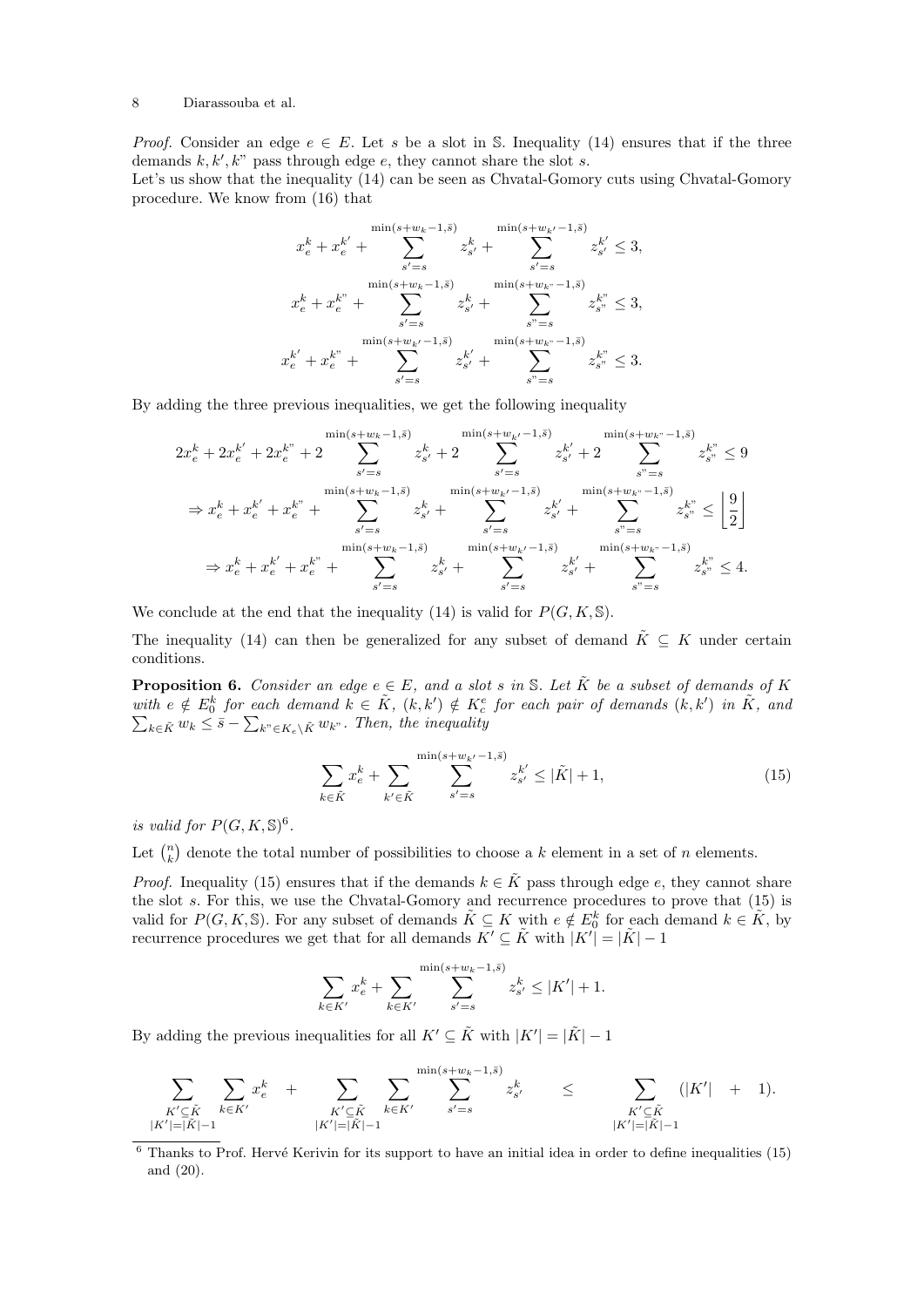*Proof.* Consider an edge $e \in E$. Let $s$ be a slot in $\mathbb{S}$. Inequality (14) ensures that if the three demands $k, k', k"$ pass through edge $e$, they cannot share the slot $s$.

Let's us show that the inequality (14) can be seen as Chvatal-Gomory cuts using Chvatal-Gomory procedure. We know from (16) that

$$x_e^k + x_e^{k'} + \sum_{s'=s}^{\min(s+w_k-1,\bar{s})} z_{s'}^k + \sum_{s'=s}^{\min(s+w_{k'}-1,\bar{s})} z_{s'}^{k'} \leq 3,$$

$$x_e^k + x_e^{k"} + \sum_{s'=s}^{\min(s+w_k-1,\bar{s})} z_{s'}^k + \sum_{s"=s}^{\min(s+w_{k"}-1,\bar{s})} z_{s"}^{k"} \leq 3,$$

$$x_e^{k'} + x_e^{k"} + \sum_{s'=s}^{\min(s+w_{k'}-1,\bar{s})} z_{s'}^{k'} + \sum_{s"=s}^{\min(s+w_{k"}-1,\bar{s})} z_{s"}^{k"} \leq 3.$$

By adding the three previous inequalities, we get the following inequality

$$2x_e^k + 2x_e^{k'} + 2x_e^{k"} + 2\sum_{s'=s}^{\min(s+w_k-1,\bar{s})} z_{s'}^k + 2\sum_{s'=s}^{\min(s+w_{k'}-1,\bar{s})} z_{s'}^{k'} + 2\sum_{s"=s}^{\min(s+w_{k"}-1,\bar{s})} z_{s"}^{k"} \leq 9$$

$$\Rightarrow x_e^k + x_e^{k'} + x_e^{k"} + \sum_{s'=s}^{\min(s+w_k-1,\bar{s})} z_{s'}^k + \sum_{s'=s}^{\min(s+w_{k'}-1,\bar{s})} z_{s'}^{k'} + \sum_{s"=s}^{\min(s+w_{k"}-1,\bar{s})} z_{s"}^{k"} \leq \left\lfloor \frac{9}{2} \right\rfloor$$

$$\Rightarrow x_e^k + x_e^{k'} + x_e^{k"} + \sum_{s'=s}^{\min(s+w_k-1,\bar{s})} z_{s'}^k + \sum_{s'=s}^{\min(s+w_{k'}-1,\bar{s})} z_{s'}^{k'} + \sum_{s"=s}^{\min(s+w_{k"}-1,\bar{s})} z_{s"}^{k"} \leq 4.$$

We conclude at the end that the inequality (14) is valid for $P(G, K, \mathbb{S})$.

The inequality (14) can then be generalized for any subset of demand $\tilde{K} \subseteq K$ under certain conditions.

**Proposition 6.** *Consider an edge $e \in E$, and a slot $s$ in $\mathbb{S}$. Let $\tilde{K}$ be a subset of demands of $K$ with $e \notin E_0^k$ for each demand $k \in \tilde{K}$, $(k, k') \notin K_c^e$ for each pair of demands $(k, k')$ in $\tilde{K}$, and $\sum_{k \in \tilde{K}} w_k \leq \bar{s} - \sum_{k" \in K_e \setminus \tilde{K}} w_{k"}$. Then, the inequality*

$$\sum_{k \in \tilde{K}} x_e^k + \sum_{k' \in \tilde{K}} \sum_{s'=s}^{\min(s+w_{k'}-1,\bar{s})} z_{s'}^{k'} \leq |\tilde{K}| + 1, \tag{15}$$

*is valid for $P(G, K, \mathbb{S})$*[6].

Let $\binom{n}{k}$ denote the total number of possibilities to choose a $k$ element in a set of $n$ elements.

*Proof.* Inequality (15) ensures that if the demands $k \in \tilde{K}$ pass through edge $e$, they cannot share the slot $s$. For this, we use the Chvatal-Gomory and recurrence procedures to prove that (15) is valid for $P(G, K, \mathbb{S})$. For any subset of demands $\tilde{K} \subseteq K$ with $e \notin E_0^k$ for each demand $k \in \tilde{K}$, by recurrence procedures we get that for all demands $K' \subseteq \tilde{K}$ with $|K'| = |\tilde{K}| - 1$

$$\sum_{k \in K'} x_e^k + \sum_{k \in K'} \sum_{s'=s}^{\min(s+w_k-1,\bar{s})} z_{s'}^k \leq |K'| + 1.$$

By adding the previous inequalities for all $K' \subseteq \tilde{K}$ with $|K'| = |\tilde{K}| - 1$

$$\sum_{\substack{K' \subseteq \tilde{K} \\ |K'| = |\tilde{K}|-1}} \sum_{k \in K'} x_e^k + \sum_{\substack{K' \subseteq \tilde{K} \\ |K'| = |\tilde{K}|-1}} \sum_{k \in K'} \sum_{s'=s}^{\min(s+w_k-1,\bar{s})} z_{s'}^k \leq \sum_{\substack{K' \subseteq \tilde{K} \\ |K'| = |\tilde{K}|-1}} (|K'| + 1).$$

[6] Thanks to Prof. Hervé Kerivin for its support to have an initial idea in order to define inequalities (15) and (20).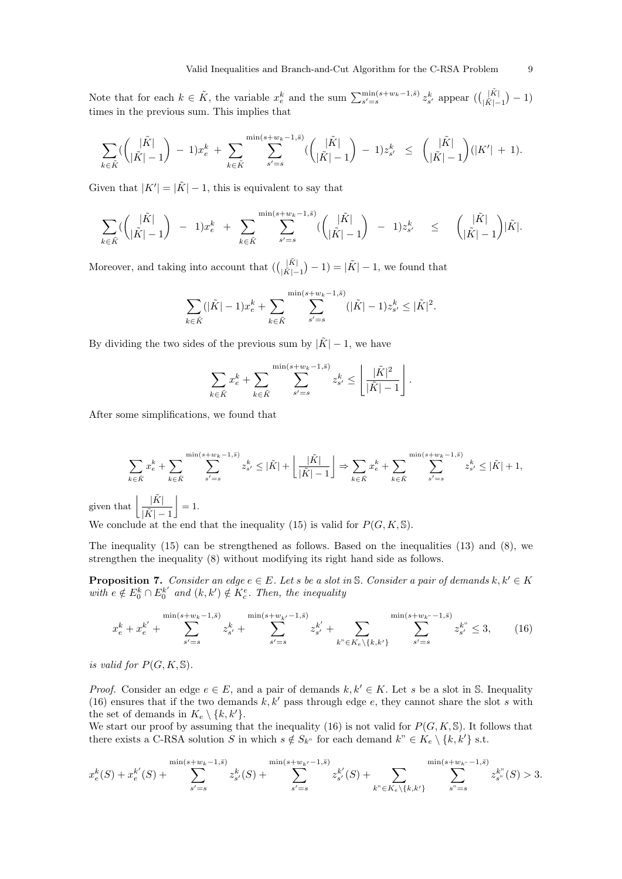Note that for each $k \in \tilde{K}$, the variable $x_e^k$ and the sum $\sum_{s'=s}^{\min(s+w_k-1,\bar{s})} z_{s'}^k$ appear $(\binom{|\tilde{K}|}{|\tilde{K}|-1} - 1)$ times in the previous sum. This implies that

$$\sum_{k\in\tilde{K}} (\binom{|\tilde{K}|}{|\tilde{K}|-1} - 1)x_e^k + \sum_{k\in\tilde{K}} \sum_{s'=s}^{\min(s+w_k-1,\bar{s})} (\binom{|\tilde{K}|}{|\tilde{K}|-1} - 1)z_{s'}^k \leq \binom{|\tilde{K}|}{|\tilde{K}|-1}(|K'| + 1).$$

Given that $|K'| = |\tilde{K}| - 1$, this is equivalent to say that

$$\sum_{k\in\tilde{K}} (\binom{|\tilde{K}|}{|\tilde{K}|-1} - 1)x_e^k + \sum_{k\in\tilde{K}} \sum_{s'=s}^{\min(s+w_k-1,\bar{s})} (\binom{|\tilde{K}|}{|\tilde{K}|-1} - 1)z_{s'}^k \leq \binom{|\tilde{K}|}{|\tilde{K}|-1}|\tilde{K}|.$$

Moreover, and taking into account that $(\binom{|\tilde{K}|}{|\tilde{K}|-1} - 1) = |\tilde{K}| - 1$, we found that

$$\sum_{k\in\tilde{K}} (|\tilde{K}| - 1)x_e^k + \sum_{k\in\tilde{K}} \sum_{s'=s}^{\min(s+w_k-1,\bar{s})} (|\tilde{K}| - 1)z_{s'}^k \leq |\tilde{K}|^2.$$

By dividing the two sides of the previous sum by $|\tilde{K}| - 1$, we have

$$\sum_{k\in\tilde{K}} x_e^k + \sum_{k\in\tilde{K}} \sum_{s'=s}^{\min(s+w_k-1,\bar{s})} z_{s'}^k \leq \left\lfloor \frac{|\tilde{K}|^2}{|\tilde{K}| - 1} \right\rfloor.$$

After some simplifications, we found that

$$\sum_{k\in\tilde{K}} x_e^k + \sum_{k\in\tilde{K}} \sum_{s'=s}^{\min(s+w_k-1,\bar{s})} z_{s'}^k \leq |\tilde{K}| + \left\lfloor \frac{|\tilde{K}|}{|\tilde{K}| - 1} \right\rfloor \Rightarrow \sum_{k\in\tilde{K}} x_e^k + \sum_{k\in\tilde{K}} \sum_{s'=s}^{\min(s+w_k-1,\bar{s})} z_{s'}^k \leq |\tilde{K}| + 1,$$

given that $\left\lfloor \dfrac{|\tilde{K}|}{|\tilde{K}| - 1} \right\rfloor = 1$.

We conclude at the end that the inequality (15) is valid for $P(G, K, \mathbb{S})$.

The inequality (15) can be strengthened as follows. Based on the inequalities (13) and (8), we strengthen the inequality (8) without modifying its right hand side as follows.

**Proposition 7.** *Consider an edge $e \in E$. Let $s$ be a slot in $\mathbb{S}$. Consider a pair of demands $k, k' \in K$ with $e \notin E_0^k \cap E_0^{k'}$ and $(k, k') \notin K_c^e$. Then, the inequality*

$$x_e^k + x_e^{k'} + \sum_{s'=s}^{\min(s+w_k-1,\bar{s})} z_{s'}^k + \sum_{s'=s}^{\min(s+w_{k'}-1,\bar{s})} z_{s'}^{k'} + \sum_{k"\in K_e\setminus\{k,k'\}} \sum_{s'=s}^{\min(s+w_{k"}-1,\bar{s})} z_{s'}^{k"} \leq 3, \tag{16}$$

*is valid for $P(G, K, \mathbb{S})$.*

*Proof.* Consider an edge $e \in E$, and a pair of demands $k, k' \in K$. Let $s$ be a slot in $\mathbb{S}$. Inequality (16) ensures that if the two demands $k, k'$ pass through edge $e$, they cannot share the slot $s$ with the set of demands in $K_e \setminus \{k, k'\}$.

We start our proof by assuming that the inequality (16) is not valid for $P(G, K, \mathbb{S})$. It follows that there exists a C-RSA solution $S$ in which $s \notin S_{k"}$ for each demand $k" \in K_e \setminus \{k, k'\}$ s.t.

$$x_e^k(S) + x_e^{k'}(S) + \sum_{s'=s}^{\min(s+w_k-1,\bar{s})} z_{s'}^k(S) + \sum_{s'=s}^{\min(s+w_{k'}-1,\bar{s})} z_{s'}^{k'}(S) + \sum_{k"\in K_e\setminus\{k,k'\}} \sum_{s"=s}^{\min(s+w_{k"}-1,\bar{s})} z_{s"}^{k"}(S) > 3.$$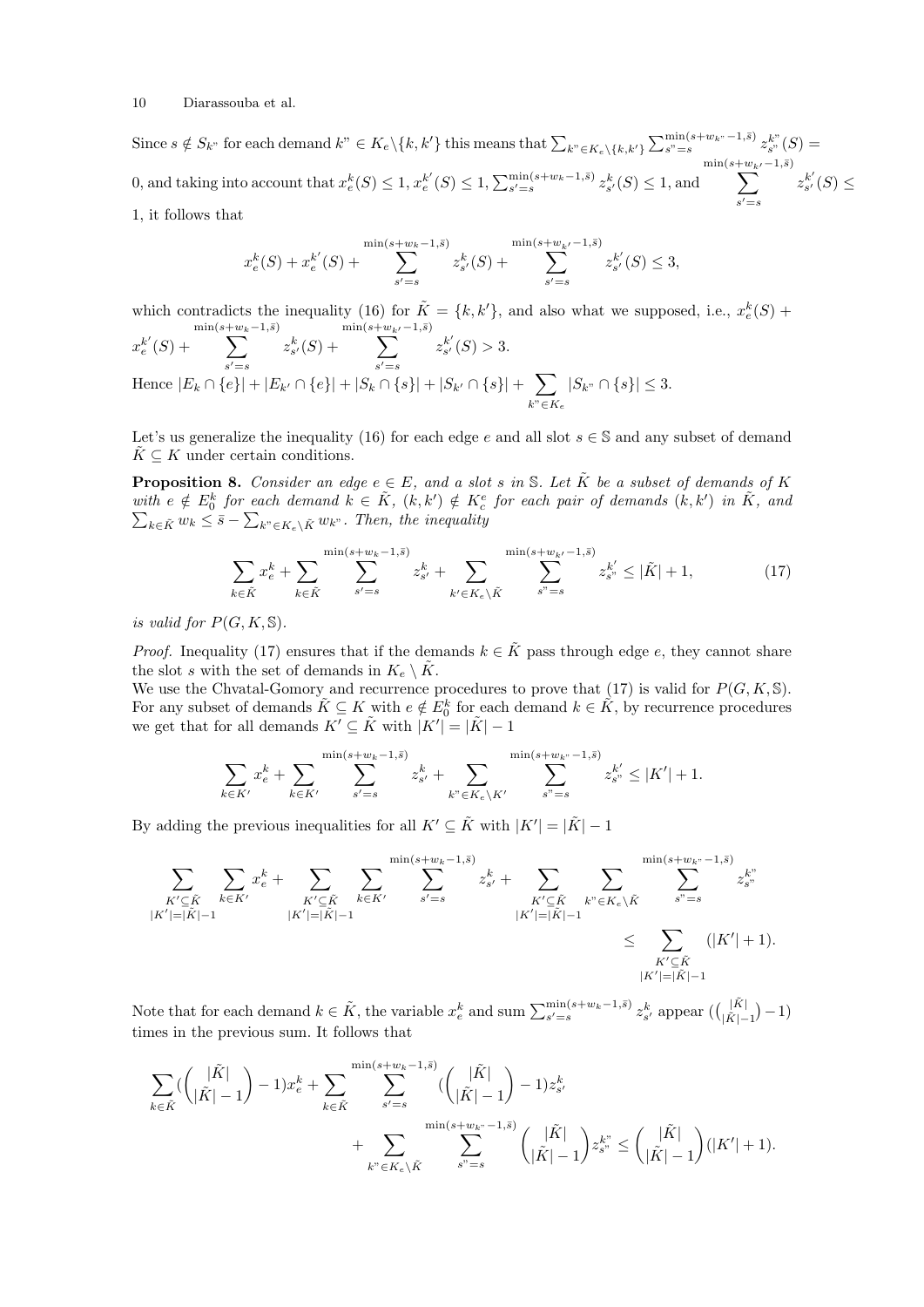Since $s \notin S_{k"}$ for each demand $k" \in K_e\backslash\{k,k'\}$ this means that $\sum_{k"\in K_e\backslash\{k,k'\}}\sum_{s"=s}^{\min(s+w_{k"}-1,\bar{s})} z_{s"}^{k"}(S) = 0$, and taking into account that $x_e^k(S) \leq 1$, $x_e^{k'}(S) \leq 1$, $\sum_{s'=s}^{\min(s+w_k-1,\bar{s})} z_{s'}^k(S) \leq 1$, and $\sum_{s'=s}^{\min(s+w_{k'}-1,\bar{s})} z_{s'}^{k'}(S) \leq 1$, it follows that

$$x_e^k(S) + x_e^{k'}(S) + \sum_{s'=s}^{\min(s+w_k-1,\bar{s})} z_{s'}^k(S) + \sum_{s'=s}^{\min(s+w_{k'}-1,\bar{s})} z_{s'}^{k'}(S) \leq 3,$$

which contradicts the inequality (16) for $\tilde{K} = \{k,k'\}$, and also what we supposed, i.e., $x_e^k(S) + x_e^{k'}(S) + \sum_{s'=s}^{\min(s+w_k-1,\bar{s})} z_{s'}^k(S) + \sum_{s'=s}^{\min(s+w_{k'}-1,\bar{s})} z_{s'}^{k'}(S) > 3$.
Hence $|E_k \cap \{e\}| + |E_{k'} \cap \{e\}| + |S_k \cap \{s\}| + |S_{k'} \cap \{s\}| + \sum_{k"\in K_e} |S_{k"} \cap \{s\}| \leq 3$.

Let's us generalize the inequality (16) for each edge $e$ and all slot $s \in \mathbb{S}$ and any subset of demand $\tilde{K} \subseteq K$ under certain conditions.

**Proposition 8.** *Consider an edge $e \in E$, and a slot $s$ in $\mathbb{S}$. Let $\tilde{K}$ be a subset of demands of $K$ with $e \notin E_0^k$ for each demand $k \in \tilde{K}$, $(k,k') \notin K_c^e$ for each pair of demands $(k,k')$ in $\tilde{K}$, and $\sum_{k\in\tilde{K}} w_k \leq \bar{s} - \sum_{k"\in K_e\backslash\tilde{K}} w_{k"}$. Then, the inequality*

$$\sum_{k\in\tilde{K}} x_e^k + \sum_{k\in\tilde{K}} \sum_{s'=s}^{\min(s+w_k-1,\bar{s})} z_{s'}^k + \sum_{k'\in K_e\backslash\tilde{K}} \sum_{s"=s}^{\min(s+w_{k'}-1,\bar{s})} z_{s"}^{k'} \leq |\tilde{K}| + 1, \tag{17}$$

*is valid for $P(G,K,\mathbb{S})$.*

*Proof.* Inequality (17) ensures that if the demands $k \in \tilde{K}$ pass through edge $e$, they cannot share the slot $s$ with the set of demands in $K_e \setminus \tilde{K}$.
We use the Chvatal-Gomory and recurrence procedures to prove that (17) is valid for $P(G,K,\mathbb{S})$. For any subset of demands $\tilde{K} \subseteq K$ with $e \notin E_0^k$ for each demand $k \in \tilde{K}$, by recurrence procedures we get that for all demands $K' \subseteq \tilde{K}$ with $|K'| = |\tilde{K}| - 1$

$$\sum_{k\in K'} x_e^k + \sum_{k\in K'} \sum_{s'=s}^{\min(s+w_k-1,\bar{s})} z_{s'}^k + \sum_{k"\in K_e\backslash K'} \sum_{s"=s}^{\min(s+w_{k"}-1,\bar{s})} z_{s"}^{k'} \leq |K'| + 1.$$

By adding the previous inequalities for all $K' \subseteq \tilde{K}$ with $|K'| = |\tilde{K}| - 1$

$$\sum_{\substack{K'\subseteq\tilde{K}\\|K'|=|\tilde{K}|-1}} \sum_{k\in K'} x_e^k + \sum_{\substack{K'\subseteq\tilde{K}\\|K'|=|\tilde{K}|-1}} \sum_{k\in K'} \sum_{s'=s}^{\min(s+w_k-1,\bar{s})} z_{s'}^k + \sum_{\substack{K'\subseteq\tilde{K}\\|K'|=|\tilde{K}|-1}} \sum_{k"\in K_e\backslash\tilde{K}} \sum_{s"=s}^{\min(s+w_{k"}-1,\bar{s})} z_{s"}^{k"} \leq \sum_{\substack{K'\subseteq\tilde{K}\\|K'|=|\tilde{K}|-1}} (|K'|+1).$$

Note that for each demand $k \in \tilde{K}$, the variable $x_e^k$ and sum $\sum_{s'=s}^{\min(s+w_k-1,\bar{s})} z_{s'}^k$ appear $(\binom{|\tilde{K}|}{|\tilde{K}|-1} - 1)$ times in the previous sum. It follows that

$$\sum_{k\in\tilde{K}} (\binom{|\tilde{K}|}{|\tilde{K}|-1} - 1) x_e^k + \sum_{k\in\tilde{K}} \sum_{s'=s}^{\min(s+w_k-1,\bar{s})} (\binom{|\tilde{K}|}{|\tilde{K}|-1} - 1) z_{s'}^k + \sum_{k"\in K_e\backslash\tilde{K}} \sum_{s"=s}^{\min(s+w_{k"}-1,\bar{s})} \binom{|\tilde{K}|}{|\tilde{K}|-1} z_{s"}^{k"} \leq \binom{|\tilde{K}|}{|\tilde{K}|-1} (|K'|+1).$$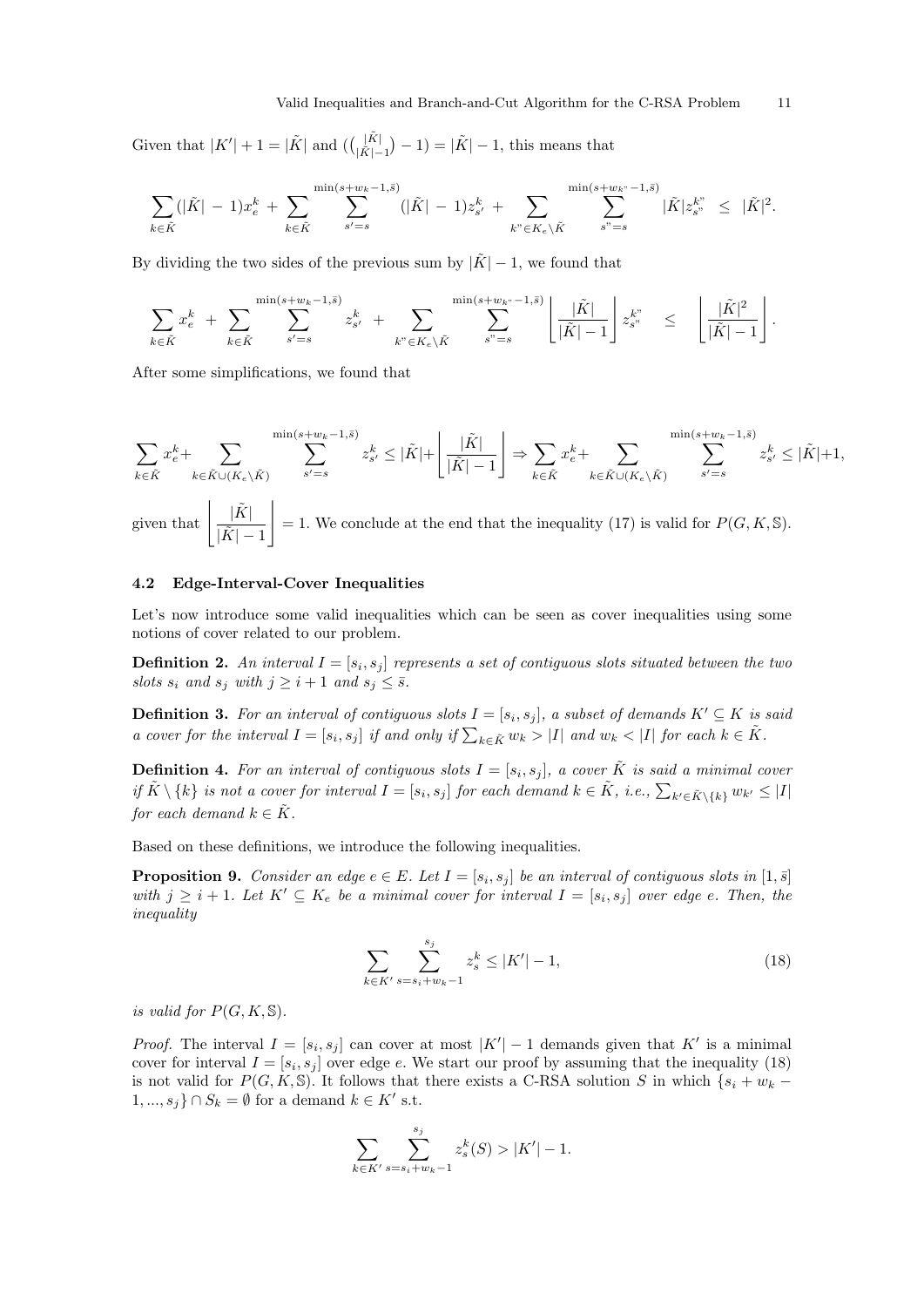Given that $|K'|+1 = |\tilde{K}|$ and $(\binom{|\tilde{K}|}{|\tilde{K}|-1}-1) = |\tilde{K}|-1$, this means that

$$\sum_{k\in\tilde{K}}(|\tilde{K}|\,-\,1)x_e^k \,+\, \sum_{k\in\tilde{K}}\sum_{s'=s}^{\min(s+w_k-1,\bar{s})}(|\tilde{K}|\,-\,1)z_{s'}^k \,+\, \sum_{k"\in K_e\setminus\tilde{K}}\sum_{s"=s}^{\min(s+w_{k"}-1,\bar{s})}|\tilde{K}|z_{s"}^{k"} \;\le\; |\tilde{K}|^2.$$

By dividing the two sides of the previous sum by $|\tilde{K}|-1$, we found that

$$\sum_{k\in\tilde{K}}x_e^k \;+\; \sum_{k\in\tilde{K}}\sum_{s'=s}^{\min(s+w_k-1,\bar{s})}z_{s'}^k \;+\; \sum_{k"\in K_e\setminus\tilde{K}}\sum_{s"=s}^{\min(s+w_{k"}-1,\bar{s})}\left\lfloor\frac{|\tilde{K}|}{|\tilde{K}|-1}\right\rfloor z_{s"}^{k"} \quad\le\quad \left\lfloor\frac{|\tilde{K}|^2}{|\tilde{K}|-1}\right\rfloor.$$

After some simplifications, we found that

$$\sum_{k\in\tilde{K}}x_e^k+\sum_{k\in\tilde{K}\cup(K_e\setminus\tilde{K})}\sum_{s'=s}^{\min(s+w_k-1,\bar{s})}z_{s'}^k \le |\tilde{K}|+\left\lfloor\frac{|\tilde{K}|}{|\tilde{K}|-1}\right\rfloor \Rightarrow \sum_{k\in\tilde{K}}x_e^k+\sum_{k\in\tilde{K}\cup(K_e\setminus\tilde{K})}\sum_{s'=s}^{\min(s+w_k-1,\bar{s})}z_{s'}^k \le |\tilde{K}|+1,$$

given that $\left\lfloor\frac{|\tilde{K}|}{|\tilde{K}|-1}\right\rfloor = 1$. We conclude at the end that the inequality (17) is valid for $P(G,K,\mathbb{S})$.

### 4.2 Edge-Interval-Cover Inequalities

Let's now introduce some valid inequalities which can be seen as cover inequalities using some notions of cover related to our problem.

**Definition 2.** *An interval $I = [s_i, s_j]$ represents a set of contiguous slots situated between the two slots $s_i$ and $s_j$ with $j \ge i+1$ and $s_j \le \bar{s}$.*

**Definition 3.** *For an interval of contiguous slots $I = [s_i, s_j]$, a subset of demands $K' \subseteq K$ is said a cover for the interval $I = [s_i, s_j]$ if and only if $\sum_{k\in\tilde{K}} w_k > |I|$ and $w_k < |I|$ for each $k \in \tilde{K}$.*

**Definition 4.** *For an interval of contiguous slots $I = [s_i, s_j]$, a cover $\tilde{K}$ is said a minimal cover if $\tilde{K}\setminus\{k\}$ is not a cover for interval $I = [s_i, s_j]$ for each demand $k \in \tilde{K}$, i.e., $\sum_{k'\in\tilde{K}\setminus\{k\}} w_{k'} \le |I|$ for each demand $k \in \tilde{K}$.*

Based on these definitions, we introduce the following inequalities.

**Proposition 9.** *Consider an edge $e \in E$. Let $I = [s_i, s_j]$ be an interval of contiguous slots in $[1, \bar{s}]$ with $j \ge i+1$. Let $K' \subseteq K_e$ be a minimal cover for interval $I = [s_i, s_j]$ over edge $e$. Then, the inequality*

$$\sum_{k\in K'}\sum_{s=s_i+w_k-1}^{s_j} z_s^k \le |K'|-1, \tag{18}$$

*is valid for $P(G,K,\mathbb{S})$.*

*Proof.* The interval $I = [s_i, s_j]$ can cover at most $|K'|-1$ demands given that $K'$ is a minimal cover for interval $I = [s_i, s_j]$ over edge $e$. We start our proof by assuming that the inequality (18) is not valid for $P(G,K,\mathbb{S})$. It follows that there exists a C-RSA solution $S$ in which $\{s_i+w_k-1,...,s_j\}\cap S_k = \emptyset$ for a demand $k \in K'$ s.t.

$$\sum_{k\in K'}\sum_{s=s_i+w_k-1}^{s_j} z_s^k(S) > |K'|-1.$$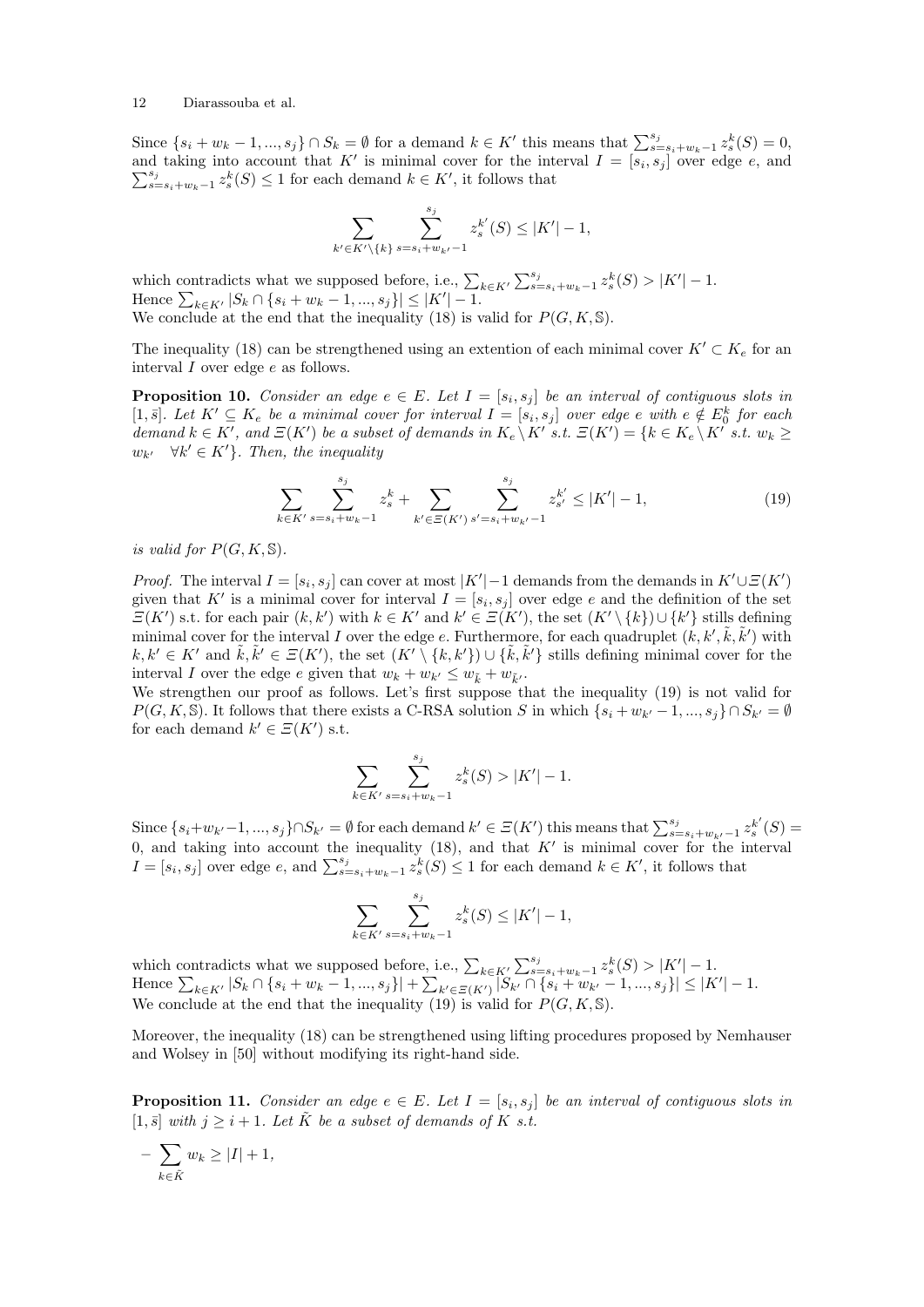Since $\{s_i + w_k - 1, ..., s_j\} \cap S_k = \emptyset$ for a demand $k \in K'$ this means that $\sum_{s=s_i+w_k-1}^{s_j} z_s^k(S) = 0$, and taking into account that $K'$ is minimal cover for the interval $I = [s_i, s_j]$ over edge $e$, and $\sum_{s=s_i+w_k-1}^{s_j} z_s^k(S) \leq 1$ for each demand $k \in K'$, it follows that

$$\sum_{k' \in K' \setminus \{k\}} \sum_{s=s_i+w_{k'}-1}^{s_j} z_s^{k'}(S) \leq |K'| - 1,$$

which contradicts what we supposed before, i.e., $\sum_{k \in K'} \sum_{s=s_i+w_k-1}^{s_j} z_s^k(S) > |K'| - 1$.
Hence $\sum_{k \in K'} |S_k \cap \{s_i + w_k - 1, ..., s_j\}| \leq |K'| - 1$.
We conclude at the end that the inequality (18) is valid for $P(G, K, \mathbb{S})$.

The inequality (18) can be strengthened using an extention of each minimal cover $K' \subset K_e$ for an interval $I$ over edge $e$ as follows.

**Proposition 10.** *Consider an edge $e \in E$. Let $I = [s_i, s_j]$ be an interval of contiguous slots in $[1, \bar{s}]$. Let $K' \subseteq K_e$ be a minimal cover for interval $I = [s_i, s_j]$ over edge $e$ with $e \notin E_0^k$ for each demand $k \in K'$, and $\Xi(K')$ be a subset of demands in $K_e \setminus K'$ s.t. $\Xi(K') = \{k \in K_e \setminus K'$ s.t. $w_k \geq w_{k'} \quad \forall k' \in K'\}$. Then, the inequality*

$$\sum_{k \in K'} \sum_{s=s_i+w_k-1}^{s_j} z_s^k + \sum_{k' \in \Xi(K')} \sum_{s'=s_i+w_{k'}-1}^{s_j} z_{s'}^{k'} \leq |K'| - 1, \tag{19}$$

*is valid for $P(G, K, \mathbb{S})$.*

*Proof.* The interval $I = [s_i, s_j]$ can cover at most $|K'| - 1$ demands from the demands in $K' \cup \Xi(K')$ given that $K'$ is a minimal cover for interval $I = [s_i, s_j]$ over edge $e$ and the definition of the set $\Xi(K')$ s.t. for each pair $(k, k')$ with $k \in K'$ and $k' \in \Xi(K')$, the set $(K' \setminus \{k\}) \cup \{k'\}$ stills defining minimal cover for the interval $I$ over the edge $e$. Furthermore, for each quadruplet $(k, k', \tilde{k}, \tilde{k}')$ with $k, k' \in K'$ and $\tilde{k}, \tilde{k}' \in \Xi(K')$, the set $(K' \setminus \{k, k'\}) \cup \{\tilde{k}, \tilde{k}'\}$ stills defining minimal cover for the interval $I$ over the edge $e$ given that $w_k + w_{k'} \leq w_{\tilde{k}} + w_{\tilde{k}'}$.
We strengthen our proof as follows. Let's first suppose that the inequality (19) is not valid for $P(G, K, \mathbb{S})$. It follows that there exists a C-RSA solution $S$ in which $\{s_i + w_{k'} - 1, ..., s_j\} \cap S_{k'} = \emptyset$ for each demand $k' \in \Xi(K')$ s.t.

$$\sum_{k \in K'} \sum_{s=s_i+w_k-1}^{s_j} z_s^k(S) > |K'| - 1.$$

Since $\{s_i + w_{k'} - 1, ..., s_j\} \cap S_{k'} = \emptyset$ for each demand $k' \in \Xi(K')$ this means that $\sum_{s=s_i+w_{k'}-1}^{s_j} z_s^{k'}(S) = 0$, and taking into account the inequality (18), and that $K'$ is minimal cover for the interval $I = [s_i, s_j]$ over edge $e$, and $\sum_{s=s_i+w_k-1}^{s_j} z_s^k(S) \leq 1$ for each demand $k \in K'$, it follows that

$$\sum_{k \in K'} \sum_{s=s_i+w_k-1}^{s_j} z_s^k(S) \leq |K'| - 1,$$

which contradicts what we supposed before, i.e., $\sum_{k \in K'} \sum_{s=s_i+w_k-1}^{s_j} z_s^k(S) > |K'| - 1$.
Hence $\sum_{k \in K'} |S_k \cap \{s_i + w_k - 1, ..., s_j\}| + \sum_{k' \in \Xi(K')} |S_{k'} \cap \{s_i + w_{k'} - 1, ..., s_j\}| \leq |K'| - 1$.
We conclude at the end that the inequality (19) is valid for $P(G, K, \mathbb{S})$.

Moreover, the inequality (18) can be strengthened using lifting procedures proposed by Nemhauser and Wolsey in [50] without modifying its right-hand side.

**Proposition 11.** *Consider an edge $e \in E$. Let $I = [s_i, s_j]$ be an interval of contiguous slots in $[1, \bar{s}]$ with $j \geq i + 1$. Let $\tilde{K}$ be a subset of demands of $K$ s.t.*

– $\sum_{k \in \tilde{K}} w_k \geq |I| + 1,$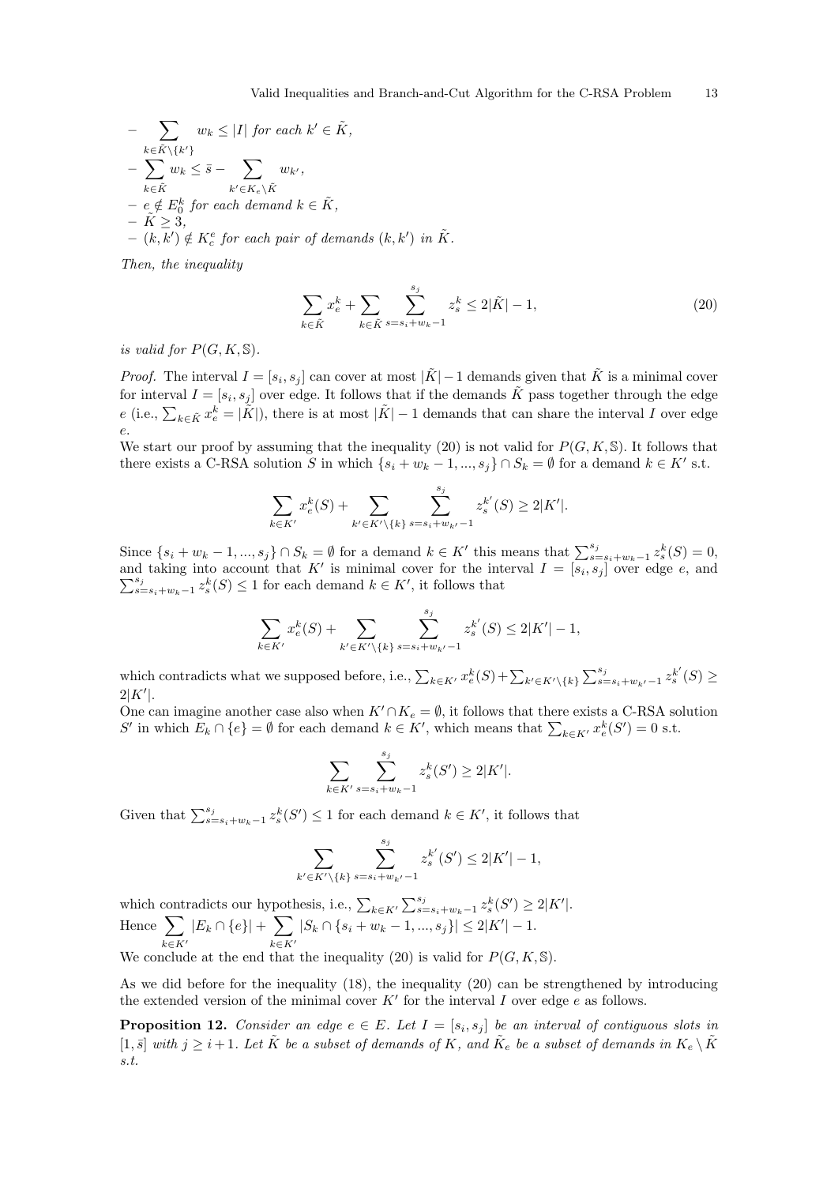– $\sum_{k \in \tilde{K} \setminus \{k'\}} w_k \leq |I|$ for each $k' \in \tilde{K}$,

– $\sum_{k \in \tilde{K}} w_k \leq \bar{s} - \sum_{k' \in K_e \setminus \tilde{K}} w_{k'}$,

– $e \notin E_0^k$ for each demand $k \in \tilde{K}$,

– $\tilde{K} \geq 3$,

– $(k, k') \notin K_c^e$ for each pair of demands $(k, k')$ in $\tilde{K}$.

*Then, the inequality*

$$\sum_{k \in \tilde{K}} x_e^k + \sum_{k \in \tilde{K}} \sum_{s=s_i+w_k-1}^{s_j} z_s^k \leq 2|\tilde{K}| - 1, \tag{20}$$

*is valid for* $P(G, K, \mathbb{S})$.

*Proof.* The interval $I = [s_i, s_j]$ can cover at most $|\tilde{K}| - 1$ demands given that $\tilde{K}$ is a minimal cover for interval $I = [s_i, s_j]$ over edge. It follows that if the demands $\tilde{K}$ pass together through the edge $e$ (i.e., $\sum_{k \in \tilde{K}} x_e^k = |\tilde{K}|$), there is at most $|\tilde{K}| - 1$ demands that can share the interval $I$ over edge $e$.

We start our proof by assuming that the inequality (20) is not valid for $P(G, K, \mathbb{S})$. It follows that there exists a C-RSA solution $S$ in which $\{s_i + w_k - 1, ..., s_j\} \cap S_k = \emptyset$ for a demand $k \in K'$ s.t.

$$\sum_{k \in K'} x_e^k(S) + \sum_{k' \in K' \setminus \{k\}} \sum_{s=s_i+w_{k'}-1}^{s_j} z_s^{k'}(S) \geq 2|K'|.$$

Since $\{s_i + w_k - 1, ..., s_j\} \cap S_k = \emptyset$ for a demand $k \in K'$ this means that $\sum_{s=s_i+w_k-1}^{s_j} z_s^k(S) = 0$, and taking into account that $K'$ is minimal cover for the interval $I = [s_i, s_j]$ over edge $e$, and $\sum_{s=s_i+w_k-1}^{s_j} z_s^k(S) \leq 1$ for each demand $k \in K'$, it follows that

$$\sum_{k \in K'} x_e^k(S) + \sum_{k' \in K' \setminus \{k\}} \sum_{s=s_i+w_{k'}-1}^{s_j} z_s^{k'}(S) \leq 2|K'| - 1,$$

which contradicts what we supposed before, i.e., $\sum_{k \in K'} x_e^k(S) + \sum_{k' \in K' \setminus \{k\}} \sum_{s=s_i+w_{k'}-1}^{s_j} z_s^{k'}(S) \geq 2|K'|$.

One can imagine another case also when $K' \cap K_e = \emptyset$, it follows that there exists a C-RSA solution $S'$ in which $E_k \cap \{e\} = \emptyset$ for each demand $k \in K'$, which means that $\sum_{k \in K'} x_e^k(S') = 0$ s.t.

$$\sum_{k \in K'} \sum_{s=s_i+w_k-1}^{s_j} z_s^k(S') \geq 2|K'|.$$

Given that $\sum_{s=s_i+w_k-1}^{s_j} z_s^k(S') \leq 1$ for each demand $k \in K'$, it follows that

$$\sum_{k' \in K' \setminus \{k\}} \sum_{s=s_i+w_{k'}-1}^{s_j} z_s^{k'}(S') \leq 2|K'| - 1,$$

which contradicts our hypothesis, i.e., $\sum_{k \in K'} \sum_{s=s_i+w_k-1}^{s_j} z_s^k(S') \geq 2|K'|$.

Hence $\sum_{k \in K'} |E_k \cap \{e\}| + \sum_{k \in K'} |S_k \cap \{s_i + w_k - 1, ..., s_j\}| \leq 2|K'| - 1$.

We conclude at the end that the inequality (20) is valid for $P(G, K, \mathbb{S})$.

As we did before for the inequality (18), the inequality (20) can be strengthened by introducing the extended version of the minimal cover $K'$ for the interval $I$ over edge $e$ as follows.

**Proposition 12.** *Consider an edge* $e \in E$. *Let* $I = [s_i, s_j]$ *be an interval of contiguous slots in* $[1, \bar{s}]$ *with* $j \geq i + 1$. *Let* $\tilde{K}$ *be a subset of demands of* $K$, *and* $\tilde{K}_e$ *be a subset of demands in* $K_e \setminus \tilde{K}$ *s.t.*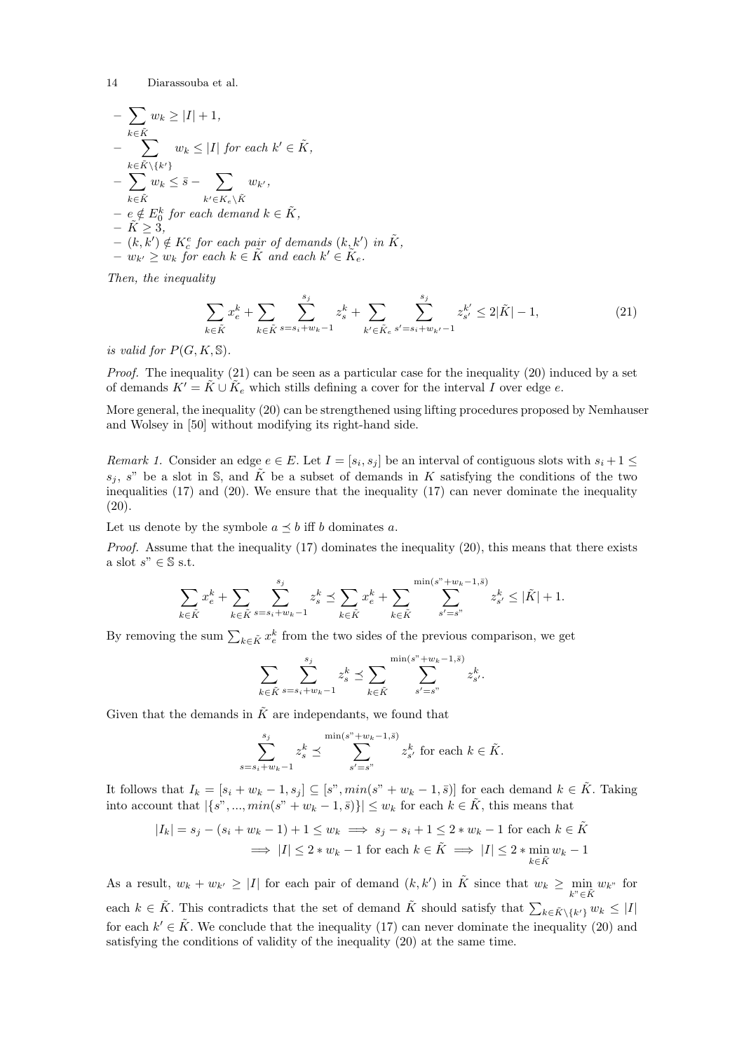- $\sum_{k \in \tilde{K}} w_k \geq |I| + 1$,
- $\sum_{k \in \tilde{K} \setminus \{k'\}} w_k \leq |I|$ for each $k' \in \tilde{K}$,
- $\sum_{k \in \tilde{K}} w_k \leq \bar{s} - \sum_{k' \in K_e \setminus \tilde{K}} w_{k'}$,
- $e \notin E_0^k$ for each demand $k \in \tilde{K}$,
- $\tilde{K} \geq 3$,
- $(k, k') \notin K_c^e$ for each pair of demands $(k, k')$ in $\tilde{K}$,
- $w_{k'} \geq w_k$ for each $k \in \tilde{K}$ and each $k' \in \tilde{K}_e$.

*Then, the inequality*

$$\sum_{k \in \tilde{K}} x_e^k + \sum_{k \in \tilde{K}} \sum_{s=s_i+w_k-1}^{s_j} z_s^k + \sum_{k' \in \tilde{K}_e} \sum_{s'=s_i+w_{k'}-1}^{s_j} z_{s'}^{k'} \leq 2|\tilde{K}| - 1, \tag{21}$$

*is valid for* $P(G, K, \mathbb{S})$.

*Proof.* The inequality (21) can be seen as a particular case for the inequality (20) induced by a set of demands $K' = \tilde{K} \cup \tilde{K}_e$ which stills defining a cover for the interval $I$ over edge $e$.

More general, the inequality (20) can be strengthened using lifting procedures proposed by Nemhauser and Wolsey in [50] without modifying its right-hand side.

*Remark 1.* Consider an edge $e \in E$. Let $I = [s_i, s_j]$ be an interval of contiguous slots with $s_i + 1 \leq s_j$, $s"$ be a slot in $\mathbb{S}$, and $\tilde{K}$ be a subset of demands in $K$ satisfying the conditions of the two inequalities (17) and (20). We ensure that the inequality (17) can never dominate the inequality (20).

Let us denote by the symbole $a \preceq b$ iff $b$ dominates $a$.

*Proof.* Assume that the inequality (17) dominates the inequality (20), this means that there exists a slot $s" \in \mathbb{S}$ s.t.

$$\sum_{k \in \tilde{K}} x_e^k + \sum_{k \in \tilde{K}} \sum_{s=s_i+w_k-1}^{s_j} z_s^k \preceq \sum_{k \in \tilde{K}} x_e^k + \sum_{k \in \tilde{K}} \sum_{s'=s"}^{\min(s"+w_k-1, \bar{s})} z_{s'}^k \leq |\tilde{K}| + 1.$$

By removing the sum $\sum_{k \in \tilde{K}} x_e^k$ from the two sides of the previous comparison, we get

$$\sum_{k \in \tilde{K}} \sum_{s=s_i+w_k-1}^{s_j} z_s^k \preceq \sum_{k \in \tilde{K}} \sum_{s'=s"}^{\min(s"+w_k-1, \bar{s})} z_{s'}^k.$$

Given that the demands in $\tilde{K}$ are independants, we found that

$$\sum_{s=s_i+w_k-1}^{s_j} z_s^k \preceq \sum_{s'=s"}^{\min(s"+w_k-1, \bar{s})} z_{s'}^k \text{ for each } k \in \tilde{K}.$$

It follows that $I_k = [s_i + w_k - 1, s_j] \subseteq [s", min(s" + w_k - 1, \bar{s})]$ for each demand $k \in \tilde{K}$. Taking into account that $|\{s", ..., min(s" + w_k - 1, \bar{s})\}| \leq w_k$ for each $k \in \tilde{K}$, this means that

$$\begin{aligned} |I_k| = s_j - (s_i + w_k - 1) + 1 \leq w_k &\implies s_j - s_i + 1 \leq 2 * w_k - 1 \text{ for each } k \in \tilde{K} \\ &\implies |I| \leq 2 * w_k - 1 \text{ for each } k \in \tilde{K} \implies |I| \leq 2 * \min_{k \in \tilde{K}} w_k - 1 \end{aligned}$$

As a result, $w_k + w_{k'} \geq |I|$ for each pair of demand $(k, k')$ in $\tilde{K}$ since that $w_k \geq \min_{k" \in \tilde{K}} w_{k"}$ for each $k \in \tilde{K}$. This contradicts that the set of demand $\tilde{K}$ should satisfy that $\sum_{k \in \tilde{K} \setminus \{k'\}} w_k \leq |I|$ for each $k' \in \tilde{K}$. We conclude that the inequality (17) can never dominate the inequality (20) and satisfying the conditions of validity of the inequality (20) at the same time.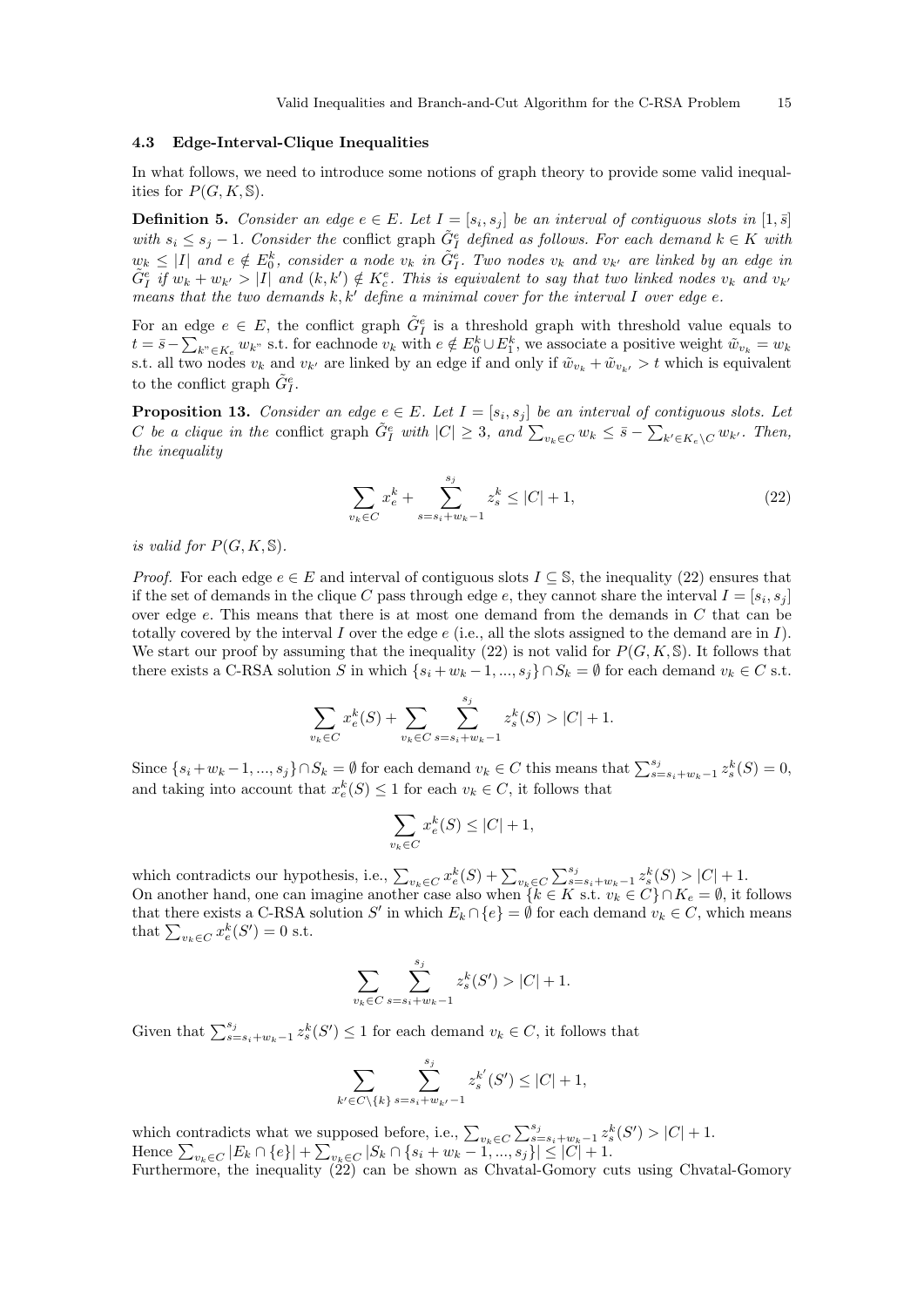### 4.3 Edge-Interval-Clique Inequalities

In what follows, we need to introduce some notions of graph theory to provide some valid inequalities for $P(G, K, \mathbb{S})$.

**Definition 5.** *Consider an edge $e \in E$. Let $I = [s_i, s_j]$ be an interval of contiguous slots in $[1, \bar{s}]$ with $s_i \leq s_j - 1$. Consider the* conflict graph *$\tilde{G}_I^e$ defined as follows. For each demand $k \in K$ with $w_k \leq |I|$ and $e \notin E_0^k$, consider a node $v_k$ in $\tilde{G}_I^e$. Two nodes $v_k$ and $v_{k'}$ are linked by an edge in $\tilde{G}_I^e$ if $w_k + w_{k'} > |I|$ and $(k, k') \notin K_c^e$. This is equivalent to say that two linked nodes $v_k$ and $v_{k'}$ means that the two demands $k, k'$ define a minimal cover for the interval $I$ over edge $e$.*

For an edge $e \in E$, the conflict graph $\tilde{G}_I^e$ is a threshold graph with threshold value equals to $t = \bar{s} - \sum_{k" \in K_e} w_{k"}$ s.t. for eachnode $v_k$ with $e \notin E_0^k \cup E_1^k$, we associate a positive weight $\tilde{w}_{v_k} = w_k$ s.t. all two nodes $v_k$ and $v_{k'}$ are linked by an edge if and only if $\tilde{w}_{v_k} + \tilde{w}_{v_{k'}} > t$ which is equivalent to the conflict graph $\tilde{G}_I^e$.

**Proposition 13.** *Consider an edge $e \in E$. Let $I = [s_i, s_j]$ be an interval of contiguous slots. Let $C$ be a clique in the* conflict graph *$\tilde{G}_I^e$ with $|C| \geq 3$, and $\sum_{v_k \in C} w_k \leq \bar{s} - \sum_{k' \in K_e \setminus C} w_{k'}$. Then, the inequality*

$$\sum_{v_k \in C} x_e^k + \sum_{s=s_i+w_k-1}^{s_j} z_s^k \leq |C| + 1, \tag{22}$$

*is valid for $P(G, K, \mathbb{S})$.*

*Proof.* For each edge $e \in E$ and interval of contiguous slots $I \subseteq \mathbb{S}$, the inequality (22) ensures that if the set of demands in the clique $C$ pass through edge $e$, they cannot share the interval $I = [s_i, s_j]$ over edge $e$. This means that there is at most one demand from the demands in $C$ that can be totally covered by the interval $I$ over the edge $e$ (i.e., all the slots assigned to the demand are in $I$). We start our proof by assuming that the inequality (22) is not valid for $P(G, K, \mathbb{S})$. It follows that there exists a C-RSA solution $S$ in which $\{s_i + w_k - 1, ..., s_j\} \cap S_k = \emptyset$ for each demand $v_k \in C$ s.t.

$$\sum_{v_k \in C} x_e^k(S) + \sum_{v_k \in C} \sum_{s=s_i+w_k-1}^{s_j} z_s^k(S) > |C| + 1.$$

Since $\{s_i + w_k - 1, ..., s_j\} \cap S_k = \emptyset$ for each demand $v_k \in C$ this means that $\sum_{s=s_i+w_k-1}^{s_j} z_s^k(S) = 0$, and taking into account that $x_e^k(S) \leq 1$ for each $v_k \in C$, it follows that

$$\sum_{v_k \in C} x_e^k(S) \leq |C| + 1,$$

which contradicts our hypothesis, i.e., $\sum_{v_k \in C} x_e^k(S) + \sum_{v_k \in C} \sum_{s=s_i+w_k-1}^{s_j} z_s^k(S) > |C| + 1$.
On another hand, one can imagine another case also when $\{k \in K \text{ s.t. } v_k \in C\} \cap K_e = \emptyset$, it follows that there exists a C-RSA solution $S'$ in which $E_k \cap \{e\} = \emptyset$ for each demand $v_k \in C$, which means that $\sum_{v_k \in C} x_e^k(S') = 0$ s.t.

$$\sum_{v_k \in C} \sum_{s=s_i+w_k-1}^{s_j} z_s^k(S') > |C| + 1.$$

Given that $\sum_{s=s_i+w_k-1}^{s_j} z_s^k(S') \leq 1$ for each demand $v_k \in C$, it follows that

$$\sum_{k' \in C \setminus \{k\}} \sum_{s=s_i+w_{k'}-1}^{s_j} z_s^{k'}(S') \leq |C| + 1,$$

which contradicts what we supposed before, i.e., $\sum_{v_k \in C} \sum_{s=s_i+w_k-1}^{s_j} z_s^k(S') > |C| + 1$.
Hence $\sum_{v_k \in C} |E_k \cap \{e\}| + \sum_{v_k \in C} |S_k \cap \{s_i + w_k - 1, ..., s_j\}| \leq |C| + 1$.
Furthermore, the inequality (22) can be shown as Chvatal-Gomory cuts using Chvatal-Gomory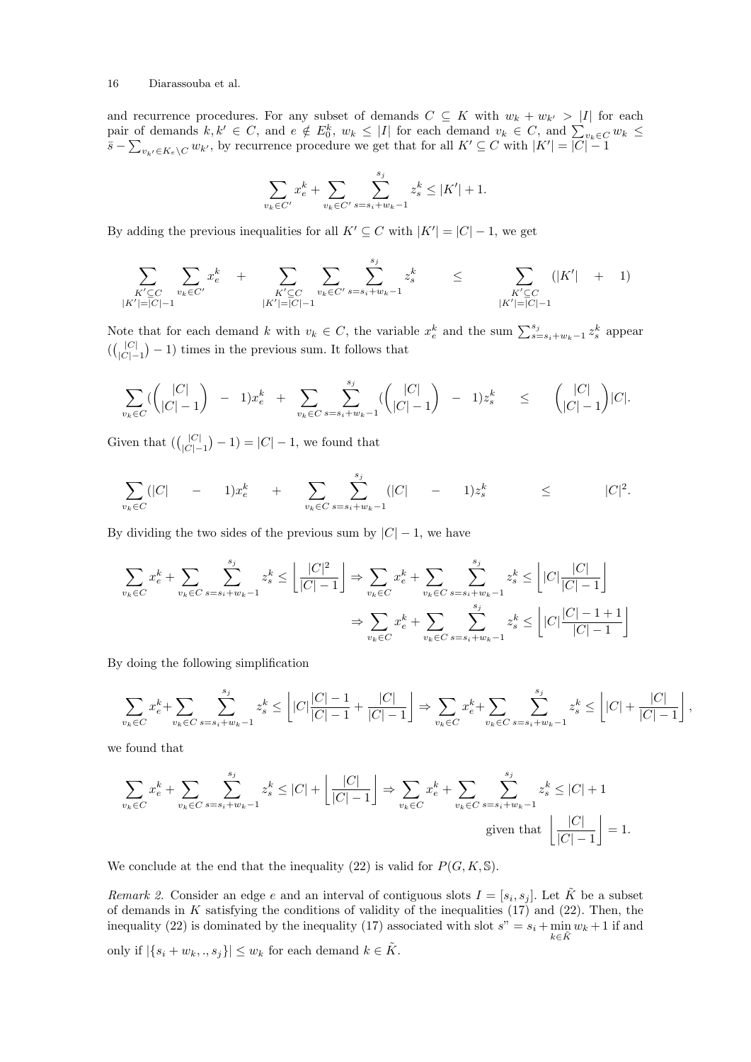and recurrence procedures. For any subset of demands $C \subseteq K$ with $w_k + w_{k'} > |I|$ for each pair of demands $k, k' \in C$, and $e \notin E_0^k$, $w_k \leq |I|$ for each demand $v_k \in C$, and $\sum_{v_k \in C} w_k \leq \bar{s} - \sum_{v_{k'} \in K_e \setminus C} w_{k'}$, by recurrence procedure we get that for all $K' \subseteq C$ with $|K'| = |C| - 1$

$$\sum_{v_k \in C'} x_e^k + \sum_{v_k \in C'} \sum_{s=s_i+w_k-1}^{s_j} z_s^k \leq |K'| + 1.$$

By adding the previous inequalities for all $K' \subseteq C$ with $|K'| = |C| - 1$, we get

$$\sum_{\substack{K' \subseteq C \\ |K'| = |C|-1}} \sum_{v_k \in C'} x_e^k + \sum_{\substack{K' \subseteq C \\ |K'| = |C|-1}} \sum_{v_k \in C'} \sum_{s=s_i+w_k-1}^{s_j} z_s^k \leq \sum_{\substack{K' \subseteq C \\ |K'| = |C|-1}} (|K'| + 1)$$

Note that for each demand $k$ with $v_k \in C$, the variable $x_e^k$ and the sum $\sum_{s=s_i+w_k-1}^{s_j} z_s^k$ appear $(\binom{|C|}{|C|-1} - 1)$ times in the previous sum. It follows that

$$\sum_{v_k \in C} (\binom{|C|}{|C|-1} - 1) x_e^k + \sum_{v_k \in C} \sum_{s=s_i+w_k-1}^{s_j} (\binom{|C|}{|C|-1} - 1) z_s^k \leq \binom{|C|}{|C|-1} |C|.$$

Given that $(\binom{|C|}{|C|-1} - 1) = |C| - 1$, we found that

$$\sum_{v_k \in C} (|C| - 1) x_e^k + \sum_{v_k \in C} \sum_{s=s_i+w_k-1}^{s_j} (|C| - 1) z_s^k \leq |C|^2.$$

By dividing the two sides of the previous sum by $|C| - 1$, we have

$$\sum_{v_k \in C} x_e^k + \sum_{v_k \in C} \sum_{s=s_i+w_k-1}^{s_j} z_s^k \leq \left\lfloor \frac{|C|^2}{|C|-1} \right\rfloor \Rightarrow \sum_{v_k \in C} x_e^k + \sum_{v_k \in C} \sum_{s=s_i+w_k-1}^{s_j} z_s^k \leq \left\lfloor |C| \frac{|C|}{|C|-1} \right\rfloor$$

$$\Rightarrow \sum_{v_k \in C} x_e^k + \sum_{v_k \in C} \sum_{s=s_i+w_k-1}^{s_j} z_s^k \leq \left\lfloor |C| \frac{|C|-1+1}{|C|-1} \right\rfloor$$

By doing the following simplification

$$\sum_{v_k \in C} x_e^k + \sum_{v_k \in C} \sum_{s=s_i+w_k-1}^{s_j} z_s^k \leq \left\lfloor |C| \frac{|C|-1}{|C|-1} + \frac{|C|}{|C|-1} \right\rfloor \Rightarrow \sum_{v_k \in C} x_e^k + \sum_{v_k \in C} \sum_{s=s_i+w_k-1}^{s_j} z_s^k \leq \left\lfloor |C| + \frac{|C|}{|C|-1} \right\rfloor,$$

we found that

$$\sum_{v_k \in C} x_e^k + \sum_{v_k \in C} \sum_{s=s_i+w_k-1}^{s_j} z_s^k \leq |C| + \left\lfloor \frac{|C|}{|C|-1} \right\rfloor \Rightarrow \sum_{v_k \in C} x_e^k + \sum_{v_k \in C} \sum_{s=s_i+w_k-1}^{s_j} z_s^k \leq |C| + 1$$

$$\text{given that } \left\lfloor \frac{|C|}{|C|-1} \right\rfloor = 1.$$

We conclude at the end that the inequality (22) is valid for $P(G, K, \mathbb{S})$.

*Remark 2.* Consider an edge $e$ and an interval of contiguous slots $I = [s_i, s_j]$. Let $\tilde{K}$ be a subset of demands in $K$ satisfying the conditions of validity of the inequalities (17) and (22). Then, the inequality (22) is dominated by the inequality (17) associated with slot $s" = s_i + \min_{k \in \tilde{K}} w_k + 1$ if and only if $|\{s_i + w_k, ., s_j\}| \leq w_k$ for each demand $k \in \tilde{K}$.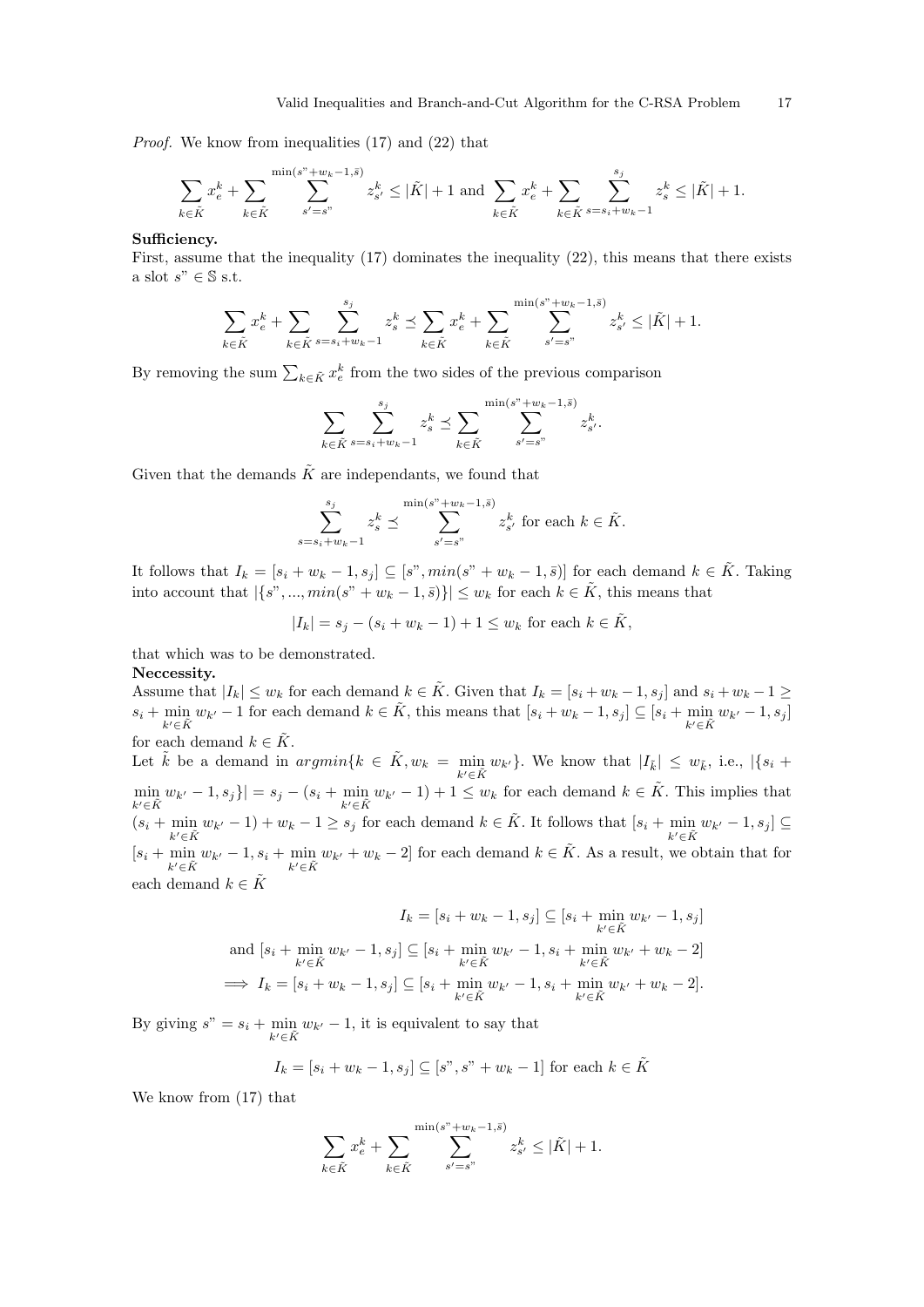*Proof.* We know from inequalities (17) and (22) that

$$\sum_{k \in \tilde{K}} x_e^k + \sum_{k \in \tilde{K}} \sum_{s'=s"}^{\min(s"+w_k-1,\bar{s})} z_{s'}^k \leq |\tilde{K}| + 1 \text{ and } \sum_{k \in \tilde{K}} x_e^k + \sum_{k \in \tilde{K}} \sum_{s=s_i+w_k-1}^{s_j} z_s^k \leq |\tilde{K}| + 1.$$

**Sufficiency.**

First, assume that the inequality (17) dominates the inequality (22), this means that there exists a slot $s" \in \mathbb{S}$ s.t.

$$\sum_{k \in \tilde{K}} x_e^k + \sum_{k \in \tilde{K}} \sum_{s=s_i+w_k-1}^{s_j} z_s^k \preceq \sum_{k \in \tilde{K}} x_e^k + \sum_{k \in \tilde{K}} \sum_{s'=s"}^{\min(s"+w_k-1,\bar{s})} z_{s'}^k \leq |\tilde{K}| + 1.$$

By removing the sum $\sum_{k \in \tilde{K}} x_e^k$ from the two sides of the previous comparison

$$\sum_{k \in \tilde{K}} \sum_{s=s_i+w_k-1}^{s_j} z_s^k \preceq \sum_{k \in \tilde{K}} \sum_{s'=s"}^{\min(s"+w_k-1,\bar{s})} z_{s'}^k.$$

Given that the demands $\tilde{K}$ are independants, we found that

$$\sum_{s=s_i+w_k-1}^{s_j} z_s^k \preceq \sum_{s'=s"}^{\min(s"+w_k-1,\bar{s})} z_{s'}^k \text{ for each } k \in \tilde{K}.$$

It follows that $I_k = [s_i + w_k - 1, s_j] \subseteq [s", min(s" + w_k - 1, \bar{s})]$ for each demand $k \in \tilde{K}$. Taking into account that $|\{s", ..., min(s" + w_k - 1, \bar{s})\}| \leq w_k$ for each $k \in \tilde{K}$, this means that

$$|I_k| = s_j - (s_i + w_k - 1) + 1 \leq w_k \text{ for each } k \in \tilde{K},$$

that which was to be demonstrated.

**Neccessity.**

Assume that $|I_k| \leq w_k$ for each demand $k \in \tilde{K}$. Given that $I_k = [s_i + w_k - 1, s_j]$ and $s_i + w_k - 1 \geq s_i + \min_{k' \in \tilde{K}} w_{k'} - 1$ for each demand $k \in \tilde{K}$, this means that $[s_i + w_k - 1, s_j] \subseteq [s_i + \min_{k' \in \tilde{K}} w_{k'} - 1, s_j]$ for each demand $k \in \tilde{K}$.

Let $\tilde{k}$ be a demand in $argmin\{k \in \tilde{K}, w_k = \min_{k' \in \tilde{K}} w_{k'}\}$. We know that $|I_{\tilde{k}}| \leq w_{\tilde{k}}$, i.e., $|\{s_i + \min_{k' \in \tilde{K}} w_{k'} - 1, s_j\}| = s_j - (s_i + \min_{k' \in \tilde{K}} w_{k'} - 1) + 1 \leq w_k$ for each demand $k \in \tilde{K}$. This implies that $(s_i + \min_{k' \in \tilde{K}} w_{k'} - 1) + w_k - 1 \geq s_j$ for each demand $k \in \tilde{K}$. It follows that $[s_i + \min_{k' \in \tilde{K}} w_{k'} - 1, s_j] \subseteq [s_i + \min_{k' \in \tilde{K}} w_{k'} - 1, s_i + \min_{k' \in \tilde{K}} w_{k'} + w_k - 2]$ for each demand $k \in \tilde{K}$. As a result, we obtain that for each demand $k \in \tilde{K}$

$$I_k = [s_i + w_k - 1, s_j] \subseteq [s_i + \min_{k' \in \tilde{K}} w_{k'} - 1, s_j]$$

$$\text{and } [s_i + \min_{k' \in \tilde{K}} w_{k'} - 1, s_j] \subseteq [s_i + \min_{k' \in \tilde{K}} w_{k'} - 1, s_i + \min_{k' \in \tilde{K}} w_{k'} + w_k - 2]$$

$$\Longrightarrow I_k = [s_i + w_k - 1, s_j] \subseteq [s_i + \min_{k' \in \tilde{K}} w_{k'} - 1, s_i + \min_{k' \in \tilde{K}} w_{k'} + w_k - 2].$$

By giving $s" = s_i + \min_{k' \in \tilde{K}} w_{k'} - 1$, it is equivalent to say that

$$I_k = [s_i + w_k - 1, s_j] \subseteq [s", s" + w_k - 1] \text{ for each } k \in \tilde{K}$$

We know from (17) that

$$\sum_{k \in \tilde{K}} x_e^k + \sum_{k \in \tilde{K}} \sum_{s'=s"}^{\min(s"+w_k-1,\bar{s})} z_{s'}^k \leq |\tilde{K}| + 1.$$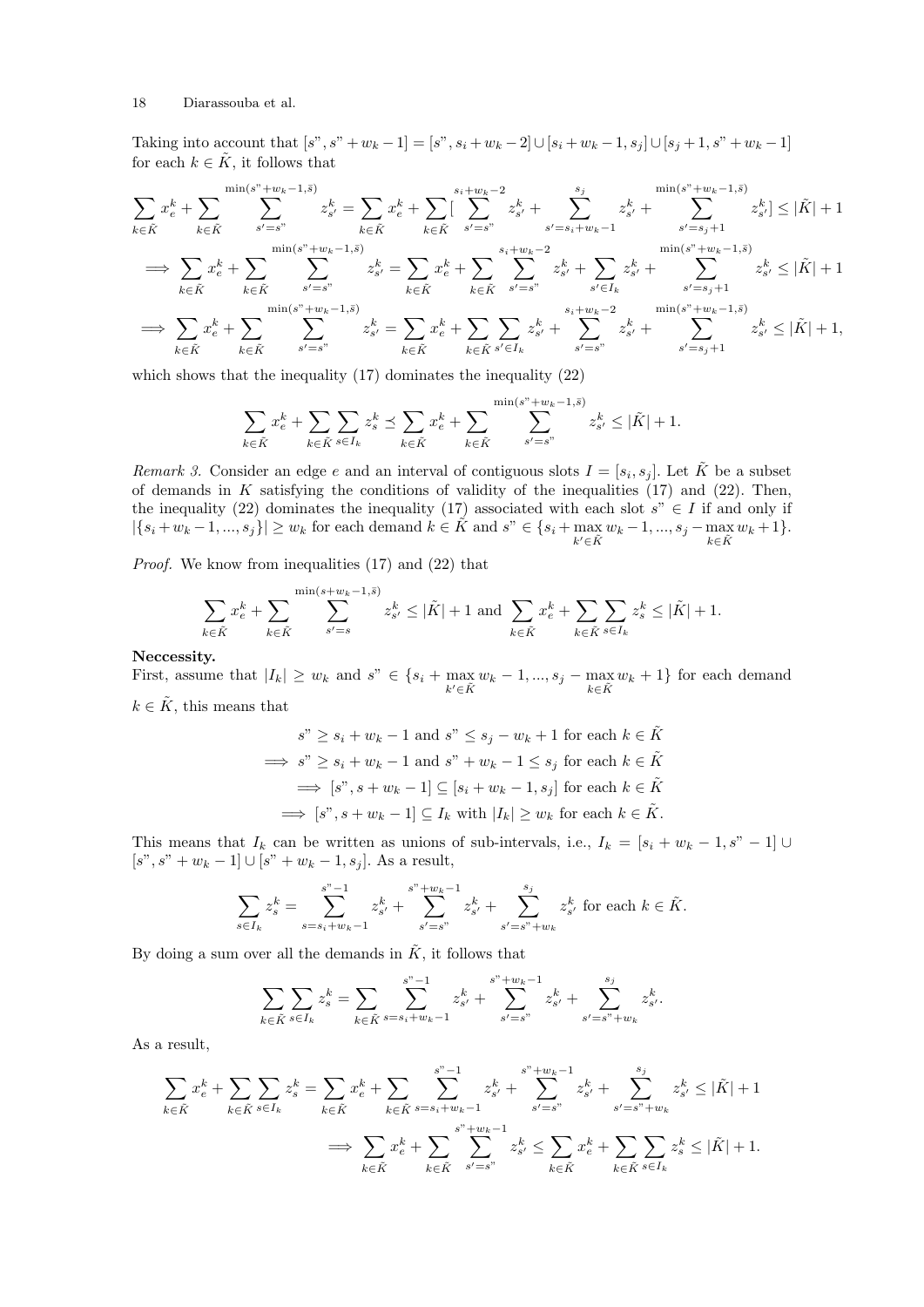Taking into account that $[s", s"+w_k-1] = [s", s_i+w_k-2] \cup [s_i+w_k-1, s_j] \cup [s_j+1, s"+w_k-1]$ for each $k \in \tilde{K}$, it follows that

$$\sum_{k\in\tilde{K}} x_e^k + \sum_{k\in\tilde{K}} \sum_{s'=s"}^{\min(s"+w_k-1,\bar{s})} z_{s'}^k = \sum_{k\in\tilde{K}} x_e^k + \sum_{k\in\tilde{K}} [\sum_{s'=s"}^{s_i+w_k-2} z_{s'}^k + \sum_{s'=s_i+w_k-1}^{s_j} z_{s'}^k + \sum_{s'=s_j+1}^{\min(s"+w_k-1,\bar{s})} z_{s'}^k] \leq |\tilde{K}|+1$$

$$\implies \sum_{k\in\tilde{K}} x_e^k + \sum_{k\in\tilde{K}} \sum_{s'=s"}^{\min(s"+w_k-1,\bar{s})} z_{s'}^k = \sum_{k\in\tilde{K}} x_e^k + \sum_{k\in\tilde{K}} \sum_{s'=s"}^{s_i+w_k-2} z_{s'}^k + \sum_{s'\in I_k} z_{s'}^k + \sum_{s'=s_j+1}^{\min(s"+w_k-1,\bar{s})} z_{s'}^k \leq |\tilde{K}|+1$$

$$\implies \sum_{k\in\tilde{K}} x_e^k + \sum_{k\in\tilde{K}} \sum_{s'=s"}^{\min(s"+w_k-1,\bar{s})} z_{s'}^k = \sum_{k\in\tilde{K}} x_e^k + \sum_{k\in\tilde{K}} \sum_{s'\in I_k} z_{s'}^k + \sum_{s'=s"}^{s_i+w_k-2} z_{s'}^k + \sum_{s'=s_j+1}^{\min(s"+w_k-1,\bar{s})} z_{s'}^k \leq |\tilde{K}|+1,$$

which shows that the inequality (17) dominates the inequality (22)

$$\sum_{k\in\tilde{K}} x_e^k + \sum_{k\in\tilde{K}} \sum_{s\in I_k} z_s^k \preceq \sum_{k\in\tilde{K}} x_e^k + \sum_{k\in\tilde{K}} \sum_{s'=s"}^{\min(s"+w_k-1,\bar{s})} z_{s'}^k \leq |\tilde{K}|+1.$$

*Remark 3.* Consider an edge $e$ and an interval of contiguous slots $I = [s_i, s_j]$. Let $\tilde{K}$ be a subset of demands in $K$ satisfying the conditions of validity of the inequalities (17) and (22). Then, the inequality (22) dominates the inequality (17) associated with each slot $s" \in I$ if and only if $|\{s_i+w_k-1, ..., s_j\}| \geq w_k$ for each demand $k \in \tilde{K}$ and $s" \in \{s_i + \max_{k'\in\tilde{K}} w_k - 1, ..., s_j - \max_{k\in\tilde{K}} w_k + 1\}$.

*Proof.* We know from inequalities (17) and (22) that

$$\sum_{k\in\tilde{K}} x_e^k + \sum_{k\in\tilde{K}} \sum_{s'=s}^{\min(s+w_k-1,\bar{s})} z_{s'}^k \leq |\tilde{K}|+1 \text{ and } \sum_{k\in\tilde{K}} x_e^k + \sum_{k\in\tilde{K}} \sum_{s\in I_k} z_s^k \leq |\tilde{K}|+1.$$

**Neccessity.**
First, assume that $|I_k| \geq w_k$ and $s" \in \{s_i + \max_{k'\in\tilde{K}} w_k - 1, ..., s_j - \max_{k\in\tilde{K}} w_k + 1\}$ for each demand $k \in \tilde{K}$, this means that

$$\begin{aligned}
& s" \geq s_i + w_k - 1 \text{ and } s" \leq s_j - w_k + 1 \text{ for each } k \in \tilde{K} \\
\implies & s" \geq s_i + w_k - 1 \text{ and } s" + w_k - 1 \leq s_j \text{ for each } k \in \tilde{K} \\
\implies & [s", s+w_k-1] \subseteq [s_i+w_k-1, s_j] \text{ for each } k \in \tilde{K} \\
\implies & [s", s+w_k-1] \subseteq I_k \text{ with } |I_k| \geq w_k \text{ for each } k \in \tilde{K}.
\end{aligned}$$

This means that $I_k$ can be written as unions of sub-intervals, i.e., $I_k = [s_i+w_k-1, s"-1] \cup [s", s"+w_k-1] \cup [s"+w_k-1, s_j]$. As a result,

$$\sum_{s\in I_k} z_s^k = \sum_{s=s_i+w_k-1}^{s"-1} z_{s'}^k + \sum_{s'=s"}^{s"+w_k-1} z_{s'}^k + \sum_{s'=s"+w_k}^{s_j} z_{s'}^k \text{ for each } k \in \tilde{K}.$$

By doing a sum over all the demands in $\tilde{K}$, it follows that

$$\sum_{k\in\tilde{K}} \sum_{s\in I_k} z_s^k = \sum_{k\in\tilde{K}} \sum_{s=s_i+w_k-1}^{s"-1} z_{s'}^k + \sum_{s'=s"}^{s"+w_k-1} z_{s'}^k + \sum_{s'=s"+w_k}^{s_j} z_{s'}^k.$$

As a result,

$$\sum_{k\in\tilde{K}} x_e^k + \sum_{k\in\tilde{K}} \sum_{s\in I_k} z_s^k = \sum_{k\in\tilde{K}} x_e^k + \sum_{k\in\tilde{K}} \sum_{s=s_i+w_k-1}^{s"-1} z_{s'}^k + \sum_{s'=s"}^{s"+w_k-1} z_{s'}^k + \sum_{s'=s"+w_k}^{s_j} z_{s'}^k \leq |\tilde{K}|+1$$

$$\implies \sum_{k\in\tilde{K}} x_e^k + \sum_{k\in\tilde{K}} \sum_{s'=s"}^{s"+w_k-1} z_{s'}^k \leq \sum_{k\in\tilde{K}} x_e^k + \sum_{k\in\tilde{K}} \sum_{s\in I_k} z_s^k \leq |\tilde{K}|+1.$$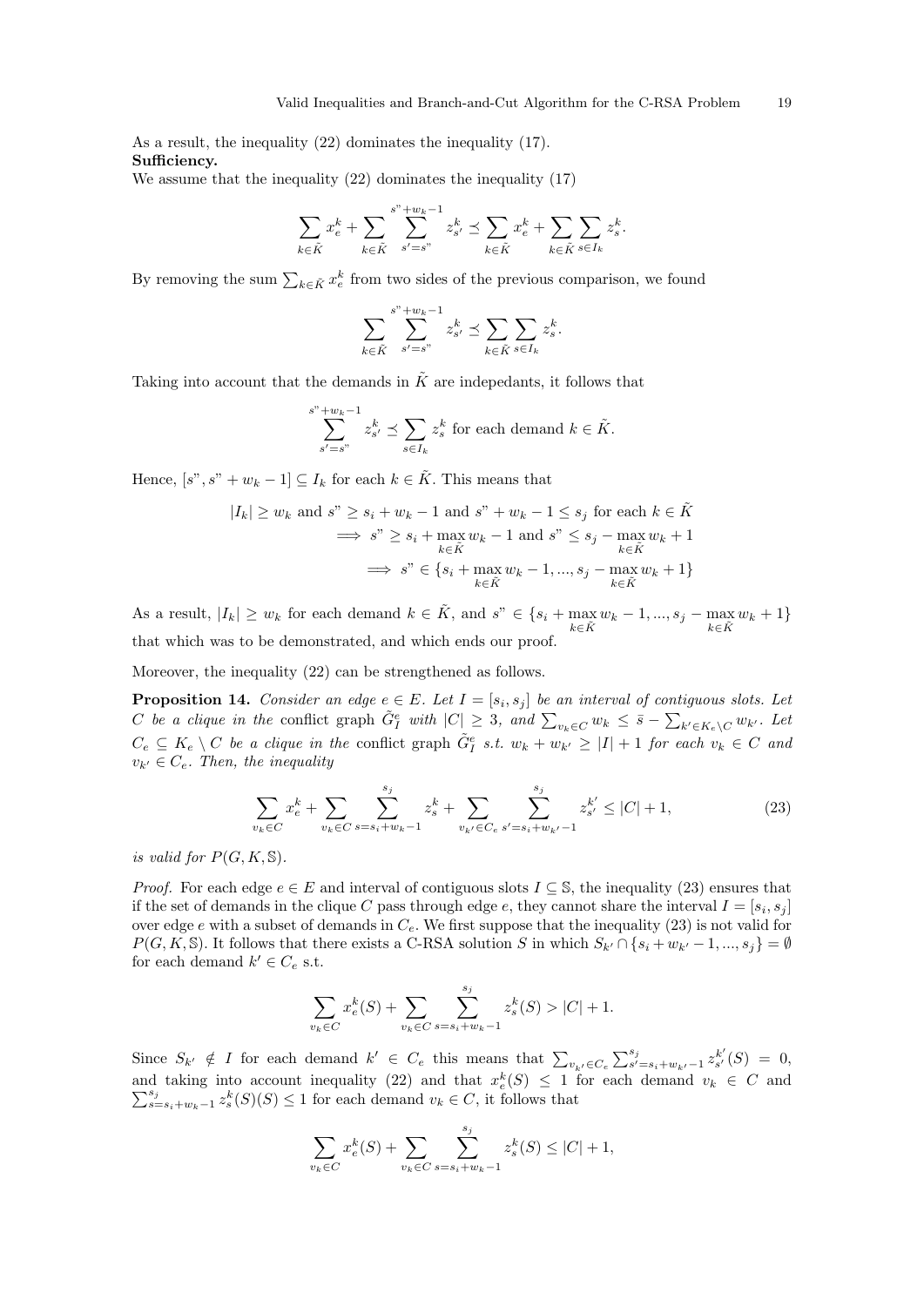As a result, the inequality (22) dominates the inequality (17).
**Sufficiency.**
We assume that the inequality (22) dominates the inequality (17)

$$\sum_{k\in\tilde{K}} x_e^k + \sum_{k\in\tilde{K}} \sum_{s'=s"}^{s"+w_k-1} z_{s'}^k \preceq \sum_{k\in\tilde{K}} x_e^k + \sum_{k\in\tilde{K}} \sum_{s\in I_k} z_s^k.$$

By removing the sum $\sum_{k\in\tilde{K}} x_e^k$ from two sides of the previous comparison, we found

$$\sum_{k\in\tilde{K}} \sum_{s'=s"}^{s"+w_k-1} z_{s'}^k \preceq \sum_{k\in\tilde{K}} \sum_{s\in I_k} z_s^k.$$

Taking into account that the demands in $\tilde{K}$ are indepedants, it follows that

$$\sum_{s'=s"}^{s"+w_k-1} z_{s'}^k \preceq \sum_{s\in I_k} z_s^k \text{ for each demand } k\in\tilde{K}.$$

Hence, $[s", s"+w_k-1] \subseteq I_k$ for each $k\in\tilde{K}$. This means that

$$\begin{aligned}|I_k| \geq w_k \text{ and } s" \geq s_i + w_k - 1 \text{ and } s" + w_k - 1 \leq s_j \text{ for each } k\in\tilde{K} \\ \implies s" \geq s_i + \max_{k\in\tilde{K}} w_k - 1 \text{ and } s" \leq s_j - \max_{k\in\tilde{K}} w_k + 1 \\ \implies s" \in \{s_i + \max_{k\in\tilde{K}} w_k - 1, ..., s_j - \max_{k\in\tilde{K}} w_k + 1\}\end{aligned}$$

As a result, $|I_k| \geq w_k$ for each demand $k\in\tilde{K}$, and $s" \in \{s_i + \max_{k\in\tilde{K}} w_k - 1, ..., s_j - \max_{k\in\tilde{K}} w_k + 1\}$ that which was to be demonstrated, and which ends our proof.

Moreover, the inequality (22) can be strengthened as follows.

**Proposition 14.** *Consider an edge $e\in E$. Let $I=[s_i,s_j]$ be an interval of contiguous slots. Let $C$ be a clique in the* conflict graph *$\tilde{G}_I^e$ with $|C|\geq 3$, and $\sum_{v_k\in C} w_k \leq \bar{s} - \sum_{k'\in K_e\setminus C} w_{k'}$. Let $C_e \subseteq K_e\setminus C$ be a clique in the* conflict graph *$\tilde{G}_I^e$ s.t. $w_k + w_{k'} \geq |I|+1$ for each $v_k\in C$ and $v_{k'}\in C_e$. Then, the inequality*

$$\sum_{v_k\in C} x_e^k + \sum_{v_k\in C} \sum_{s=s_i+w_k-1}^{s_j} z_s^k + \sum_{v_{k'}\in C_e} \sum_{s'=s_i+w_{k'}-1}^{s_j} z_{s'}^{k'} \leq |C|+1, \tag{23}$$

*is valid for $P(G,K,\mathbb{S})$.*

*Proof.* For each edge $e\in E$ and interval of contiguous slots $I\subseteq\mathbb{S}$, the inequality (23) ensures that if the set of demands in the clique $C$ pass through edge $e$, they cannot share the interval $I=[s_i,s_j]$ over edge $e$ with a subset of demands in $C_e$. We first suppose that the inequality (23) is not valid for $P(G,K,\mathbb{S})$. It follows that there exists a C-RSA solution $S$ in which $S_{k'} \cap \{s_i+w_{k'}-1, ..., s_j\} = \emptyset$ for each demand $k'\in C_e$ s.t.

$$\sum_{v_k\in C} x_e^k(S) + \sum_{v_k\in C} \sum_{s=s_i+w_k-1}^{s_j} z_s^k(S) > |C|+1.$$

Since $S_{k'} \notin I$ for each demand $k'\in C_e$ this means that $\sum_{v_{k'}\in C_e} \sum_{s'=s_i+w_{k'}-1}^{s_j} z_{s'}^{k'}(S) = 0$, and taking into account inequality (22) and that $x_e^k(S) \leq 1$ for each demand $v_k\in C$ and $\sum_{s=s_i+w_k-1}^{s_j} z_s^k(S)(S) \leq 1$ for each demand $v_k\in C$, it follows that

$$\sum_{v_k\in C} x_e^k(S) + \sum_{v_k\in C} \sum_{s=s_i+w_k-1}^{s_j} z_s^k(S) \leq |C|+1,$$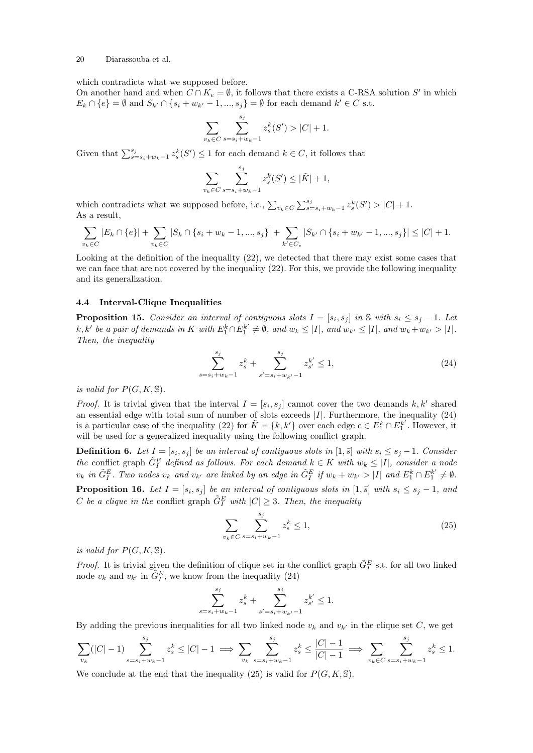which contradicts what we supposed before.

On another hand and when $C \cap K_e = \emptyset$, it follows that there exists a C-RSA solution $S'$ in which $E_k \cap \{e\} = \emptyset$ and $S_{k'} \cap \{s_i + w_{k'} - 1, ..., s_j\} = \emptyset$ for each demand $k' \in C$ s.t.

$$\sum_{v_k \in C} \sum_{s=s_i+w_k-1}^{s_j} z_s^k(S') > |C| + 1.$$

Given that $\sum_{s=s_i+w_k-1}^{s_j} z_s^k(S') \leq 1$ for each demand $k \in C$, it follows that

$$\sum_{v_k \in C} \sum_{s=s_i+w_k-1}^{s_j} z_s^k(S') \leq |\tilde{K}| + 1,$$

which contradicts what we supposed before, i.e., $\sum_{v_k \in C} \sum_{s=s_i+w_k-1}^{s_j} z_s^k(S') > |C| + 1$.

As a result,

$$\sum_{v_k \in C} |E_k \cap \{e\}| + \sum_{v_k \in C} |S_k \cap \{s_i + w_k - 1, ..., s_j\}| + \sum_{k' \in C_e} |S_{k'} \cap \{s_i + w_{k'} - 1, ..., s_j\}| \leq |C| + 1.$$

Looking at the definition of the inequality (22), we detected that there may exist some cases that we can face that are not covered by the inequality (22). For this, we provide the following inequality and its generalization.

### 4.4 Interval-Clique Inequalities

**Proposition 15.** *Consider an interval of contiguous slots $I = [s_i, s_j]$ in $\mathbb{S}$ with $s_i \leq s_j - 1$. Let $k, k'$ be a pair of demands in $K$ with $E_1^k \cap E_1^{k'} \neq \emptyset$, and $w_k \leq |I|$, and $w_{k'} \leq |I|$, and $w_k + w_{k'} > |I|$. Then, the inequality*

$$\sum_{s=s_i+w_k-1}^{s_j} z_s^k + \sum_{s'=s_i+w_{k'}-1}^{s_j} z_{s'}^{k'} \leq 1, \tag{24}$$

*is valid for $P(G, K, \mathbb{S})$.*

*Proof.* It is trivial given that the interval $I = [s_i, s_j]$ cannot cover the two demands $k, k'$ shared an essential edge with total sum of number of slots exceeds $|I|$. Furthermore, the inequality (24) is a particular case of the inequality (22) for $\tilde{K} = \{k, k'\}$ over each edge $e \in E_1^k \cap E_1^{k'}$. However, it will be used for a generalized inequality using the following conflict graph.

**Definition 6.** *Let $I = [s_i, s_j]$ be an interval of contiguous slots in $[1, \bar{s}]$ with $s_i \leq s_j - 1$. Consider the* conflict graph *$\tilde{G}_I^E$ defined as follows. For each demand $k \in K$ with $w_k \leq |I|$, consider a node $v_k$ in $\tilde{G}_I^E$. Two nodes $v_k$ and $v_{k'}$ are linked by an edge in $\tilde{G}_I^E$ if $w_k + w_{k'} > |I|$ and $E_1^k \cap E_1^{k'} \neq \emptyset$.*

**Proposition 16.** *Let $I = [s_i, s_j]$ be an interval of contiguous slots in $[1, \bar{s}]$ with $s_i \leq s_j - 1$, and $C$ be a clique in the* conflict graph *$\tilde{G}_I^E$ with $|C| \geq 3$. Then, the inequality*

$$\sum_{v_k \in C} \sum_{s=s_i+w_k-1}^{s_j} z_s^k \leq 1, \tag{25}$$

*is valid for $P(G, K, \mathbb{S})$.*

*Proof.* It is trivial given the definition of clique set in the conflict graph $\tilde{G}_I^E$ s.t. for all two linked node $v_k$ and $v_{k'}$ in $\tilde{G}_I^E$, we know from the inequality (24)

$$\sum_{s=s_i+w_k-1}^{s_j} z_s^k + \sum_{s'=s_i+w_{k'}-1}^{s_j} z_{s'}^{k'} \leq 1.$$

By adding the previous inequalities for all two linked node $v_k$ and $v_{k'}$ in the clique set $C$, we get

$$\sum_{v_k} (|C| - 1) \sum_{s=s_i+w_k-1}^{s_j} z_s^k \leq |C| - 1 \implies \sum_{v_k} \sum_{s=s_i+w_k-1}^{s_j} z_s^k \leq \frac{|C| - 1}{|C| - 1} \implies \sum_{v_k \in C} \sum_{s=s_i+w_k-1}^{s_j} z_s^k \leq 1.$$

We conclude at the end that the inequality (25) is valid for $P(G, K, \mathbb{S})$.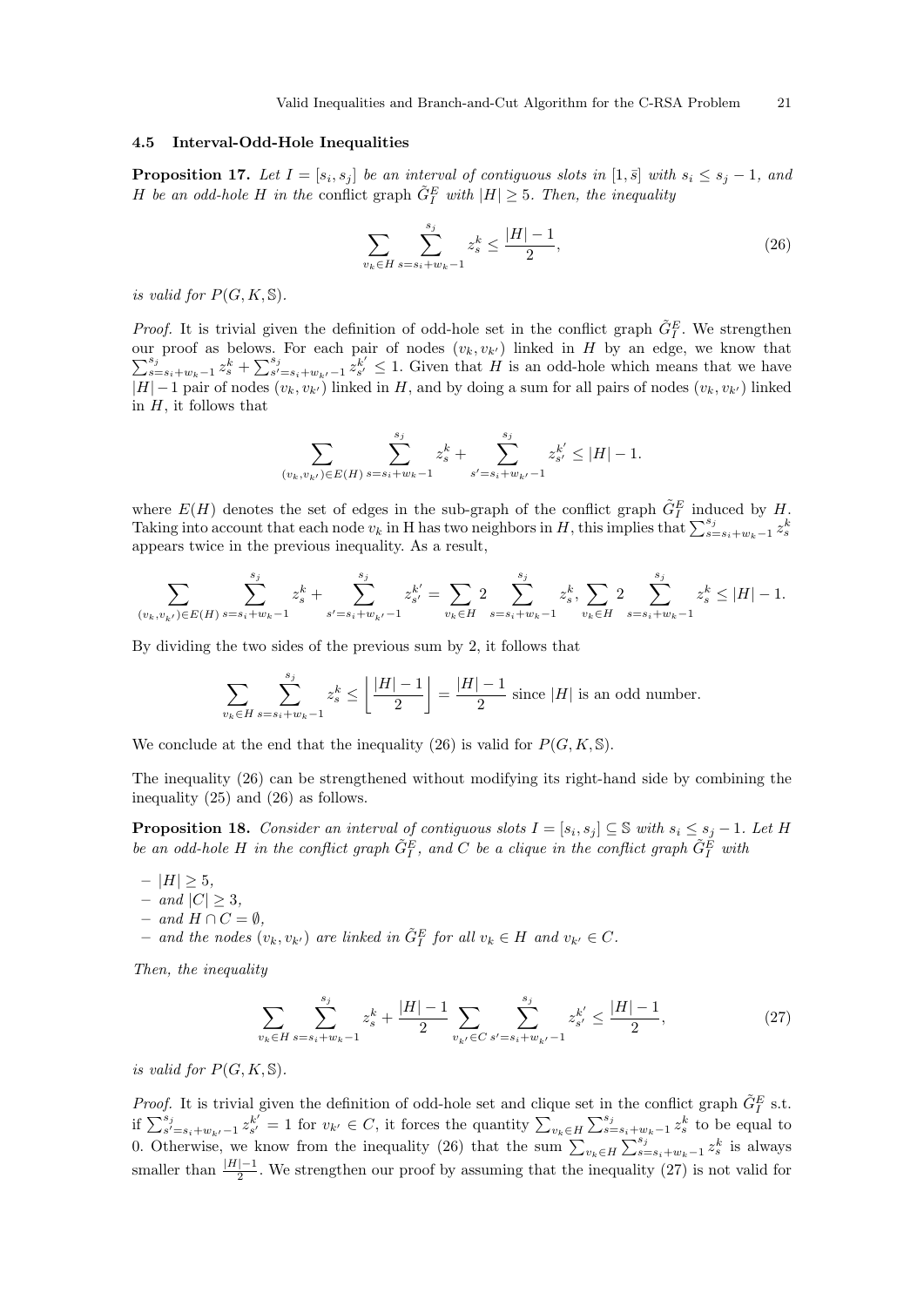### 4.5 Interval-Odd-Hole Inequalities

**Proposition 17.** *Let $I = [s_i, s_j]$ be an interval of contiguous slots in $[1, \bar{s}]$ with $s_i \leq s_j - 1$, and $H$ be an odd-hole $H$ in the* conflict graph $\tilde{G}_I^E$ *with $|H| \geq 5$. Then, the inequality*

$$\sum_{v_k \in H} \sum_{s=s_i+w_k-1}^{s_j} z_s^k \leq \frac{|H|-1}{2}, \tag{26}$$

*is valid for $P(G, K, \mathbb{S})$.*

*Proof.* It is trivial given the definition of odd-hole set in the conflict graph $\tilde{G}_I^E$. We strengthen our proof as belows. For each pair of nodes $(v_k, v_{k'})$ linked in $H$ by an edge, we know that $\sum_{s=s_i+w_k-1}^{s_j} z_s^k + \sum_{s'=s_i+w_{k'}-1}^{s_j} z_{s'}^{k'} \leq 1$. Given that $H$ is an odd-hole which means that we have $|H|-1$ pair of nodes $(v_k, v_{k'})$ linked in $H$, and by doing a sum for all pairs of nodes $(v_k, v_{k'})$ linked in $H$, it follows that

$$\sum_{(v_k, v_{k'}) \in E(H)} \sum_{s=s_i+w_k-1}^{s_j} z_s^k + \sum_{s'=s_i+w_{k'}-1}^{s_j} z_{s'}^{k'} \leq |H| - 1.$$

where $E(H)$ denotes the set of edges in the sub-graph of the conflict graph $\tilde{G}_I^E$ induced by $H$. Taking into account that each node $v_k$ in H has two neighbors in $H$, this implies that $\sum_{s=s_i+w_k-1}^{s_j} z_s^k$ appears twice in the previous inequality. As a result,

$$\sum_{(v_k, v_{k'}) \in E(H)} \sum_{s=s_i+w_k-1}^{s_j} z_s^k + \sum_{s'=s_i+w_{k'}-1}^{s_j} z_{s'}^{k'} = \sum_{v_k \in H} 2 \sum_{s=s_i+w_k-1}^{s_j} z_s^k, \sum_{v_k \in H} 2 \sum_{s=s_i+w_k-1}^{s_j} z_s^k \leq |H| - 1.$$

By dividing the two sides of the previous sum by 2, it follows that

$$\sum_{v_k \in H} \sum_{s=s_i+w_k-1}^{s_j} z_s^k \leq \left\lfloor \frac{|H|-1}{2} \right\rfloor = \frac{|H|-1}{2} \text{ since } |H| \text{ is an odd number.}$$

We conclude at the end that the inequality (26) is valid for $P(G, K, \mathbb{S})$.

The inequality (26) can be strengthened without modifying its right-hand side by combining the inequality (25) and (26) as follows.

**Proposition 18.** *Consider an interval of contiguous slots $I = [s_i, s_j] \subseteq \mathbb{S}$ with $s_i \leq s_j - 1$. Let $H$ be an odd-hole $H$ in the conflict graph $\tilde{G}_I^E$, and $C$ be a clique in the conflict graph $\tilde{G}_I^E$ with*

- *$|H| \geq 5$,*
- *and $|C| \geq 3$,*
- *and $H \cap C = \emptyset$,*
- *and the nodes $(v_k, v_{k'})$ are linked in $\tilde{G}_I^E$ for all $v_k \in H$ and $v_{k'} \in C$.*

*Then, the inequality*

$$\sum_{v_k \in H} \sum_{s=s_i+w_k-1}^{s_j} z_s^k + \frac{|H|-1}{2} \sum_{v_{k'} \in C} \sum_{s'=s_i+w_{k'}-1}^{s_j} z_{s'}^{k'} \leq \frac{|H|-1}{2}, \tag{27}$$

*is valid for $P(G, K, \mathbb{S})$.*

*Proof.* It is trivial given the definition of odd-hole set and clique set in the conflict graph $\tilde{G}_I^E$ s.t. if $\sum_{s'=s_i+w_{k'}-1}^{s_j} z_{s'}^{k'} = 1$ for $v_{k'} \in C$, it forces the quantity $\sum_{v_k \in H} \sum_{s=s_i+w_k-1}^{s_j} z_s^k$ to be equal to 0. Otherwise, we know from the inequality (26) that the sum $\sum_{v_k \in H} \sum_{s=s_i+w_k-1}^{s_j} z_s^k$ is always smaller than $\frac{|H|-1}{2}$. We strengthen our proof by assuming that the inequality (27) is not valid for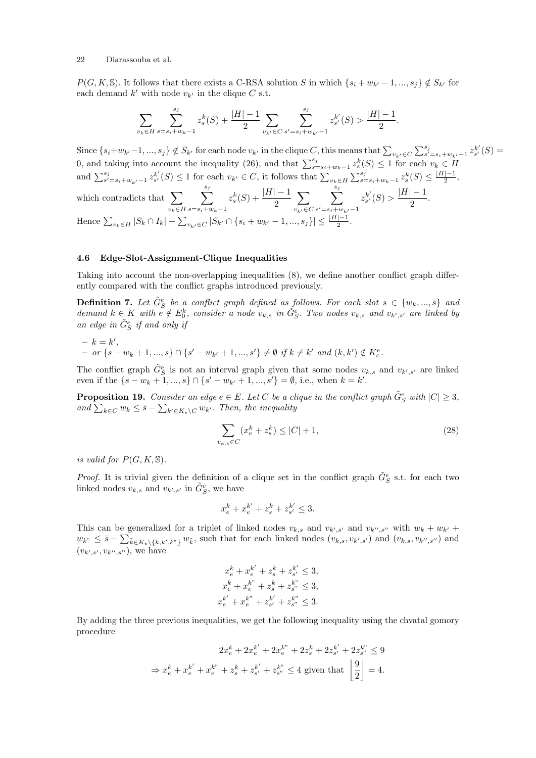$P(G, K, \mathbb{S})$. It follows that there exists a C-RSA solution $S$ in which $\{s_i + w_{k'} - 1, ..., s_j\} \notin S_{k'}$ for each demand $k'$ with node $v_{k'}$ in the clique $C$ s.t.

$$\sum_{v_k \in H} \sum_{s=s_i+w_k-1}^{s_j} z_s^k(S) + \frac{|H|-1}{2} \sum_{v_{k'} \in C} \sum_{s'=s_i+w_{k'}-1}^{s_j} z_{s'}^{k'}(S) > \frac{|H|-1}{2}.$$

Since $\{s_i+w_{k'}-1, ..., s_j\} \notin S_{k'}$ for each node $v_{k'}$ in the clique $C$, this means that $\sum_{v_{k'} \in C} \sum_{s'=s_i+w_{k'}-1}^{s_j} z_{s'}^{k'}(S) = 0$, and taking into account the inequality (26), and that $\sum_{s=s_i+w_k-1}^{s_j} z_s^k(S) \leq 1$ for each $v_k \in H$ and $\sum_{s'=s_i+w_{k'}-1}^{s_j} z_{s'}^{k'}(S) \leq 1$ for each $v_{k'} \in C$, it follows that $\sum_{v_k \in H} \sum_{s=s_i+w_k-1}^{s_j} z_s^k(S) \leq \frac{|H|-1}{2}$, which contradicts that $\sum_{v_k \in H} \sum_{s=s_i+w_k-1}^{s_j} z_s^k(S) + \frac{|H|-1}{2} \sum_{v_{k'} \in C} \sum_{s'=s_i+w_{k'}-1}^{s_j} z_{s'}^{k'}(S) > \frac{|H|-1}{2}$.
Hence $\sum_{v_k \in H} |S_k \cap I_k| + \sum_{v_{k'} \in C} |S_{k'} \cap \{s_i + w_{k'} - 1, ..., s_j\}| \leq \frac{|H|-1}{2}$.

### 4.6 Edge-Slot-Assignment-Clique Inequalities

Taking into account the non-overlapping inequalities (8), we define another conflict graph differently compared with the conflict graphs introduced previously.

**Definition 7.** *Let $\tilde{G}_S^e$ be a conflict graph defined as follows. For each slot $s \in \{w_k, ..., \bar{s}\}$ and demand $k \in K$ with $e \notin E_0^k$, consider a node $v_{k,s}$ in $\tilde{G}_S^e$. Two nodes $v_{k,s}$ and $v_{k',s'}$ are linked by an edge in $\tilde{G}_S^e$ if and only if*

- $k = k'$,
- *or* $\{s - w_k + 1, ..., s\} \cap \{s' - w_{k'} + 1, ..., s'\} \neq \emptyset$ *if* $k \neq k'$ *and* $(k, k') \notin K_c^e$.

The conflict graph $\tilde{G}_S^e$ is not an interval graph given that some nodes $v_{k,s}$ and $v_{k',s'}$ are linked even if the $\{s - w_k + 1, ..., s\} \cap \{s' - w_{k'} + 1, ..., s'\} = \emptyset$, i.e., when $k = k'$.

**Proposition 19.** *Consider an edge $e \in E$. Let $C$ be a clique in the conflict graph $\tilde{G}_S^e$ with $|C| \geq 3$, and $\sum_{k \in C} w_k \leq \bar{s} - \sum_{k' \in K_e \setminus C} w_{k'}$. Then, the inequality*

$$\sum_{v_{k,s} \in C} (x_e^k + z_s^k) \leq |C| + 1, \tag{28}$$

*is valid for $P(G, K, \mathbb{S})$.*

*Proof.* It is trivial given the definition of a clique set in the conflict graph $\tilde{G}_S^e$ s.t. for each two linked nodes $v_{k,s}$ and $v_{k',s'}$ in $\tilde{G}_S^e$, we have

$$x_e^k + x_e^{k'} + z_s^k + z_{s'}^{k'} \leq 3.$$

This can be generalized for a triplet of linked nodes $v_{k,s}$ and $v_{k',s'}$ and $v_{k'',s''}$ with $w_k + w_{k'} + w_{k"} \leq \bar{s} - \sum_{\tilde{k} \in K_e \setminus \{k,k',k"\}} w_{\tilde{k}}$, such that for each linked nodes $(v_{k,s}, v_{k',s'})$ and $(v_{k,s}, v_{k'',s''})$ and $(v_{k',s'}, v_{k'',s''})$, we have

$$x_e^k + x_e^{k'} + z_s^k + z_{s'}^{k'} \leq 3,$$
$$x_e^k + x_e^{k"} + z_s^k + z_{s"}^{k"} \leq 3,$$
$$x_e^{k'} + x_e^{k"} + z_{s'}^{k'} + z_{s"}^{k"} \leq 3.$$

By adding the three previous inequalities, we get the following inequality using the chvatal gomory procedure

$$2x_e^k + 2x_e^{k'} + 2x_e^{k"} + 2z_s^k + 2z_{s'}^{k'} + 2z_{s"}^{k"} \leq 9$$
$$\Rightarrow x_e^k + x_e^{k'} + x_e^{k"} + z_s^k + z_{s'}^{k'} + z_{s"}^{k"} \leq 4 \text{ given that } \left\lfloor \frac{9}{2} \right\rfloor = 4.$$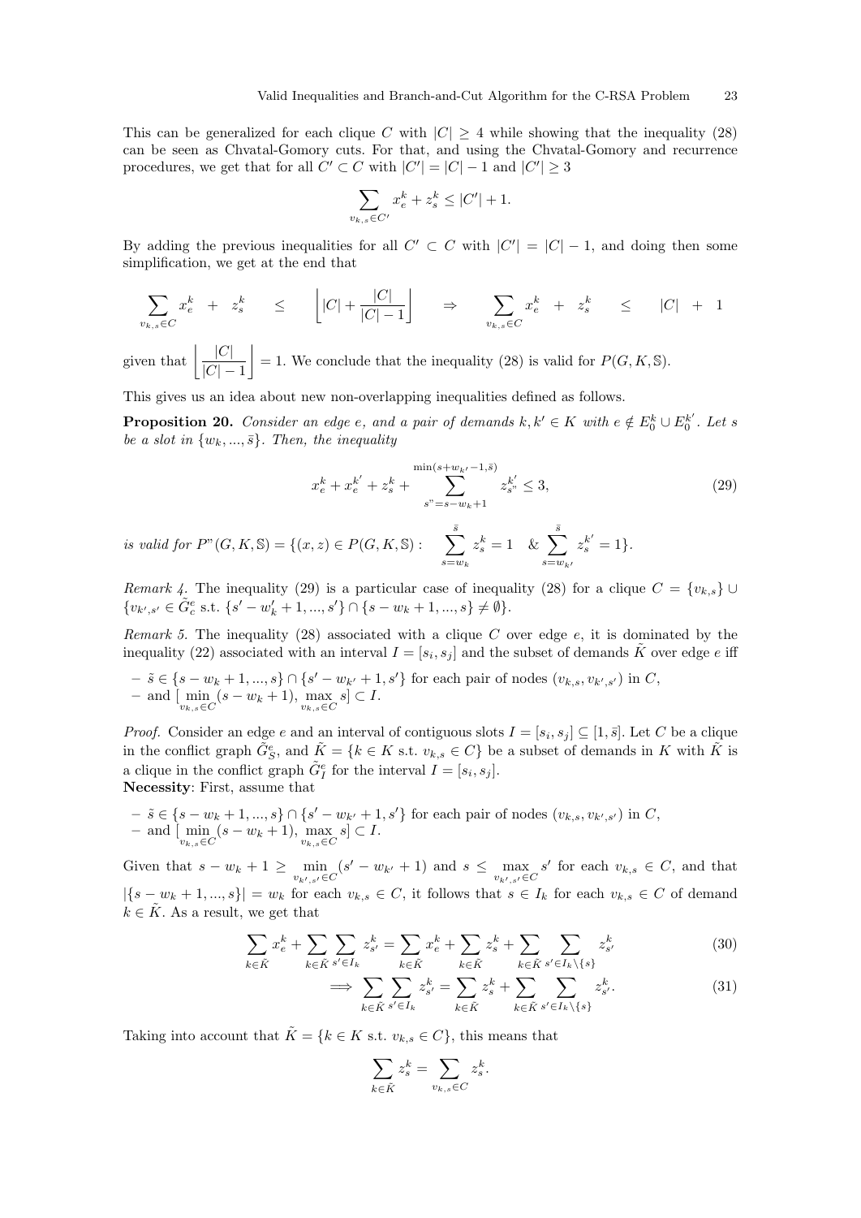This can be generalized for each clique $C$ with $|C| \geq 4$ while showing that the inequality (28) can be seen as Chvatal-Gomory cuts. For that, and using the Chvatal-Gomory and recurrence procedures, we get that for all $C' \subset C$ with $|C'| = |C| - 1$ and $|C'| \geq 3$

$$\sum_{v_{k,s} \in C'} x_e^k + z_s^k \leq |C'| + 1.$$

By adding the previous inequalities for all $C' \subset C$ with $|C'| = |C| - 1$, and doing then some simplification, we get at the end that

$$\sum_{v_{k,s} \in C} x_e^k \; + \; z_s^k \quad \leq \quad \left\lfloor |C| + \frac{|C|}{|C|-1} \right\rfloor \quad \Rightarrow \quad \sum_{v_{k,s} \in C} x_e^k \; + \; z_s^k \quad \leq \quad |C| \; + \; 1$$

given that $\left\lfloor \frac{|C|}{|C|-1} \right\rfloor = 1$. We conclude that the inequality (28) is valid for $P(G, K, \mathbb{S})$.

This gives us an idea about new non-overlapping inequalities defined as follows.

**Proposition 20.** *Consider an edge $e$, and a pair of demands $k, k' \in K$ with $e \notin E_0^k \cup E_0^{k'}$. Let $s$ be a slot in $\{w_k, ..., \bar{s}\}$. Then, the inequality*

$$x_e^k + x_e^{k'} + z_s^k + \sum_{s"=s-w_k+1}^{\min(s+w_{k'}-1, \bar{s})} z_{s"}^{k'} \leq 3, \tag{29}$$

*is valid for* $P"(G, K, \mathbb{S}) = \{(x, z) \in P(G, K, \mathbb{S}) : \sum_{s=w_k}^{\bar{s}} z_s^k = 1 \;\; \& \sum_{s=w_{k'}}^{\bar{s}} z_s^{k'} = 1\}$.

*Remark 4.* The inequality (29) is a particular case of inequality (28) for a clique $C = \{v_{k,s}\} \cup \{v_{k',s'} \in \tilde{G}_e^e \text{ s.t. } \{s' - w_k' + 1, ..., s'\} \cap \{s - w_k + 1, ..., s\} \neq \emptyset\}$.

*Remark 5.* The inequality (28) associated with a clique $C$ over edge $e$, it is dominated by the inequality (22) associated with an interval $I = [s_i, s_j]$ and the subset of demands $\tilde{K}$ over edge $e$ iff

- $\tilde{s} \in \{s - w_k + 1, ..., s\} \cap \{s' - w_{k'} + 1, s'\}$ for each pair of nodes $(v_{k,s}, v_{k',s'})$ in $C$,
- and $[\min_{v_{k,s} \in C}(s - w_k + 1), \max_{v_{k,s} \in C} s] \subset I$.

*Proof.* Consider an edge $e$ and an interval of contiguous slots $I = [s_i, s_j] \subseteq [1, \bar{s}]$. Let $C$ be a clique in the conflict graph $\tilde{G}_{\mathbb{S}}^e$, and $\tilde{K} = \{k \in K \text{ s.t. } v_{k,s} \in C\}$ be a subset of demands in $K$ with $\tilde{K}$ is a clique in the conflict graph $\tilde{G}_I^e$ for the interval $I = [s_i, s_j]$.
**Necessity**: First, assume that

- $\tilde{s} \in \{s - w_k + 1, ..., s\} \cap \{s' - w_{k'} + 1, s'\}$ for each pair of nodes $(v_{k,s}, v_{k',s'})$ in $C$,
- and $[\min_{v_{k,s} \in C}(s - w_k + 1), \max_{v_{k,s} \in C} s] \subset I$.

Given that $s - w_k + 1 \geq \min_{v_{k',s'} \in C}(s' - w_{k'} + 1)$ and $s \leq \max_{v_{k',s'} \in C} s'$ for each $v_{k,s} \in C$, and that $|\{s - w_k + 1, ..., s\}| = w_k$ for each $v_{k,s} \in C$, it follows that $s \in I_k$ for each $v_{k,s} \in C$ of demand $k \in \tilde{K}$. As a result, we get that

$$\sum_{k \in \tilde{K}} x_e^k + \sum_{k \in \tilde{K}} \sum_{s' \in I_k} z_{s'}^k = \sum_{k \in \tilde{K}} x_e^k + \sum_{k \in \tilde{K}} z_s^k + \sum_{k \in \tilde{K}} \sum_{s' \in I_k \setminus \{s\}} z_{s'}^k \tag{30}$$

$$\implies \sum_{k \in \tilde{K}} \sum_{s' \in I_k} z_{s'}^k = \sum_{k \in \tilde{K}} z_s^k + \sum_{k \in \tilde{K}} \sum_{s' \in I_k \setminus \{s\}} z_{s'}^k. \tag{31}$$

Taking into account that $\tilde{K} = \{k \in K \text{ s.t. } v_{k,s} \in C\}$, this means that

$$\sum_{k \in \tilde{K}} z_s^k = \sum_{v_{k,s} \in C} z_s^k.$$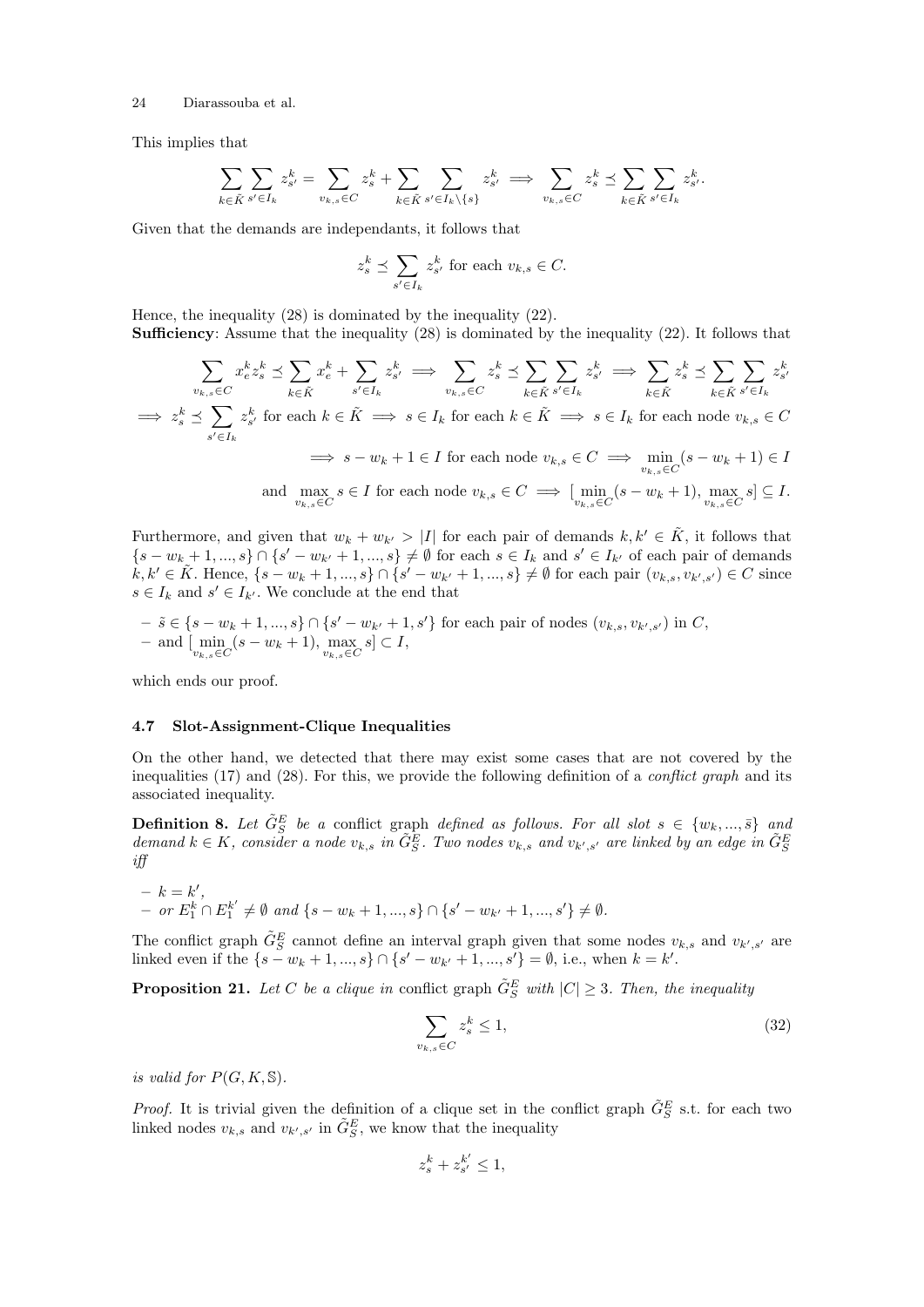This implies that

$$\sum_{k\in\tilde{K}}\sum_{s'\in I_k} z^k_{s'} = \sum_{v_{k,s}\in C} z^k_s + \sum_{k\in\tilde{K}}\sum_{s'\in I_k\setminus\{s\}} z^k_{s'} \implies \sum_{v_{k,s}\in C} z^k_s \preceq \sum_{k\in\tilde{K}}\sum_{s'\in I_k} z^k_{s'}.$$

Given that the demands are independants, it follows that

$$z^k_s \preceq \sum_{s'\in I_k} z^k_{s'} \text{ for each } v_{k,s}\in C.$$

Hence, the inequality (28) is dominated by the inequality (22).
**Sufficiency**: Assume that the inequality (28) is dominated by the inequality (22). It follows that

$$\sum_{v_{k,s}\in C} x^k_e z^k_s \preceq \sum_{k\in\tilde{K}} x^k_e + \sum_{s'\in I_k} z^k_{s'} \implies \sum_{v_{k,s}\in C} z^k_s \preceq \sum_{k\in\tilde{K}}\sum_{s'\in I_k} z^k_{s'} \implies \sum_{k\in\tilde{K}} z^k_s \preceq \sum_{k\in\tilde{K}}\sum_{s'\in I_k} z^k_{s'}$$

$$\implies z^k_s \preceq \sum_{s'\in I_k} z^k_{s'} \text{ for each } k\in\tilde{K} \implies s\in I_k \text{ for each } k\in\tilde{K} \implies s\in I_k \text{ for each node } v_{k,s}\in C$$

$$\implies s-w_k+1\in I \text{ for each node } v_{k,s}\in C \implies \min_{v_{k,s}\in C}(s-w_k+1)\in I$$

$$\text{and } \max_{v_{k,s}\in C} s\in I \text{ for each node } v_{k,s}\in C \implies [\min_{v_{k,s}\in C}(s-w_k+1), \max_{v_{k,s}\in C} s]\subseteq I.$$

Furthermore, and given that $w_k + w_{k'} > |I|$ for each pair of demands $k,k'\in\tilde{K}$, it follows that $\{s-w_k+1,...,s\}\cap\{s'-w_{k'}+1,...,s\}\neq\emptyset$ for each $s\in I_k$ and $s'\in I_{k'}$ of each pair of demands $k,k'\in\tilde{K}$. Hence, $\{s-w_k+1,...,s\}\cap\{s'-w_{k'}+1,...,s\}\neq\emptyset$ for each pair $(v_{k,s},v_{k',s'})\in C$ since $s\in I_k$ and $s'\in I_{k'}$. We conclude at the end that

- $\tilde{s}\in\{s-w_k+1,...,s\}\cap\{s'-w_{k'}+1,s'\}$ for each pair of nodes $(v_{k,s},v_{k',s'})$ in $C$,
- and $[\min_{v_{k,s}\in C}(s-w_k+1), \max_{v_{k,s}\in C} s]\subset I$,

which ends our proof.

### 4.7 Slot-Assignment-Clique Inequalities

On the other hand, we detected that there may exist some cases that are not covered by the inequalities (17) and (28). For this, we provide the following definition of a *conflict graph* and its associated inequality.

**Definition 8.** *Let $\tilde{G}^E_S$ be a* conflict graph *defined as follows. For all slot $s\in\{w_k,...,\bar{s}\}$ and demand $k\in K$, consider a node $v_{k,s}$ in $\tilde{G}^E_S$. Two nodes $v_{k,s}$ and $v_{k',s'}$ are linked by an edge in $\tilde{G}^E_S$ iff*

- $k=k'$,
- *or $E^k_1\cap E^{k'}_1\neq\emptyset$ and $\{s-w_k+1,...,s\}\cap\{s'-w_{k'}+1,...,s'\}\neq\emptyset$.*

The conflict graph $\tilde{G}^E_S$ cannot define an interval graph given that some nodes $v_{k,s}$ and $v_{k',s'}$ are linked even if the $\{s-w_k+1,...,s\}\cap\{s'-w_{k'}+1,...,s'\}=\emptyset$, i.e., when $k=k'$.

**Proposition 21.** *Let $C$ be a clique in* conflict graph *$\tilde{G}^E_S$ with $|C|\geq 3$. Then, the inequality*

$$\sum_{v_{k,s}\in C} z^k_s \leq 1, \tag{32}$$

*is valid for $P(G,K,\mathbb{S})$.*

*Proof.* It is trivial given the definition of a clique set in the conflict graph $\tilde{G}^E_S$ s.t. for each two linked nodes $v_{k,s}$ and $v_{k',s'}$ in $\tilde{G}^E_S$, we know that the inequality

$$z^k_s + z^{k'}_{s'} \leq 1,$$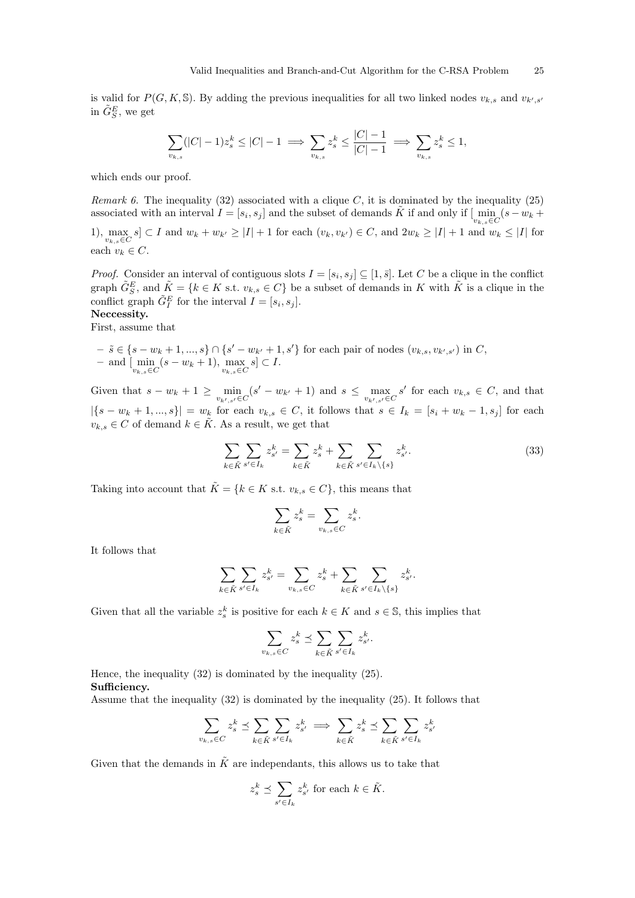is valid for $P(G, K, \mathbb{S})$. By adding the previous inequalities for all two linked nodes $v_{k,s}$ and $v_{k',s'}$ in $\tilde{G}_S^E$, we get

$$\sum_{v_{k,s}} (|C|-1) z_s^k \leq |C|-1 \implies \sum_{v_{k,s}} z_s^k \leq \frac{|C|-1}{|C|-1} \implies \sum_{v_{k,s}} z_s^k \leq 1,$$

which ends our proof.

*Remark 6.* The inequality (32) associated with a clique $C$, it is dominated by the inequality (25) associated with an interval $I = [s_i, s_j]$ and the subset of demands $\tilde{K}$ if and only if $[\min_{v_{k,s} \in C}(s - w_k + 1), \max_{v_{k,s} \in C} s] \subset I$ and $w_k + w_{k'} \geq |I| + 1$ for each $(v_k, v_{k'}) \in C$, and $2w_k \geq |I| + 1$ and $w_k \leq |I|$ for each $v_k \in C$.

*Proof.* Consider an interval of contiguous slots $I = [s_i, s_j] \subseteq [1, \bar{s}]$. Let $C$ be a clique in the conflict graph $\tilde{G}_S^E$, and $\tilde{K} = \{k \in K \text{ s.t. } v_{k,s} \in C\}$ be a subset of demands in $K$ with $\tilde{K}$ is a clique in the conflict graph $\tilde{G}_I^E$ for the interval $I = [s_i, s_j]$.

**Neccessity.**

First, assume that

- $\tilde{s} \in \{s - w_k + 1, ..., s\} \cap \{s' - w_{k'} + 1, s'\}$ for each pair of nodes $(v_{k,s}, v_{k',s'})$ in $C$,
- and $[\min_{v_{k,s} \in C}(s - w_k + 1), \max_{v_{k,s} \in C} s] \subset I$.

Given that $s - w_k + 1 \geq \min_{v_{k',s'} \in C}(s' - w_{k'} + 1)$ and $s \leq \max_{v_{k',s'} \in C} s'$ for each $v_{k,s} \in C$, and that $|\{s - w_k + 1, ..., s\}| = w_k$ for each $v_{k,s} \in C$, it follows that $s \in I_k = [s_i + w_k - 1, s_j]$ for each $v_{k,s} \in C$ of demand $k \in \tilde{K}$. As a result, we get that

$$\sum_{k \in \tilde{K}} \sum_{s' \in I_k} z_{s'}^k = \sum_{k \in \tilde{K}} z_s^k + \sum_{k \in \tilde{K}} \sum_{s' \in I_k \setminus \{s\}} z_{s'}^k. \tag{33}$$

Taking into account that $\tilde{K} = \{k \in K \text{ s.t. } v_{k,s} \in C\}$, this means that

$$\sum_{k \in \tilde{K}} z_s^k = \sum_{v_{k,s} \in C} z_s^k.$$

It follows that

$$\sum_{k \in \tilde{K}} \sum_{s' \in I_k} z_{s'}^k = \sum_{v_{k,s} \in C} z_s^k + \sum_{k \in \tilde{K}} \sum_{s' \in I_k \setminus \{s\}} z_{s'}^k.$$

Given that all the variable $z_s^k$ is positive for each $k \in K$ and $s \in \mathbb{S}$, this implies that

$$\sum_{v_{k,s} \in C} z_s^k \preceq \sum_{k \in \tilde{K}} \sum_{s' \in I_k} z_{s'}^k.$$

Hence, the inequality (32) is dominated by the inequality (25).

**Sufficiency.**

Assume that the inequality (32) is dominated by the inequality (25). It follows that

$$\sum_{v_{k,s} \in C} z_s^k \preceq \sum_{k \in \tilde{K}} \sum_{s' \in I_k} z_{s'}^k \implies \sum_{k \in \tilde{K}} z_s^k \preceq \sum_{k \in \tilde{K}} \sum_{s' \in I_k} z_{s'}^k$$

Given that the demands in $\tilde{K}$ are independants, this allows us to take that

$$z_s^k \preceq \sum_{s' \in I_k} z_{s'}^k \text{ for each } k \in \tilde{K}.$$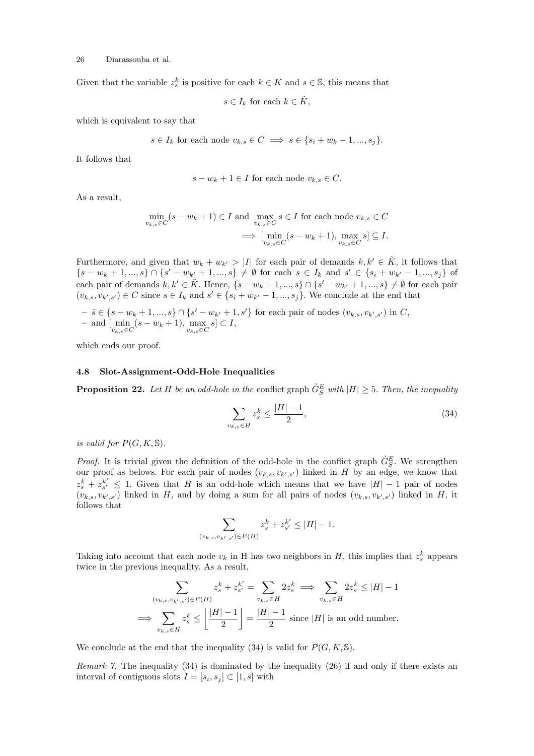Given that the variable $z_s^k$ is positive for each $k \in K$ and $s \in \mathbb{S}$, this means that

$$s \in I_k \text{ for each } k \in \tilde{K},$$

which is equivalent to say that

$$s \in I_k \text{ for each node } v_{k,s} \in C \implies s \in \{s_i + w_k - 1, ..., s_j\}.$$

It follows that

$$s - w_k + 1 \in I \text{ for each node } v_{k,s} \in C.$$

As a result,

$$\min_{v_{k,s} \in C}(s - w_k + 1) \in I \text{ and } \max_{v_{k,s} \in C} s \in I \text{ for each node } v_{k,s} \in C$$
$$\implies [\min_{v_{k,s} \in C}(s - w_k + 1), \max_{v_{k,s} \in C} s] \subseteq I.$$

Furthermore, and given that $w_k + w_{k'} > |I|$ for each pair of demands $k, k' \in \tilde{K}$, it follows that $\{s - w_k + 1, ..., s\} \cap \{s' - w_{k'} + 1, ..., s\} \neq \emptyset$ for each $s \in I_k$ and $s' \in \{s_i + w_{k'} - 1, ..., s_j\}$ of each pair of demands $k, k' \in \tilde{K}$. Hence, $\{s - w_k + 1, ..., s\} \cap \{s' - w_{k'} + 1, ..., s\} \neq \emptyset$ for each pair $(v_{k,s}, v_{k',s'}) \in C$ since $s \in I_k$ and $s' \in \{s_i + w_{k'} - 1, ..., s_j\}$. We conclude at the end that

- $\tilde{s} \in \{s - w_k + 1, ..., s\} \cap \{s' - w_{k'} + 1, s'\}$ for each pair of nodes $(v_{k,s}, v_{k',s'})$ in $C$,
- and $[\min_{v_{k,s} \in C}(s - w_k + 1), \max_{v_{k,s} \in C} s] \subset I$,

which ends our proof.

### 4.8 Slot-Assignment-Odd-Hole Inequalities

**Proposition 22.** *Let $H$ be an odd-hole in the* conflict graph *$\tilde{G}_S^E$ with $|H| \geq 5$. Then, the inequality*

$$\sum_{v_{k,s} \in H} z_s^k \leq \frac{|H| - 1}{2}, \tag{34}$$

*is valid for $P(G, K, \mathbb{S})$.*

*Proof.* It is trivial given the definition of the odd-hole in the conflict graph $\tilde{G}_S^E$. We strengthen our proof as belows. For each pair of nodes $(v_{k,s}, v_{k',s'})$ linked in $H$ by an edge, we know that $z_s^k + z_{s'}^{k'} \leq 1$. Given that $H$ is an odd-hole which means that we have $|H| - 1$ pair of nodes $(v_{k,s}, v_{k',s'})$ linked in $H$, and by doing a sum for all pairs of nodes $(v_{k,s}, v_{k',s'})$ linked in $H$, it follows that

$$\sum_{(v_{k,s}, v_{k',s'}) \in E(H)} z_s^k + z_{s'}^{k'} \leq |H| - 1.$$

Taking into account that each node $v_k$ in H has two neighbors in $H$, this implies that $z_s^k$ appears twice in the previous inequality. As a result,

$$\sum_{(v_{k,s}, v_{k',s'}) \in E(H)} z_s^k + z_{s'}^{k'} = \sum_{v_{k,s} \in H} 2z_s^k \implies \sum_{v_{k,s} \in H} 2z_s^k \leq |H| - 1$$
$$\implies \sum_{v_{k,s} \in H} z_s^k \leq \left\lfloor \frac{|H| - 1}{2} \right\rfloor = \frac{|H| - 1}{2} \text{ since } |H| \text{ is an odd number.}$$

We conclude at the end that the inequality (34) is valid for $P(G, K, \mathbb{S})$.

*Remark 7.* The inequality (34) is dominated by the inequality (26) if and only if there exists an interval of contiguous slots $I = [s_i, s_j] \subset [1, \bar{s}]$ with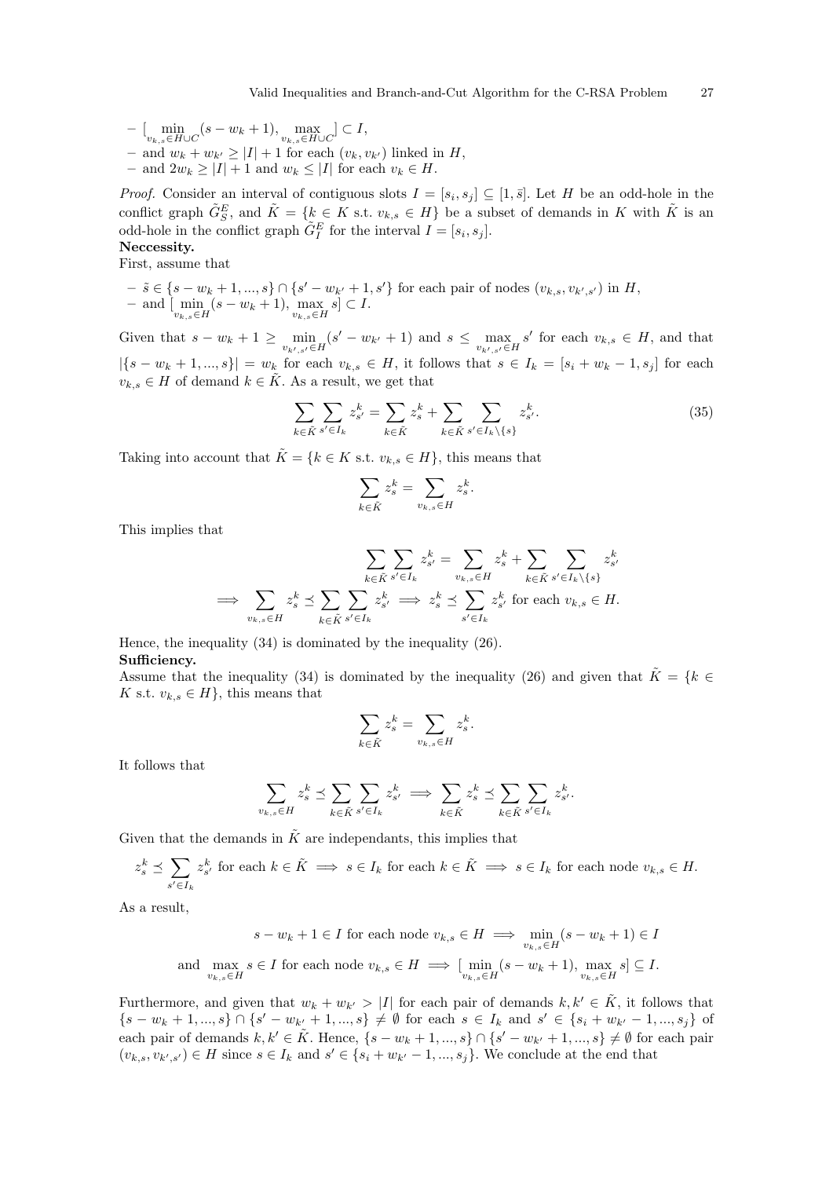- $[\min_{v_{k,s}\in H\cup C}(s - w_k + 1), \max_{v_{k,s}\in H\cup C}] \subset I$,
- and $w_k + w_{k'} \geq |I| + 1$ for each $(v_k, v_{k'})$ linked in $H$,
- and $2w_k \geq |I| + 1$ and $w_k \leq |I|$ for each $v_k \in H$.

*Proof.* Consider an interval of contiguous slots $I = [s_i, s_j] \subseteq [1, \bar{s}]$. Let $H$ be an odd-hole in the conflict graph $\tilde{G}_S^E$, and $\tilde{K} = \{k \in K \text{ s.t. } v_{k,s} \in H\}$ be a subset of demands in $K$ with $\tilde{K}$ is an odd-hole in the conflict graph $\tilde{G}_I^E$ for the interval $I = [s_i, s_j]$.

**Neccessity.**

First, assume that

- $\tilde{s} \in \{s - w_k + 1, ..., s\} \cap \{s' - w_{k'} + 1, s'\}$ for each pair of nodes $(v_{k,s}, v_{k',s'})$ in $H$,
- and $[\min_{v_{k,s}\in H}(s - w_k + 1), \max_{v_{k,s}\in H} s] \subset I$.

Given that $s - w_k + 1 \geq \min_{v_{k',s'}\in H}(s' - w_{k'} + 1)$ and $s \leq \max_{v_{k',s'}\in H} s'$ for each $v_{k,s} \in H$, and that $|\{s - w_k + 1, ..., s\}| = w_k$ for each $v_{k,s} \in H$, it follows that $s \in I_k = [s_i + w_k - 1, s_j]$ for each $v_{k,s} \in H$ of demand $k \in \tilde{K}$. As a result, we get that

$$\sum_{k\in\tilde{K}} \sum_{s'\in I_k} z_{s'}^k = \sum_{k\in\tilde{K}} z_s^k + \sum_{k\in\tilde{K}} \sum_{s'\in I_k\setminus\{s\}} z_{s'}^k. \tag{35}$$

Taking into account that $\tilde{K} = \{k \in K \text{ s.t. } v_{k,s} \in H\}$, this means that

$$\sum_{k\in\tilde{K}} z_s^k = \sum_{v_{k,s}\in H} z_s^k.$$

This implies that

$$\sum_{k\in\tilde{K}} \sum_{s'\in I_k} z_{s'}^k = \sum_{v_{k,s}\in H} z_s^k + \sum_{k\in\tilde{K}} \sum_{s'\in I_k\setminus\{s\}} z_{s'}^k$$

$$\implies \sum_{v_{k,s}\in H} z_s^k \preceq \sum_{k\in\tilde{K}} \sum_{s'\in I_k} z_{s'}^k \implies z_s^k \preceq \sum_{s'\in I_k} z_{s'}^k \text{ for each } v_{k,s} \in H.$$

Hence, the inequality (34) is dominated by the inequality (26).

**Sufficiency.**

Assume that the inequality (34) is dominated by the inequality (26) and given that $\tilde{K} = \{k \in K \text{ s.t. } v_{k,s} \in H\}$, this means that

$$\sum_{k\in\tilde{K}} z_s^k = \sum_{v_{k,s}\in H} z_s^k.$$

It follows that

$$\sum_{v_{k,s}\in H} z_s^k \preceq \sum_{k\in\tilde{K}} \sum_{s'\in I_k} z_{s'}^k \implies \sum_{k\in\tilde{K}} z_s^k \preceq \sum_{k\in\tilde{K}} \sum_{s'\in I_k} z_{s'}^k.$$

Given that the demands in $\tilde{K}$ are independants, this implies that

$$z_s^k \preceq \sum_{s'\in I_k} z_{s'}^k \text{ for each } k \in \tilde{K} \implies s \in I_k \text{ for each } k \in \tilde{K} \implies s \in I_k \text{ for each node } v_{k,s} \in H.$$

As a result,

$$s - w_k + 1 \in I \text{ for each node } v_{k,s} \in H \implies \min_{v_{k,s}\in H}(s - w_k + 1) \in I$$

$$\text{and } \max_{v_{k,s}\in H} s \in I \text{ for each node } v_{k,s} \in H \implies [\min_{v_{k,s}\in H}(s - w_k + 1), \max_{v_{k,s}\in H} s] \subseteq I.$$

Furthermore, and given that $w_k + w_{k'} > |I|$ for each pair of demands $k, k' \in \tilde{K}$, it follows that $\{s - w_k + 1, ..., s\} \cap \{s' - w_{k'} + 1, ..., s\} \neq \emptyset$ for each $s \in I_k$ and $s' \in \{s_i + w_{k'} - 1, ..., s_j\}$ of each pair of demands $k, k' \in \tilde{K}$. Hence, $\{s - w_k + 1, ..., s\} \cap \{s' - w_{k'} + 1, ..., s\} \neq \emptyset$ for each pair $(v_{k,s}, v_{k',s'}) \in H$ since $s \in I_k$ and $s' \in \{s_i + w_{k'} - 1, ..., s_j\}$. We conclude at the end that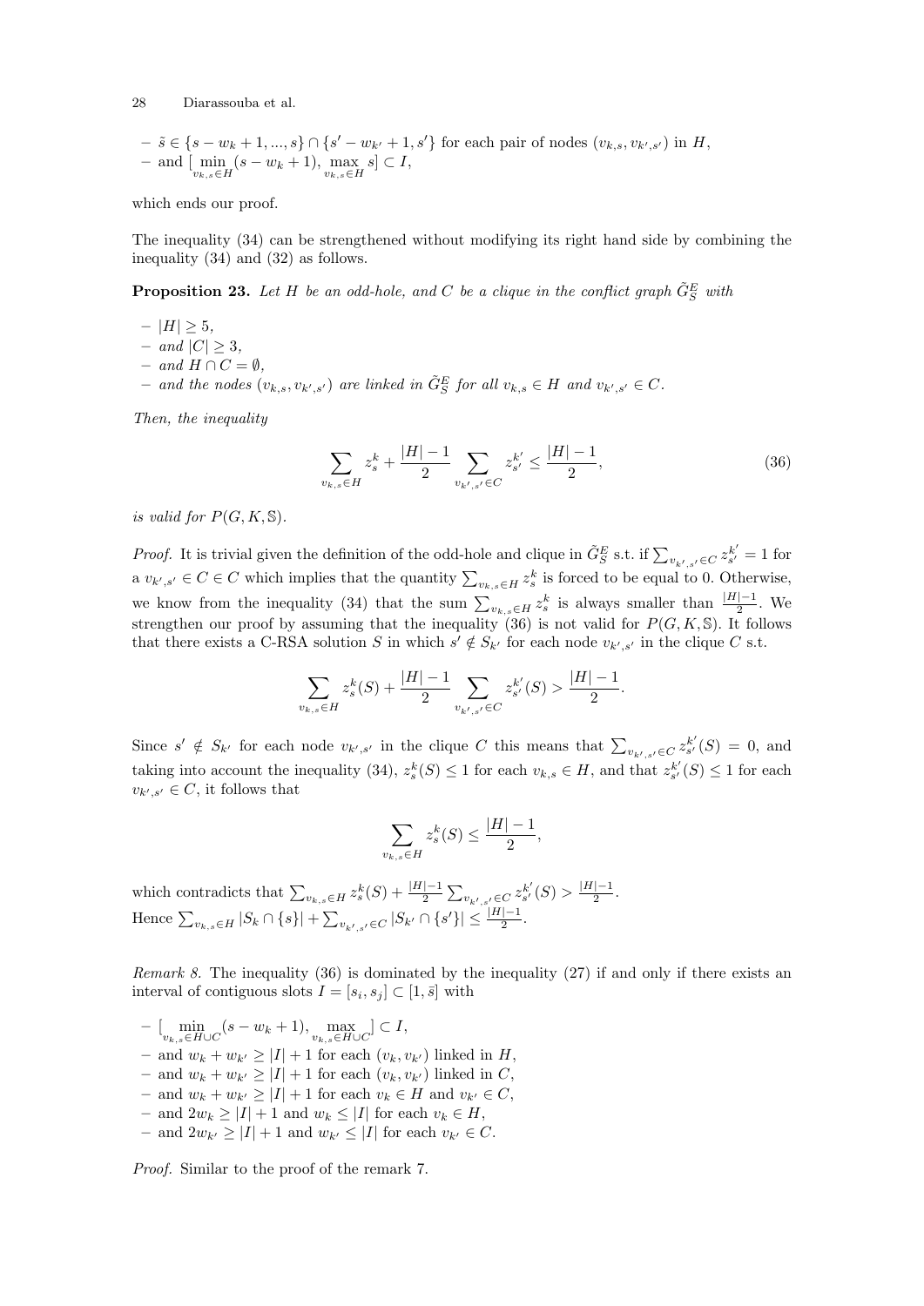- $\tilde{s} \in \{s - w_k + 1, ..., s\} \cap \{s' - w_{k'} + 1, s'\}$ for each pair of nodes $(v_{k,s}, v_{k',s'})$ in $H$,
- and $[\min_{v_{k,s} \in H}(s - w_k + 1), \max_{v_{k,s} \in H} s] \subset I$,

which ends our proof.

The inequality (34) can be strengthened without modifying its right hand side by combining the inequality (34) and (32) as follows.

**Proposition 23.** *Let $H$ be an odd-hole, and $C$ be a clique in the conflict graph $\tilde{G}^E_S$ with*

- $|H| \geq 5$,
- *and* $|C| \geq 3$,
- *and* $H \cap C = \emptyset$,
- *and the nodes $(v_{k,s}, v_{k',s'})$ are linked in $\tilde{G}^E_S$ for all $v_{k,s} \in H$ and $v_{k',s'} \in C$.*

*Then, the inequality*

$$\sum_{v_{k,s} \in H} z^k_s + \frac{|H| - 1}{2} \sum_{v_{k',s'} \in C} z^{k'}_{s'} \leq \frac{|H| - 1}{2}, \tag{36}$$

*is valid for $P(G, K, \mathbb{S})$.*

*Proof.* It is trivial given the definition of the odd-hole and clique in $\tilde{G}^E_S$ s.t. if $\sum_{v_{k',s'} \in C} z^{k'}_{s'} = 1$ for a $v_{k',s'} \in C \in C$ which implies that the quantity $\sum_{v_{k,s} \in H} z^k_s$ is forced to be equal to 0. Otherwise, we know from the inequality (34) that the sum $\sum_{v_{k,s} \in H} z^k_s$ is always smaller than $\frac{|H|-1}{2}$. We strengthen our proof by assuming that the inequality (36) is not valid for $P(G, K, \mathbb{S})$. It follows that there exists a C-RSA solution $S$ in which $s' \notin S_{k'}$ for each node $v_{k',s'}$ in the clique $C$ s.t.

$$\sum_{v_{k,s} \in H} z^k_s(S) + \frac{|H| - 1}{2} \sum_{v_{k',s'} \in C} z^{k'}_{s'}(S) > \frac{|H| - 1}{2}.$$

Since $s' \notin S_{k'}$ for each node $v_{k',s'}$ in the clique $C$ this means that $\sum_{v_{k',s'} \in C} z^{k'}_{s'}(S) = 0$, and taking into account the inequality (34), $z^k_s(S) \leq 1$ for each $v_{k,s} \in H$, and that $z^{k'}_{s'}(S) \leq 1$ for each $v_{k',s'} \in C$, it follows that

$$\sum_{v_{k,s} \in H} z^k_s(S) \leq \frac{|H| - 1}{2},$$

which contradicts that $\sum_{v_{k,s} \in H} z^k_s(S) + \frac{|H|-1}{2} \sum_{v_{k',s'} \in C} z^{k'}_{s'}(S) > \frac{|H|-1}{2}$.
Hence $\sum_{v_{k,s} \in H} |S_k \cap \{s\}| + \sum_{v_{k',s'} \in C} |S_{k'} \cap \{s'\}| \leq \frac{|H|-1}{2}$.

*Remark 8.* The inequality (36) is dominated by the inequality (27) if and only if there exists an interval of contiguous slots $I = [s_i, s_j] \subset [1, \bar{s}]$ with

- $[\min_{v_{k,s} \in H \cup C}(s - w_k + 1), \max_{v_{k,s} \in H \cup C}] \subset I$,
- and $w_k + w_{k'} \geq |I| + 1$ for each $(v_k, v_{k'})$ linked in $H$,
- and $w_k + w_{k'} \geq |I| + 1$ for each $(v_k, v_{k'})$ linked in $C$,
- and $w_k + w_{k'} \geq |I| + 1$ for each $v_k \in H$ and $v_{k'} \in C$,
- and $2w_k \geq |I| + 1$ and $w_k \leq |I|$ for each $v_k \in H$,
- and $2w_{k'} \geq |I| + 1$ and $w_{k'} \leq |I|$ for each $v_{k'} \in C$.

*Proof.* Similar to the proof of the remark 7.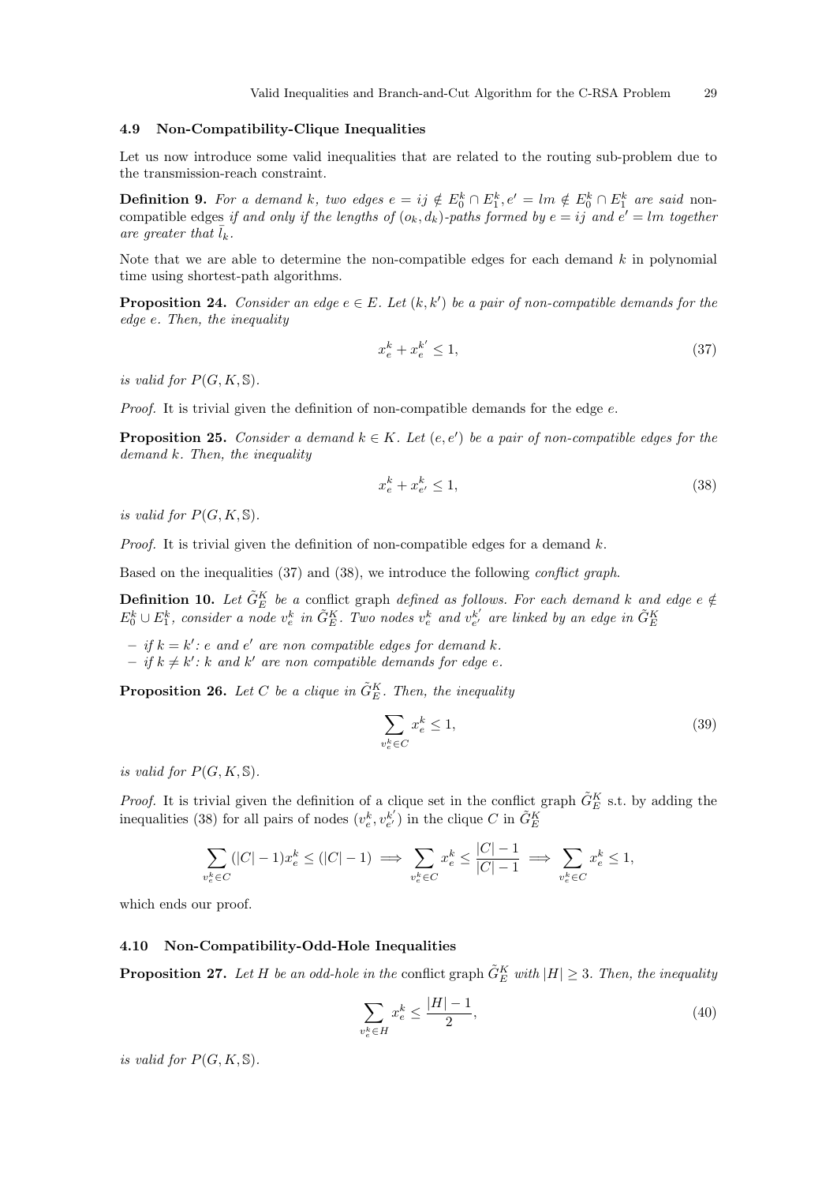### 4.9 Non-Compatibility-Clique Inequalities

Let us now introduce some valid inequalities that are related to the routing sub-problem due to the transmission-reach constraint.

**Definition 9.** *For a demand $k$, two edges $e = ij \notin E_0^k \cap E_1^k, e' = lm \notin E_0^k \cap E_1^k$ are said* non-compatible edges *if and only if the lengths of $(o_k, d_k)$-paths formed by $e = ij$ and $e' = lm$ together are greater that $\bar{l}_k$.*

Note that we are able to determine the non-compatible edges for each demand $k$ in polynomial time using shortest-path algorithms.

**Proposition 24.** *Consider an edge $e \in E$. Let $(k, k')$ be a pair of non-compatible demands for the edge $e$. Then, the inequality*

$$x_e^k + x_e^{k'} \leq 1, \tag{37}$$

*is valid for $P(G, K, \mathbb{S})$.*

*Proof.* It is trivial given the definition of non-compatible demands for the edge $e$.

**Proposition 25.** *Consider a demand $k \in K$. Let $(e, e')$ be a pair of non-compatible edges for the demand $k$. Then, the inequality*

$$x_e^k + x_{e'}^k \leq 1, \tag{38}$$

*is valid for $P(G, K, \mathbb{S})$.*

*Proof.* It is trivial given the definition of non-compatible edges for a demand $k$.

Based on the inequalities (37) and (38), we introduce the following *conflict graph*.

**Definition 10.** *Let $\tilde{G}_E^K$ be a* conflict graph *defined as follows. For each demand $k$ and edge $e \notin E_0^k \cup E_1^k$, consider a node $v_e^k$ in $\tilde{G}_E^K$. Two nodes $v_e^k$ and $v_{e'}^{k'}$ are linked by an edge in $\tilde{G}_E^K$*

- *if $k = k'$: $e$ and $e'$ are non compatible edges for demand $k$.*
- *if $k \neq k'$: $k$ and $k'$ are non compatible demands for edge $e$.*

**Proposition 26.** *Let $C$ be a clique in $\tilde{G}_E^K$. Then, the inequality*

$$\sum_{v_e^k \in C} x_e^k \leq 1, \tag{39}$$

*is valid for $P(G, K, \mathbb{S})$.*

*Proof.* It is trivial given the definition of a clique set in the conflict graph $\tilde{G}_E^K$ s.t. by adding the inequalities (38) for all pairs of nodes $(v_e^k, v_{e'}^{k'})$ in the clique $C$ in $\tilde{G}_E^K$

$$\sum_{v_e^k \in C} (|C| - 1) x_e^k \leq (|C| - 1) \implies \sum_{v_e^k \in C} x_e^k \leq \frac{|C| - 1}{|C| - 1} \implies \sum_{v_e^k \in C} x_e^k \leq 1,$$

which ends our proof.

### 4.10 Non-Compatibility-Odd-Hole Inequalities

**Proposition 27.** *Let $H$ be an odd-hole in the* conflict graph *$\tilde{G}_E^K$ with $|H| \geq 3$. Then, the inequality*

$$\sum_{v_e^k \in H} x_e^k \leq \frac{|H| - 1}{2}, \tag{40}$$

*is valid for $P(G, K, \mathbb{S})$.*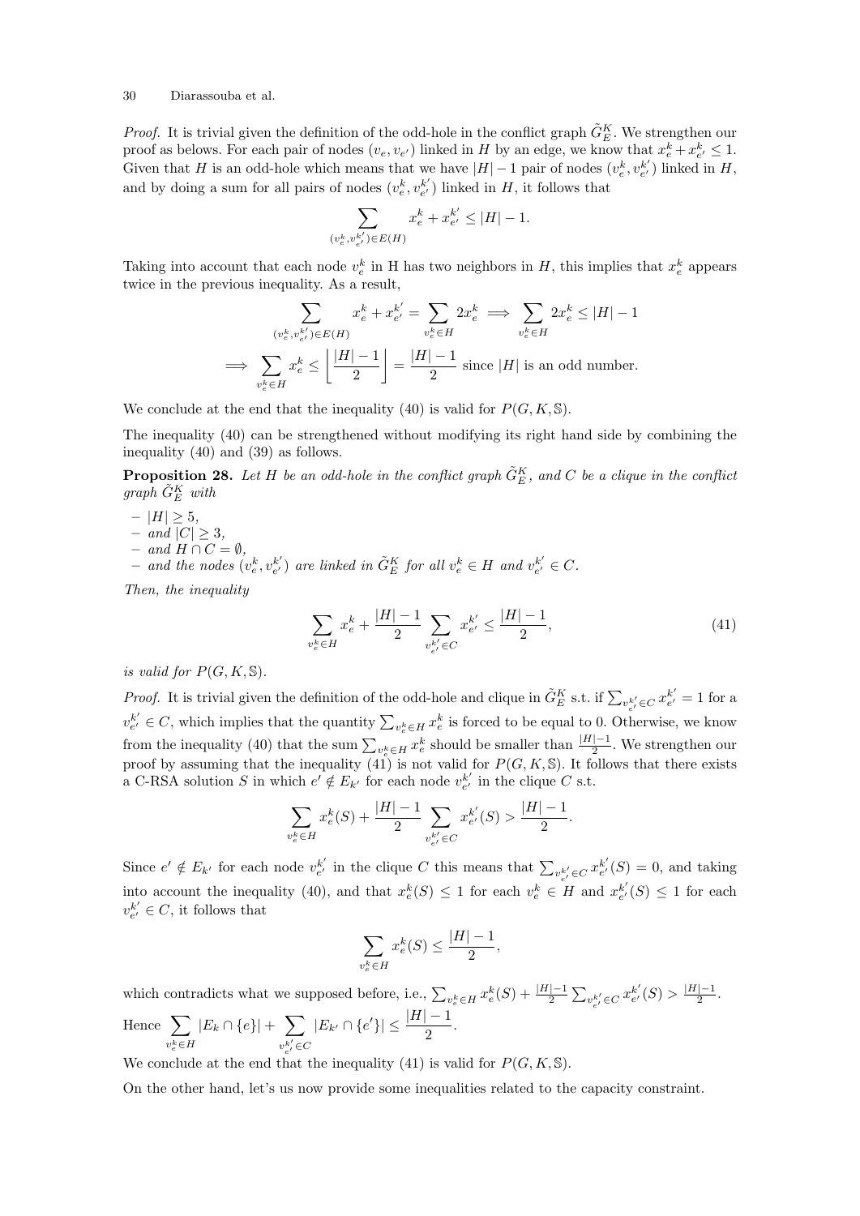*Proof.* It is trivial given the definition of the odd-hole in the conflict graph $\tilde{G}_E^K$. We strengthen our proof as belows. For each pair of nodes $(v_e, v_{e'})$ linked in $H$ by an edge, we know that $x_e^k + x_{e'}^{k'} \leq 1$. Given that $H$ is an odd-hole which means that we have $|H|-1$ pair of nodes $(v_e^k, v_{e'}^{k'})$ linked in $H$, and by doing a sum for all pairs of nodes $(v_e^k, v_{e'}^{k'})$ linked in $H$, it follows that

$$\sum_{(v_e^k, v_{e'}^{k'}) \in E(H)} x_e^k + x_{e'}^{k'} \leq |H| - 1.$$

Taking into account that each node $v_e^k$ in H has two neighbors in $H$, this implies that $x_e^k$ appears twice in the previous inequality. As a result,

$$\sum_{(v_e^k, v_{e'}^{k'}) \in E(H)} x_e^k + x_{e'}^{k'} = \sum_{v_e^k \in H} 2x_e^k \implies \sum_{v_e^k \in H} 2x_e^k \leq |H| - 1$$

$$\implies \sum_{v_e^k \in H} x_e^k \leq \left\lfloor \frac{|H|-1}{2} \right\rfloor = \frac{|H|-1}{2} \text{ since } |H| \text{ is an odd number.}$$

We conclude at the end that the inequality (40) is valid for $P(G, K, \mathbb{S})$.

The inequality (40) can be strengthened without modifying its right hand side by combining the inequality (40) and (39) as follows.

**Proposition 28.** *Let $H$ be an odd-hole in the conflict graph $\tilde{G}_E^K$, and $C$ be a clique in the conflict graph $\tilde{G}_E^K$ with*

- *$|H| \geq 5$,*
- *and $|C| \geq 3$,*
- *and $H \cap C = \emptyset$,*
- *and the nodes $(v_e^k, v_{e'}^{k'})$ are linked in $\tilde{G}_E^K$ for all $v_e^k \in H$ and $v_{e'}^{k'} \in C$.*

*Then, the inequality*

$$\sum_{v_e^k \in H} x_e^k + \frac{|H|-1}{2} \sum_{v_{e'}^{k'} \in C} x_{e'}^{k'} \leq \frac{|H|-1}{2}, \tag{41}$$

*is valid for $P(G, K, \mathbb{S})$.*

*Proof.* It is trivial given the definition of the odd-hole and clique in $\tilde{G}_E^K$ s.t. if $\sum_{v_{e'}^{k'} \in C} x_{e'}^{k'} = 1$ for a $v_{e'}^{k'} \in C$, which implies that the quantity $\sum_{v_e^k \in H} x_e^k$ is forced to be equal to 0. Otherwise, we know from the inequality (40) that the sum $\sum_{v_e^k \in H} x_e^k$ should be smaller than $\frac{|H|-1}{2}$. We strengthen our proof by assuming that the inequality (41) is not valid for $P(G, K, \mathbb{S})$. It follows that there exists a C-RSA solution $S$ in which $e' \notin E_{k'}$ for each node $v_{e'}^{k'}$ in the clique $C$ s.t.

$$\sum_{v_e^k \in H} x_e^k(S) + \frac{|H|-1}{2} \sum_{v_{e'}^{k'} \in C} x_{e'}^{k'}(S) > \frac{|H|-1}{2}.$$

Since $e' \notin E_{k'}$ for each node $v_{e'}^{k'}$ in the clique $C$ this means that $\sum_{v_{e'}^{k'} \in C} x_{e'}^{k'}(S) = 0$, and taking into account the inequality (40), and that $x_e^k(S) \leq 1$ for each $v_e^k \in H$ and $x_{e'}^{k'}(S) \leq 1$ for each $v_{e'}^{k'} \in C$, it follows that

$$\sum_{v_e^k \in H} x_e^k(S) \leq \frac{|H|-1}{2},$$

which contradicts what we supposed before, i.e., $\sum_{v_e^k \in H} x_e^k(S) + \frac{|H|-1}{2} \sum_{v_{e'}^{k'} \in C} x_{e'}^{k'}(S) > \frac{|H|-1}{2}$.

Hence $\displaystyle\sum_{v_e^k \in H} |E_k \cap \{e\}| + \sum_{v_{e'}^{k'} \in C} |E_{k'} \cap \{e'\}| \leq \frac{|H|-1}{2}$.

We conclude at the end that the inequality (41) is valid for $P(G, K, \mathbb{S})$.

On the other hand, let's us now provide some inequalities related to the capacity constraint.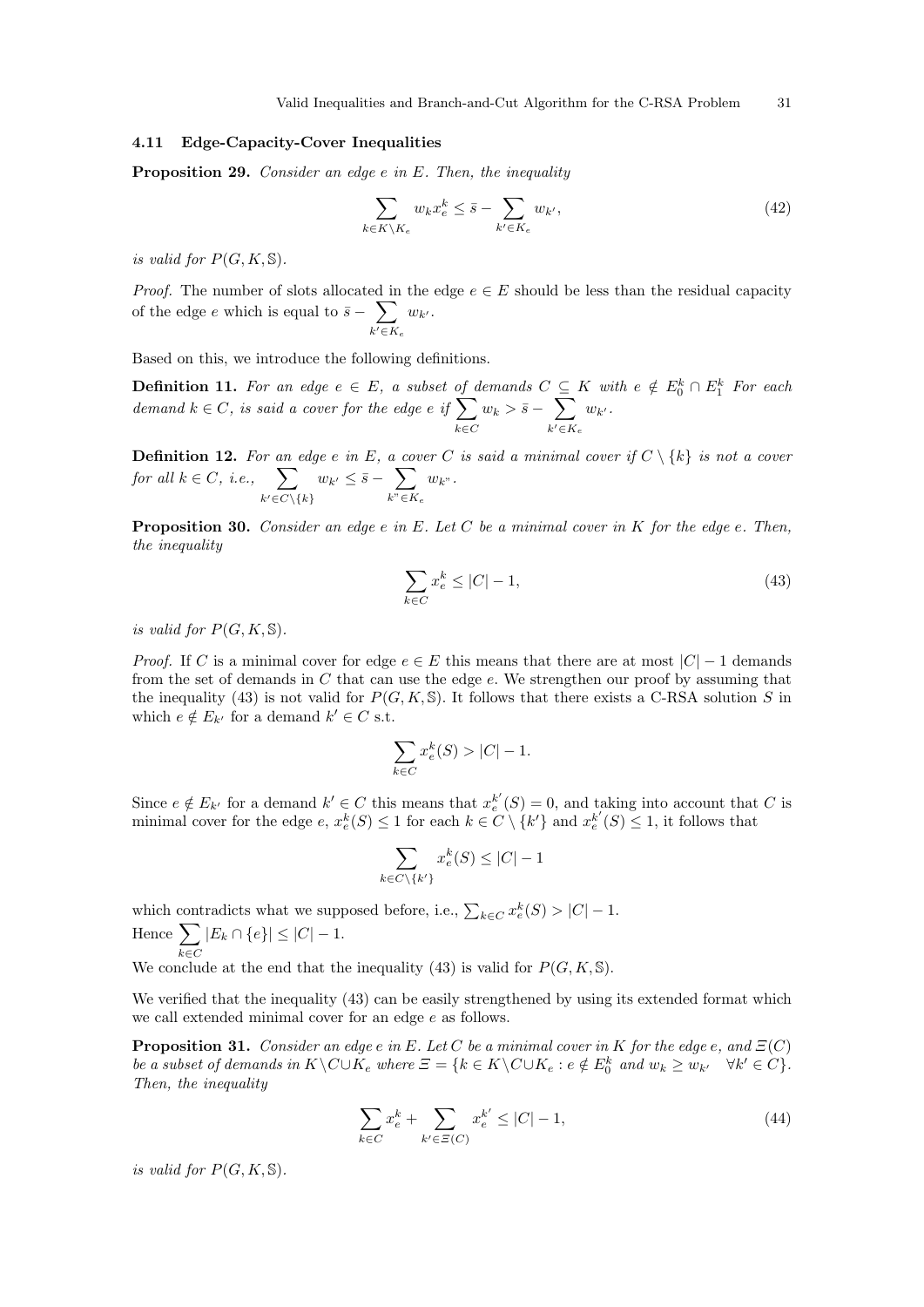### 4.11 Edge-Capacity-Cover Inequalities

**Proposition 29.** *Consider an edge $e$ in $E$. Then, the inequality*

$$\sum_{k \in K \setminus K_e} w_k x_e^k \leq \bar{s} - \sum_{k' \in K_e} w_{k'}, \tag{42}$$

*is valid for $P(G, K, \mathbb{S})$.*

*Proof.* The number of slots allocated in the edge $e \in E$ should be less than the residual capacity of the edge $e$ which is equal to $\bar{s} - \sum_{k' \in K_e} w_{k'}$.

Based on this, we introduce the following definitions.

**Definition 11.** *For an edge $e \in E$, a subset of demands $C \subseteq K$ with $e \notin E_0^k \cap E_1^k$ For each demand $k \in C$, is said a cover for the edge $e$ if $\sum_{k \in C} w_k > \bar{s} - \sum_{k' \in K_e} w_{k'}$.*

**Definition 12.** *For an edge $e$ in $E$, a cover $C$ is said a minimal cover if $C \setminus \{k\}$ is not a cover for all $k \in C$, i.e., $\sum_{k' \in C \setminus \{k\}} w_{k'} \leq \bar{s} - \sum_{k" \in K_e} w_{k"}$.*

**Proposition 30.** *Consider an edge $e$ in $E$. Let $C$ be a minimal cover in $K$ for the edge $e$. Then, the inequality*

$$\sum_{k \in C} x_e^k \leq |C| - 1, \tag{43}$$

*is valid for $P(G, K, \mathbb{S})$.*

*Proof.* If $C$ is a minimal cover for edge $e \in E$ this means that there are at most $|C| - 1$ demands from the set of demands in $C$ that can use the edge $e$. We strengthen our proof by assuming that the inequality (43) is not valid for $P(G, K, \mathbb{S})$. It follows that there exists a C-RSA solution $S$ in which $e \notin E_{k'}$ for a demand $k' \in C$ s.t.

$$\sum_{k \in C} x_e^k(S) > |C| - 1.$$

Since $e \notin E_{k'}$ for a demand $k' \in C$ this means that $x_e^{k'}(S) = 0$, and taking into account that $C$ is minimal cover for the edge $e$, $x_e^k(S) \leq 1$ for each $k \in C \setminus \{k'\}$ and $x_e^{k'}(S) \leq 1$, it follows that

$$\sum_{k \in C \setminus \{k'\}} x_e^k(S) \leq |C| - 1$$

which contradicts what we supposed before, i.e., $\sum_{k \in C} x_e^k(S) > |C| - 1$.
Hence $\sum_{k \in C} |E_k \cap \{e\}| \leq |C| - 1$.
We conclude at the end that the inequality (43) is valid for $P(G, K, \mathbb{S})$.

We verified that the inequality (43) can be easily strengthened by using its extended format which we call extended minimal cover for an edge $e$ as follows.

**Proposition 31.** *Consider an edge $e$ in $E$. Let $C$ be a minimal cover in $K$ for the edge $e$, and $\Xi(C)$ be a subset of demands in $K \setminus C \cup K_e$ where $\Xi = \{k \in K \setminus C \cup K_e : e \notin E_0^k$ and $w_k \geq w_{k'} \quad \forall k' \in C\}$. Then, the inequality*

$$\sum_{k \in C} x_e^k + \sum_{k' \in \Xi(C)} x_e^{k'} \leq |C| - 1, \tag{44}$$

*is valid for $P(G, K, \mathbb{S})$.*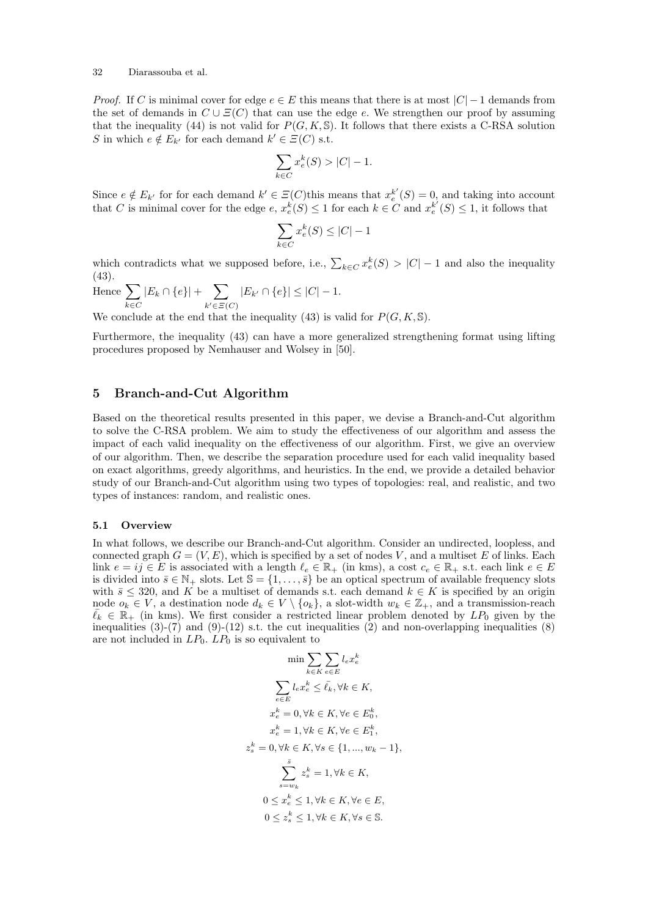*Proof.* If $C$ is minimal cover for edge $e \in E$ this means that there is at most $|C|-1$ demands from the set of demands in $C \cup \Xi(C)$ that can use the edge $e$. We strengthen our proof by assuming that the inequality (44) is not valid for $P(G, K, \mathbb{S})$. It follows that there exists a C-RSA solution $S$ in which $e \notin E_{k'}$ for each demand $k' \in \Xi(C)$ s.t.

$$\sum_{k \in C} x_e^k(S) > |C| - 1.$$

Since $e \notin E_{k'}$ for for each demand $k' \in \Xi(C)$this means that $x_e^{k'}(S) = 0$, and taking into account that $C$ is minimal cover for the edge $e$, $x_e^k(S) \leq 1$ for each $k \in C$ and $x_e^{k'}(S) \leq 1$, it follows that

$$\sum_{k \in C} x_e^k(S) \leq |C| - 1$$

which contradicts what we supposed before, i.e., $\sum_{k \in C} x_e^k(S) > |C| - 1$ and also the inequality (43).

Hence $\sum_{k \in C} |E_k \cap \{e\}| + \sum_{k' \in \Xi(C)} |E_{k'} \cap \{e\}| \leq |C| - 1$.

We conclude at the end that the inequality (43) is valid for $P(G, K, \mathbb{S})$.

Furthermore, the inequality (43) can have a more generalized strengthening format using lifting procedures proposed by Nemhauser and Wolsey in [50].

## 5 Branch-and-Cut Algorithm

Based on the theoretical results presented in this paper, we devise a Branch-and-Cut algorithm to solve the C-RSA problem. We aim to study the effectiveness of our algorithm and assess the impact of each valid inequality on the effectiveness of our algorithm. First, we give an overview of our algorithm. Then, we describe the separation procedure used for each valid inequality based on exact algorithms, greedy algorithms, and heuristics. In the end, we provide a detailed behavior study of our Branch-and-Cut algorithm using two types of topologies: real, and realistic, and two types of instances: random, and realistic ones.

### 5.1 Overview

In what follows, we describe our Branch-and-Cut algorithm. Consider an undirected, loopless, and connected graph $G = (V, E)$, which is specified by a set of nodes $V$, and a multiset $E$ of links. Each link $e = ij \in E$ is associated with a length $\ell_e \in \mathbb{R}_+$ (in kms), a cost $c_e \in \mathbb{R}_+$ s.t. each link $e \in E$ is divided into $\bar{s} \in \mathbb{N}_+$ slots. Let $\mathbb{S} = \{1, \ldots, \bar{s}\}$ be an optical spectrum of available frequency slots with $\bar{s} \leq 320$, and $K$ be a multiset of demands s.t. each demand $k \in K$ is specified by an origin node $o_k \in V$, a destination node $d_k \in V \setminus \{o_k\}$, a slot-width $w_k \in \mathbb{Z}_+$, and a transmission-reach $\bar{\ell}_k \in \mathbb{R}_+$ (in kms). We first consider a restricted linear problem denoted by $LP_0$ given by the inequalities (3)-(7) and (9)-(12) s.t. the cut inequalities (2) and non-overlapping inequalities (8) are not included in $LP_0$. $LP_0$ is so equivalent to

$$\min \sum_{k \in K} \sum_{e \in E} l_e x_e^k$$

$$\sum_{e \in E} l_e x_e^k \leq \bar{\ell}_k, \forall k \in K,$$

$$x_e^k = 0, \forall k \in K, \forall e \in E_0^k,$$

$$x_e^k = 1, \forall k \in K, \forall e \in E_1^k,$$

$$z_s^k = 0, \forall k \in K, \forall s \in \{1, ..., w_k - 1\},$$

$$\sum_{s = w_k}^{\bar{s}} z_s^k = 1, \forall k \in K,$$

$$0 \leq x_e^k \leq 1, \forall k \in K, \forall e \in E,$$

$$0 \leq z_s^k \leq 1, \forall k \in K, \forall s \in \mathbb{S}.$$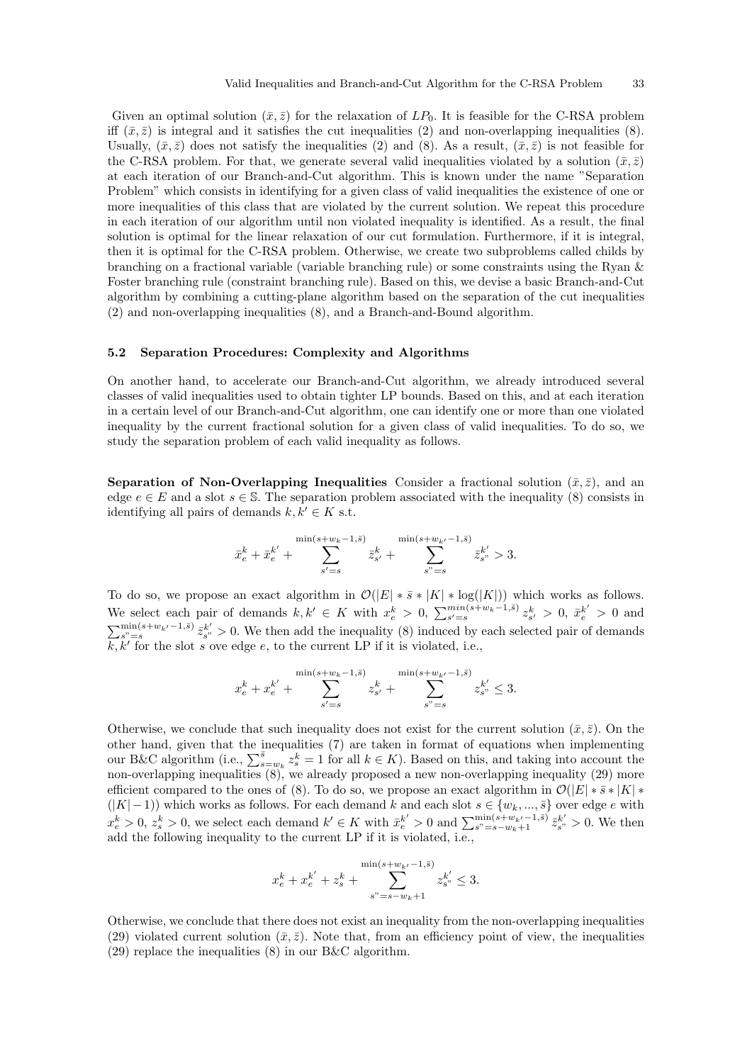Given an optimal solution $(\bar{x}, \bar{z})$ for the relaxation of $LP_0$. It is feasible for the C-RSA problem iff $(\bar{x}, \bar{z})$ is integral and it satisfies the cut inequalities (2) and non-overlapping inequalities (8). Usually, $(\bar{x}, \bar{z})$ does not satisfy the inequalities (2) and (8). As a result, $(\bar{x}, \bar{z})$ is not feasible for the C-RSA problem. For that, we generate several valid inequalities violated by a solution $(\bar{x}, \bar{z})$ at each iteration of our Branch-and-Cut algorithm. This is known under the name "Separation Problem" which consists in identifying for a given class of valid inequalities the existence of one or more inequalities of this class that are violated by the current solution. We repeat this procedure in each iteration of our algorithm until non violated inequality is identified. As a result, the final solution is optimal for the linear relaxation of our cut formulation. Furthermore, if it is integral, then it is optimal for the C-RSA problem. Otherwise, we create two subproblems called childs by branching on a fractional variable (variable branching rule) or some constraints using the Ryan & Foster branching rule (constraint branching rule). Based on this, we devise a basic Branch-and-Cut algorithm by combining a cutting-plane algorithm based on the separation of the cut inequalities (2) and non-overlapping inequalities (8), and a Branch-and-Bound algorithm.

### 5.2 Separation Procedures: Complexity and Algorithms

On another hand, to accelerate our Branch-and-Cut algorithm, we already introduced several classes of valid inequalities used to obtain tighter LP bounds. Based on this, and at each iteration in a certain level of our Branch-and-Cut algorithm, one can identify one or more than one violated inequality by the current fractional solution for a given class of valid inequalities. To do so, we study the separation problem of each valid inequality as follows.

**Separation of Non-Overlapping Inequalities** Consider a fractional solution $(\bar{x}, \bar{z})$, and an edge $e \in E$ and a slot $s \in \mathbb{S}$. The separation problem associated with the inequality (8) consists in identifying all pairs of demands $k, k' \in K$ s.t.

$$\bar{x}_e^k + \bar{x}_e^{k'} + \sum_{s'=s}^{\min(s+w_k-1,\bar{s})} \bar{z}_{s'}^k + \sum_{s"=s}^{\min(s+w_{k'}-1,\bar{s})} \bar{z}_{s"}^{k'} > 3.$$

To do so, we propose an exact algorithm in $\mathcal{O}(|E| * \bar{s} * |K| * \log(|K|))$ which works as follows. We select each pair of demands $k, k' \in K$ with $x_e^k > 0$, $\sum_{s'=s}^{min(s+w_k-1,\bar{s})} z_{s'}^k > 0$, $\bar{x}_e^{k'} > 0$ and $\sum_{s"=s}^{\min(s+w_{k'}-1,\bar{s})} \bar{z}_{s"}^{k'} > 0$. We then add the inequality (8) induced by each selected pair of demands $k, k'$ for the slot $s$ ove edge $e$, to the current LP if it is violated, i.e.,

$$x_e^k + x_e^{k'} + \sum_{s'=s}^{\min(s+w_k-1,\bar{s})} z_{s'}^k + \sum_{s"=s}^{\min(s+w_{k'}-1,\bar{s})} z_{s"}^{k'} \leq 3.$$

Otherwise, we conclude that such inequality does not exist for the current solution $(\bar{x}, \bar{z})$. On the other hand, given that the inequalities (7) are taken in format of equations when implementing our B&C algorithm (i.e., $\sum_{s=w_k}^{\bar{s}} z_s^k = 1$ for all $k \in K$). Based on this, and taking into account the non-overlapping inequalities (8), we already proposed a new non-overlapping inequality (29) more efficient compared to the ones of (8). To do so, we propose an exact algorithm in $\mathcal{O}(|E| * \bar{s} * |K| * (|K| - 1))$ which works as follows. For each demand $k$ and each slot $s \in \{w_k, ..., \bar{s}\}$ over edge $e$ with $x_e^k > 0$, $z_s^k > 0$, we select each demand $k' \in K$ with $\bar{x}_e^{k'} > 0$ and $\sum_{s"=s-w_k+1}^{\min(s+w_{k'}-1,\bar{s})} \bar{z}_{s"}^{k'} > 0$. We then add the following inequality to the current LP if it is violated, i.e.,

$$x_e^k + x_e^{k'} + z_s^k + \sum_{s"=s-w_k+1}^{\min(s+w_{k'}-1,\bar{s})} z_{s"}^{k'} \leq 3.$$

Otherwise, we conclude that there does not exist an inequality from the non-overlapping inequalities (29) violated current solution $(\bar{x}, \bar{z})$. Note that, from an efficiency point of view, the inequalities (29) replace the inequalities (8) in our B&C algorithm.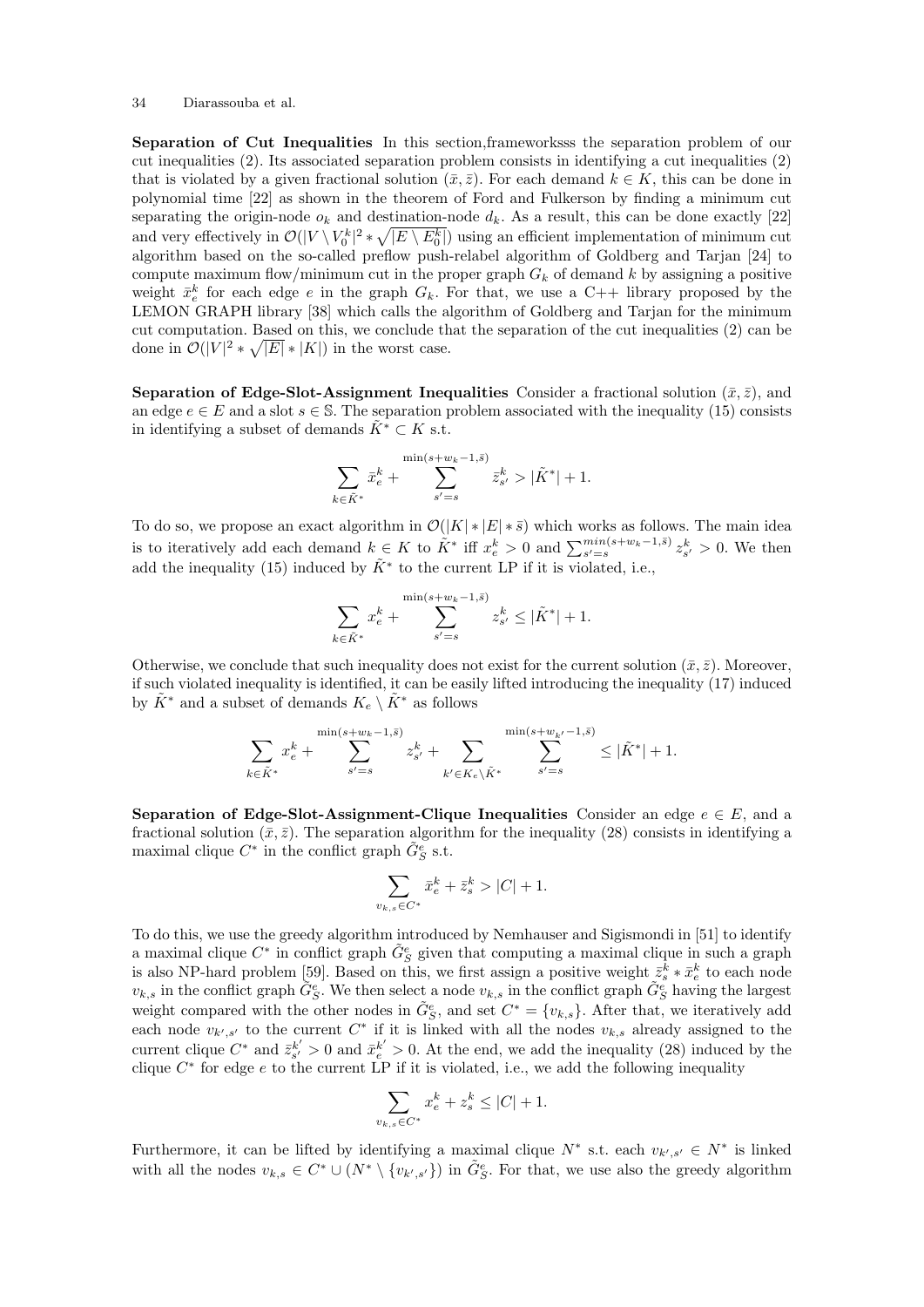**Separation of Cut Inequalities** In this section,frameworksss the separation problem of our cut inequalities (2). Its associated separation problem consists in identifying a cut inequalities (2) that is violated by a given fractional solution $(\bar{x}, \bar{z})$. For each demand $k \in K$, this can be done in polynomial time [22] as shown in the theorem of Ford and Fulkerson by finding a minimum cut separating the origin-node $o_k$ and destination-node $d_k$. As a result, this can be done exactly [22] and very effectively in $\mathcal{O}(|V \setminus V_0^k|^2 * \sqrt{|E \setminus E_0^k|})$ using an efficient implementation of minimum cut algorithm based on the so-called preflow push-relabel algorithm of Goldberg and Tarjan [24] to compute maximum flow/minimum cut in the proper graph $G_k$ of demand $k$ by assigning a positive weight $\bar{x}_e^k$ for each edge $e$ in the graph $G_k$. For that, we use a C++ library proposed by the LEMON GRAPH library [38] which calls the algorithm of Goldberg and Tarjan for the minimum cut computation. Based on this, we conclude that the separation of the cut inequalities (2) can be done in $\mathcal{O}(|V|^2 * \sqrt{|E|} * |K|)$ in the worst case.

**Separation of Edge-Slot-Assignment Inequalities** Consider a fractional solution $(\bar{x}, \bar{z})$, and an edge $e \in E$ and a slot $s \in \mathbb{S}$. The separation problem associated with the inequality (15) consists in identifying a subset of demands $\tilde{K}^* \subset K$ s.t.

$$\sum_{k \in \tilde{K}^*} \bar{x}_e^k + \sum_{s'=s}^{\min(s+w_k-1,\bar{s})} \bar{z}_{s'}^k > |\tilde{K}^*| + 1.$$

To do so, we propose an exact algorithm in $\mathcal{O}(|K| * |E| * \bar{s})$ which works as follows. The main idea is to iteratively add each demand $k \in K$ to $\tilde{K}^*$ iff $x_e^k > 0$ and $\sum_{s'=s}^{min(s+w_k-1,\bar{s})} z_{s'}^k > 0$. We then add the inequality (15) induced by $\tilde{K}^*$ to the current LP if it is violated, i.e.,

$$\sum_{k \in \tilde{K}^*} x_e^k + \sum_{s'=s}^{\min(s+w_k-1,\bar{s})} z_{s'}^k \leq |\tilde{K}^*| + 1.$$

Otherwise, we conclude that such inequality does not exist for the current solution $(\bar{x}, \bar{z})$. Moreover, if such violated inequality is identified, it can be easily lifted introducing the inequality (17) induced by $\tilde{K}^*$ and a subset of demands $K_e \setminus \tilde{K}^*$ as follows

$$\sum_{k \in \tilde{K}^*} x_e^k + \sum_{s'=s}^{\min(s+w_k-1,\bar{s})} z_{s'}^k + \sum_{k' \in K_e \setminus \tilde{K}^*} \sum_{s'=s}^{\min(s+w_{k'}-1,\bar{s})} \leq |\tilde{K}^*| + 1.$$

**Separation of Edge-Slot-Assignment-Clique Inequalities** Consider an edge $e \in E$, and a fractional solution $(\bar{x}, \bar{z})$. The separation algorithm for the inequality (28) consists in identifying a maximal clique $C^*$ in the conflict graph $\tilde{G}_S^e$ s.t.

$$\sum_{v_{k,s} \in C^*} \bar{x}_e^k + \bar{z}_s^k > |C| + 1.$$

To do this, we use the greedy algorithm introduced by Nemhauser and Sigismondi in [51] to identify a maximal clique $C^*$ in conflict graph $\tilde{G}_S^e$ given that computing a maximal clique in such a graph is also NP-hard problem [59]. Based on this, we first assign a positive weight $\bar{z}_s^k * \bar{x}_e^k$ to each node $v_{k,s}$ in the conflict graph $\tilde{G}_S^e$. We then select a node $v_{k,s}$ in the conflict graph $\tilde{G}_S^e$ having the largest weight compared with the other nodes in $\tilde{G}_S^e$, and set $C^* = \{v_{k,s}\}$. After that, we iteratively add each node $v_{k',s'}$ to the current $C^*$ if it is linked with all the nodes $v_{k,s}$ already assigned to the current clique $C^*$ and $\bar{z}_{s'}^{k'} > 0$ and $\bar{x}_e^{k'} > 0$. At the end, we add the inequality (28) induced by the clique $C^*$ for edge $e$ to the current LP if it is violated, i.e., we add the following inequality

$$\sum_{v_{k,s} \in C^*} x_e^k + z_s^k \leq |C| + 1.$$

Furthermore, it can be lifted by identifying a maximal clique $N^*$ s.t. each $v_{k',s'} \in N^*$ is linked with all the nodes $v_{k,s} \in C^* \cup (N^* \setminus \{v_{k',s'}\})$ in $\tilde{G}_S^e$. For that, we use also the greedy algorithm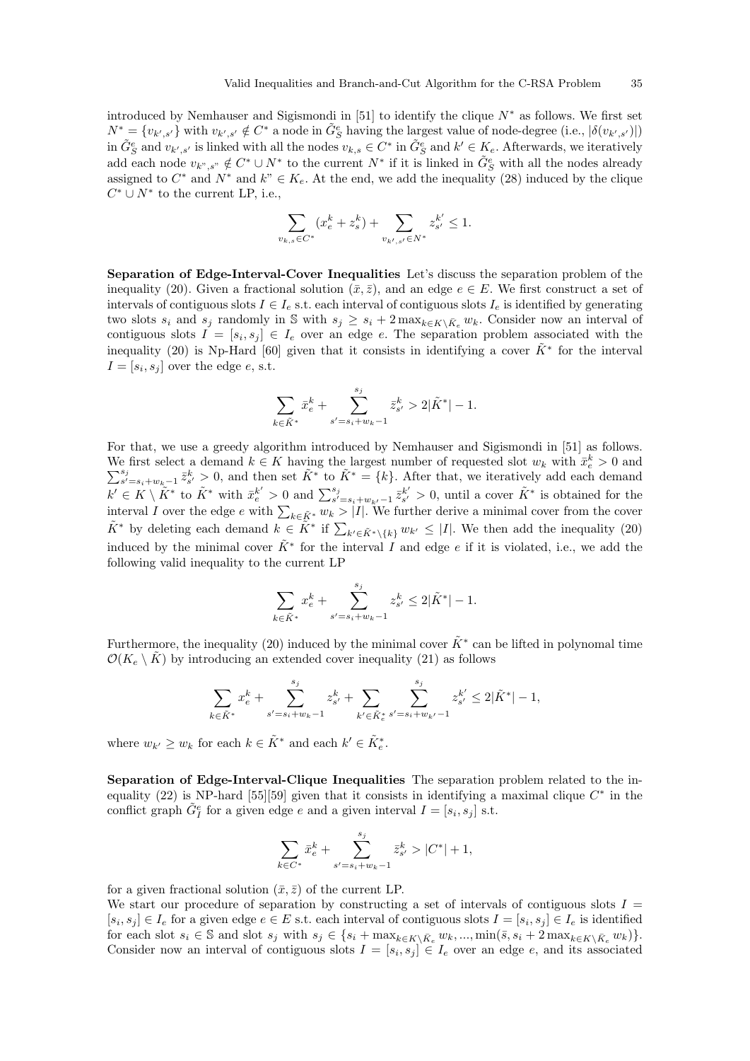introduced by Nemhauser and Sigismondi in [51] to identify the clique $N^*$ as follows. We first set $N^* = \{v_{k',s'}\}$ with $v_{k',s'} \notin C^*$ a node in $\tilde{G}^e_S$ having the largest value of node-degree (i.e., $|\delta(v_{k',s'})|$) in $\tilde{G}^e_S$ and $v_{k',s'}$ is linked with all the nodes $v_{k,s} \in C^*$ in $\tilde{G}^e_S$ and $k' \in K_e$. Afterwards, we iteratively add each node $v_{k",s"} \notin C^* \cup N^*$ to the current $N^*$ if it is linked in $\tilde{G}^e_S$ with all the nodes already assigned to $C^*$ and $N^*$ and $k" \in K_e$. At the end, we add the inequality (28) induced by the clique $C^* \cup N^*$ to the current LP, i.e.,

$$\sum_{v_{k,s} \in C^*} (x^k_e + z^k_s) + \sum_{v_{k',s'} \in N^*} z^{k'}_{s'} \leq 1.$$

**Separation of Edge-Interval-Cover Inequalities** Let's discuss the separation problem of the inequality (20). Given a fractional solution $(\bar{x}, \bar{z})$, and an edge $e \in E$. We first construct a set of intervals of contiguous slots $I \in I_e$ s.t. each interval of contiguous slots $I_e$ is identified by generating two slots $s_i$ and $s_j$ randomly in $\mathbb{S}$ with $s_j \geq s_i + 2\max_{k \in K \setminus \bar{K}_e} w_k$. Consider now an interval of contiguous slots $I = [s_i, s_j] \in I_e$ over an edge $e$. The separation problem associated with the inequality (20) is Np-Hard [60] given that it consists in identifying a cover $\tilde{K}^*$ for the interval $I = [s_i, s_j]$ over the edge $e$, s.t.

$$\sum_{k \in \tilde{K}^*} \bar{x}^k_e + \sum_{s'=s_i+w_k-1}^{s_j} \bar{z}^k_{s'} > 2|\tilde{K}^*| - 1.$$

For that, we use a greedy algorithm introduced by Nemhauser and Sigismondi in [51] as follows. We first select a demand $k \in K$ having the largest number of requested slot $w_k$ with $\bar{x}^k_e > 0$ and $\sum_{s'=s_i+w_k-1}^{s_j} \bar{z}^k_{s'} > 0$, and then set $\tilde{K}^*$ to $\tilde{K}^* = \{k\}$. After that, we iteratively add each demand $k' \in K \setminus \tilde{K}^*$ to $\tilde{K}^*$ with $\bar{x}^{k'}_e > 0$ and $\sum_{s'=s_i+w_{k'}-1}^{s_j} \bar{z}^{k'}_{s'} > 0$, until a cover $\tilde{K}^*$ is obtained for the interval $I$ over the edge $e$ with $\sum_{k \in \tilde{K}^*} w_k > |I|$. We further derive a minimal cover from the cover $\tilde{K}^*$ by deleting each demand $k \in \tilde{K}^*$ if $\sum_{k' \in \tilde{K}^* \setminus \{k\}} w_{k'} \leq |I|$. We then add the inequality (20) induced by the minimal cover $\tilde{K}^*$ for the interval $I$ and edge $e$ if it is violated, i.e., we add the following valid inequality to the current LP

$$\sum_{k \in \tilde{K}^*} x^k_e + \sum_{s'=s_i+w_k-1}^{s_j} z^k_{s'} \leq 2|\tilde{K}^*| - 1.$$

Furthermore, the inequality (20) induced by the minimal cover $\tilde{K}^*$ can be lifted in polynomal time $\mathcal{O}(K_e \setminus \tilde{K})$ by introducing an extended cover inequality (21) as follows

$$\sum_{k \in \tilde{K}^*} x^k_e + \sum_{s'=s_i+w_k-1}^{s_j} z^k_{s'} + \sum_{k' \in \tilde{K}^*_e} \sum_{s'=s_i+w_{k'}-1}^{s_j} z^{k'}_{s'} \leq 2|\tilde{K}^*| - 1,$$

where $w_{k'} \geq w_k$ for each $k \in \tilde{K}^*$ and each $k' \in \tilde{K}^*_e$.

**Separation of Edge-Interval-Clique Inequalities** The separation problem related to the inequality (22) is NP-hard [55][59] given that it consists in identifying a maximal clique $C^*$ in the conflict graph $\tilde{G}^e_I$ for a given edge $e$ and a given interval $I = [s_i, s_j]$ s.t.

$$\sum_{k \in C^*} \bar{x}^k_e + \sum_{s'=s_i+w_k-1}^{s_j} \bar{z}^k_{s'} > |C^*| + 1,$$

for a given fractional solution $(\bar{x}, \bar{z})$ of the current LP.
We start our procedure of separation by constructing a set of intervals of contiguous slots $I = [s_i, s_j] \in I_e$ for a given edge $e \in E$ s.t. each interval of contiguous slots $I = [s_i, s_j] \in I_e$ is identified for each slot $s_i \in \mathbb{S}$ and slot $s_j$ with $s_j \in \{s_i + \max_{k \in K \setminus \bar{K}_e} w_k, ..., \min(\bar{s}, s_i + 2\max_{k \in K \setminus \bar{K}_e} w_k)\}$. Consider now an interval of contiguous slots $I = [s_i, s_j] \in I_e$ over an edge $e$, and its associated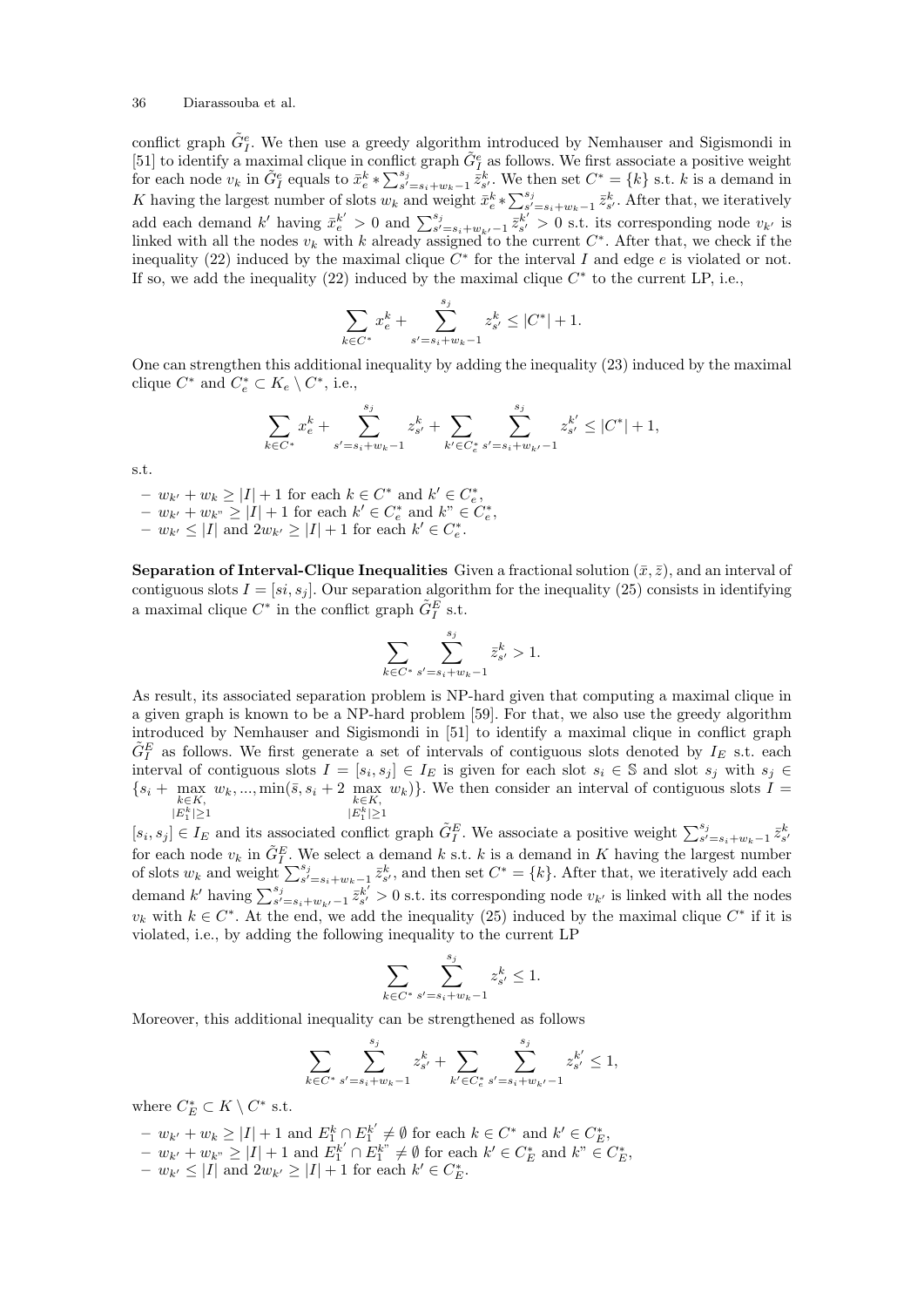conflict graph $\tilde{G}_I^e$. We then use a greedy algorithm introduced by Nemhauser and Sigismondi in [51] to identify a maximal clique in conflict graph $\tilde{G}_I^e$ as follows. We first associate a positive weight for each node $v_k$ in $\tilde{G}_I^e$ equals to $\bar{x}_e^k * \sum_{s'=s_i+w_k-1}^{s_j} \bar{z}_{s'}^k$. We then set $C^* = \{k\}$ s.t. $k$ is a demand in $K$ having the largest number of slots $w_k$ and weight $\bar{x}_e^k * \sum_{s'=s_i+w_k-1}^{s_j} \bar{z}_{s'}^k$. After that, we iteratively add each demand $k'$ having $\bar{x}_e^{k'} > 0$ and $\sum_{s'=s_i+w_{k'}-1}^{s_j} \bar{z}_{s'}^{k'} > 0$ s.t. its corresponding node $v_{k'}$ is linked with all the nodes $v_k$ with $k$ already assigned to the current $C^*$. After that, we check if the inequality (22) induced by the maximal clique $C^*$ for the interval $I$ and edge $e$ is violated or not. If so, we add the inequality (22) induced by the maximal clique $C^*$ to the current LP, i.e.,

$$\sum_{k \in C^*} x_e^k + \sum_{s'=s_i+w_k-1}^{s_j} z_{s'}^k \leq |C^*| + 1.$$

One can strengthen this additional inequality by adding the inequality (23) induced by the maximal clique $C^*$ and $C_e^* \subset K_e \setminus C^*$, i.e.,

$$\sum_{k \in C^*} x_e^k + \sum_{s'=s_i+w_k-1}^{s_j} z_{s'}^k + \sum_{k' \in C_e^*} \sum_{s'=s_i+w_{k'}-1}^{s_j} z_{s'}^{k'} \leq |C^*| + 1,$$

s.t.

- $w_{k'} + w_k \geq |I| + 1$ for each $k \in C^*$ and $k' \in C_e^*$,
- $w_{k'} + w_{k"} \geq |I| + 1$ for each $k' \in C_e^*$ and $k" \in C_e^*$,
- $w_{k'} \leq |I|$ and $2w_{k'} \geq |I| + 1$ for each $k' \in C_e^*$.

**Separation of Interval-Clique Inequalities** Given a fractional solution $(\bar{x}, \bar{z})$, and an interval of contiguous slots $I = [si, s_j]$. Our separation algorithm for the inequality (25) consists in identifying a maximal clique $C^*$ in the conflict graph $\tilde{G}_I^E$ s.t.

$$\sum_{k \in C^*} \sum_{s'=s_i+w_k-1}^{s_j} \bar{z}_{s'}^k > 1.$$

As result, its associated separation problem is NP-hard given that computing a maximal clique in a given graph is known to be a NP-hard problem [59]. For that, we also use the greedy algorithm introduced by Nemhauser and Sigismondi in [51] to identify a maximal clique in conflict graph $\tilde{G}_I^E$ as follows. We first generate a set of intervals of contiguous slots denoted by $I_E$ s.t. each interval of contiguous slots $I = [s_i, s_j] \in I_E$ is given for each slot $s_i \in \mathbb{S}$ and slot $s_j$ with $s_j \in \{s_i + \max_{\substack{k \in K, \\ |E_1^k| \geq 1}} w_k, ..., \min(\bar{s}, s_i + 2 \max_{\substack{k \in K, \\ |E_1^k| \geq 1}} w_k)\}$. We then consider an interval of contiguous slots $I = [s_i, s_j] \in I_E$ and its associated conflict graph $\tilde{G}_I^E$. We associate a positive weight $\sum_{s'=s_i+w_k-1}^{s_j} \bar{z}_{s'}^k$ for each node $v_k$ in $\tilde{G}_I^E$. We select a demand $k$ s.t. $k$ is a demand in $K$ having the largest number of slots $w_k$ and weight $\sum_{s'=s_i+w_k-1}^{s_j} \bar{z}_{s'}^k$, and then set $C^* = \{k\}$. After that, we iteratively add each demand $k'$ having $\sum_{s'=s_i+w_{k'}-1}^{s_j} \bar{z}_{s'}^{k'} > 0$ s.t. its corresponding node $v_{k'}$ is linked with all the nodes $v_k$ with $k \in C^*$. At the end, we add the inequality (25) induced by the maximal clique $C^*$ if it is violated, i.e., by adding the following inequality to the current LP

$$\sum_{k \in C^*} \sum_{s'=s_i+w_k-1}^{s_j} z_{s'}^k \leq 1.$$

Moreover, this additional inequality can be strengthened as follows

$$\sum_{k \in C^*} \sum_{s'=s_i+w_k-1}^{s_j} z_{s'}^k + \sum_{k' \in C_e^*} \sum_{s'=s_i+w_{k'}-1}^{s_j} z_{s'}^{k'} \leq 1,$$

where $C_E^* \subset K \setminus C^*$ s.t.

- $w_{k'} + w_k \geq |I| + 1$ and $E_1^k \cap E_1^{k'} \neq \emptyset$ for each $k \in C^*$ and $k' \in C_E^*$,
- $w_{k'} + w_{k"} \geq |I| + 1$ and $E_1^{k'} \cap E_1^{k"} \neq \emptyset$ for each $k' \in C_E^*$ and $k" \in C_E^*$,
- $w_{k'} \leq |I|$ and $2w_{k'} \geq |I| + 1$ for each $k' \in C_E^*$.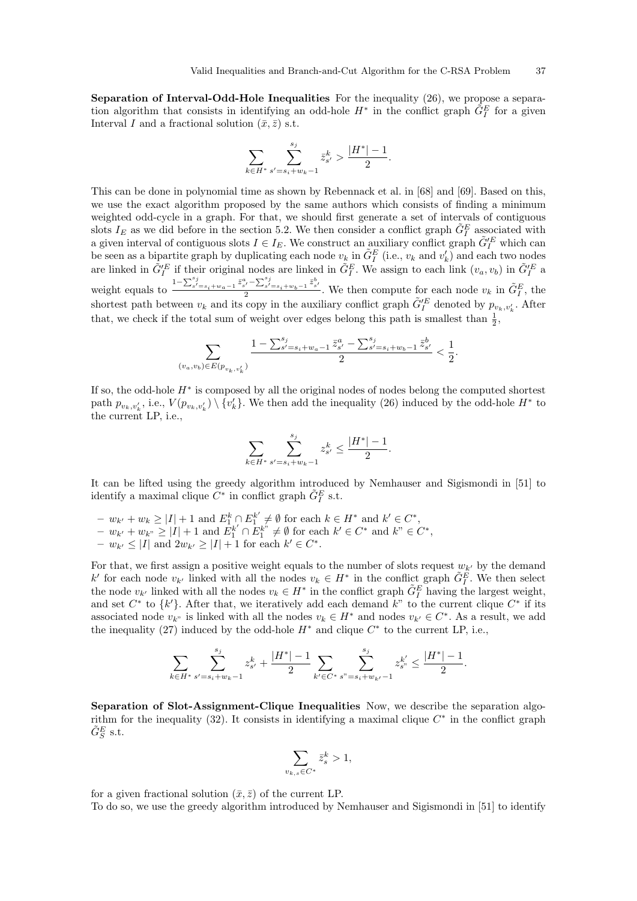**Separation of Interval-Odd-Hole Inequalities** For the inequality (26), we propose a separation algorithm that consists in identifying an odd-hole $H^*$ in the conflict graph $\tilde{G}_I^E$ for a given Interval $I$ and a fractional solution $(\bar{x}, \bar{z})$ s.t.

$$\sum_{k \in H^*} \sum_{s'=s_i+w_k-1}^{s_j} \bar{z}_{s'}^k > \frac{|H^*|-1}{2}.$$

This can be done in polynomial time as shown by Rebennack et al. in [68] and [69]. Based on this, we use the exact algorithm proposed by the same authors which consists of finding a minimum weighted odd-cycle in a graph. For that, we should first generate a set of intervals of contiguous slots $I_E$ as we did before in the section 5.2. We then consider a conflict graph $\tilde{G}_I^E$ associated with a given interval of contiguous slots $I \in I_E$. We construct an auxiliary conflict graph $\tilde{G}_I'^E$ which can be seen as a bipartite graph by duplicating each node $v_k$ in $\tilde{G}_I^E$ (i.e., $v_k$ and $v_k'$) and each two nodes are linked in $\tilde{G}_I'^E$ if their original nodes are linked in $\tilde{G}_I^E$. We assign to each link $(v_a, v_b)$ in $\tilde{G}_I'^E$ a weight equals to $\frac{1-\sum_{s'=s_i+w_a-1}^{s_j} \bar{z}_{s'}^a - \sum_{s'=s_i+w_b-1}^{s_j} \bar{z}_{s'}^b}{2}$. We then compute for each node $v_k$ in $\tilde{G}_I^E$, the shortest path between $v_k$ and its copy in the auxiliary conflict graph $\tilde{G}_I'^E$ denoted by $p_{v_k,v_k'}$. After that, we check if the total sum of weight over edges belong this path is smallest than $\frac{1}{2}$,

$$\sum_{(v_a,v_b) \in E(p_{v_k,v_k'})} \frac{1-\sum_{s'=s_i+w_a-1}^{s_j} \bar{z}_{s'}^a - \sum_{s'=s_i+w_b-1}^{s_j} \bar{z}_{s'}^b}{2} < \frac{1}{2}.$$

If so, the odd-hole $H^*$ is composed by all the original nodes of nodes belong the computed shortest path $p_{v_k,v_k'}$, i.e., $V(p_{v_k,v_k'}) \setminus \{v_k'\}$. We then add the inequality (26) induced by the odd-hole $H^*$ to the current LP, i.e.,

$$\sum_{k \in H^*} \sum_{s'=s_i+w_k-1}^{s_j} z_{s'}^k \leq \frac{|H^*|-1}{2}.$$

It can be lifted using the greedy algorithm introduced by Nemhauser and Sigismondi in [51] to identify a maximal clique $C^*$ in conflict graph $\tilde{G}_I^E$ s.t.

- $w_{k'} + w_k \geq |I|+1$ and $E_1^k \cap E_1^{k'} \neq \emptyset$ for each $k \in H^*$ and $k' \in C^*$,
- $w_{k'} + w_{k"} \geq |I|+1$ and $E_1^{k'} \cap E_1^{k"} \neq \emptyset$ for each $k' \in C^*$ and $k" \in C^*$,
- $w_{k'} \leq |I|$ and $2w_{k'} \geq |I|+1$ for each $k' \in C^*$.

For that, we first assign a positive weight equals to the number of slots request $w_{k'}$ by the demand $k'$ for each node $v_{k'}$ linked with all the nodes $v_k \in H^*$ in the conflict graph $\tilde{G}_I^E$. We then select the node $v_{k'}$ linked with all the nodes $v_k \in H^*$ in the conflict graph $\tilde{G}_I^E$ having the largest weight, and set $C^*$ to $\{k'\}$. After that, we iteratively add each demand $k"$ to the current clique $C^*$ if its associated node $v_{k"}$ is linked with all the nodes $v_k \in H^*$ and nodes $v_{k'} \in C^*$. As a result, we add the inequality (27) induced by the odd-hole $H^*$ and clique $C^*$ to the current LP, i.e.,

$$\sum_{k \in H^*} \sum_{s'=s_i+w_k-1}^{s_j} z_{s'}^k + \frac{|H^*|-1}{2} \sum_{k' \in C^*} \sum_{s"=s_i+w_{k'}-1}^{s_j} z_{s"}^{k'} \leq \frac{|H^*|-1}{2}.$$

**Separation of Slot-Assignment-Clique Inequalities** Now, we describe the separation algorithm for the inequality (32). It consists in identifying a maximal clique $C^*$ in the conflict graph $\tilde{G}_S^E$ s.t.

$$\sum_{v_{k,s} \in C^*} \bar{z}_s^k > 1,$$

for a given fractional solution $(\bar{x}, \bar{z})$ of the current LP.
To do so, we use the greedy algorithm introduced by Nemhauser and Sigismondi in [51] to identify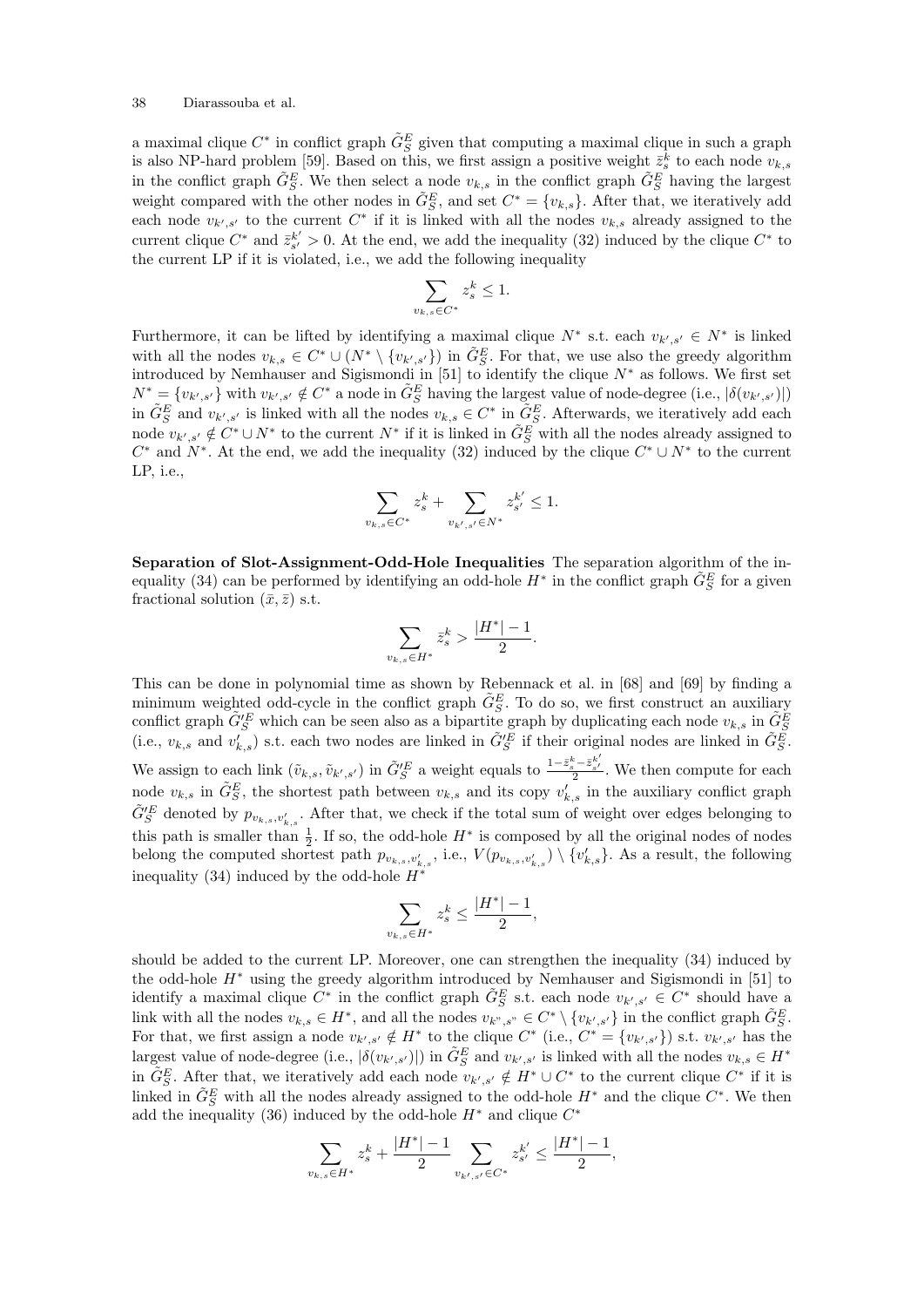a maximal clique $C^*$ in conflict graph $\tilde{G}_S^E$ given that computing a maximal clique in such a graph is also NP-hard problem [59]. Based on this, we first assign a positive weight $\bar{z}_s^k$ to each node $v_{k,s}$ in the conflict graph $\tilde{G}_S^E$. We then select a node $v_{k,s}$ in the conflict graph $\tilde{G}_S^E$ having the largest weight compared with the other nodes in $\tilde{G}_S^E$, and set $C^* = \{v_{k,s}\}$. After that, we iteratively add each node $v_{k',s'}$ to the current $C^*$ if it is linked with all the nodes $v_{k,s}$ already assigned to the current clique $C^*$ and $\bar{z}_{s'}^{k'} > 0$. At the end, we add the inequality (32) induced by the clique $C^*$ to the current LP if it is violated, i.e., we add the following inequality

$$\sum_{v_{k,s} \in C^*} z_s^k \leq 1.$$

Furthermore, it can be lifted by identifying a maximal clique $N^*$ s.t. each $v_{k',s'} \in N^*$ is linked with all the nodes $v_{k,s} \in C^* \cup (N^* \setminus \{v_{k',s'}\})$ in $\tilde{G}_S^E$. For that, we use also the greedy algorithm introduced by Nemhauser and Sigismondi in [51] to identify the clique $N^*$ as follows. We first set $N^* = \{v_{k',s'}\}$ with $v_{k',s'} \notin C^*$ a node in $\tilde{G}_S^E$ having the largest value of node-degree (i.e., $|\delta(v_{k',s'})|$) in $\tilde{G}_S^E$ and $v_{k',s'}$ is linked with all the nodes $v_{k,s} \in C^*$ in $\tilde{G}_S^E$. Afterwards, we iteratively add each node $v_{k',s'} \notin C^* \cup N^*$ to the current $N^*$ if it is linked in $\tilde{G}_S^E$ with all the nodes already assigned to $C^*$ and $N^*$. At the end, we add the inequality (32) induced by the clique $C^* \cup N^*$ to the current LP, i.e.,

$$\sum_{v_{k,s} \in C^*} z_s^k + \sum_{v_{k',s'} \in N^*} z_{s'}^{k'} \leq 1.$$

**Separation of Slot-Assignment-Odd-Hole Inequalities** The separation algorithm of the inequality (34) can be performed by identifying an odd-hole $H^*$ in the conflict graph $\tilde{G}_S^E$ for a given fractional solution $(\bar{x}, \bar{z})$ s.t.

$$\sum_{v_{k,s} \in H^*} \bar{z}_s^k > \frac{|H^*| - 1}{2}.$$

This can be done in polynomial time as shown by Rebennack et al. in [68] and [69] by finding a minimum weighted odd-cycle in the conflict graph $\tilde{G}_S^E$. To do so, we first construct an auxiliary conflict graph $\tilde{G}_S'^E$ which can be seen also as a bipartite graph by duplicating each node $v_{k,s}$ in $\tilde{G}_S^E$ (i.e., $v_{k,s}$ and $v'_{k,s}$) s.t. each two nodes are linked in $\tilde{G}_S'^E$ if their original nodes are linked in $\tilde{G}_S^E$. We assign to each link $(\tilde{v}_{k,s}, \tilde{v}_{k',s'})$ in $\tilde{G}_S'^E$ a weight equals to $\frac{1 - \bar{z}_s^k - \bar{z}_{s'}^{k'}}{2}$. We then compute for each node $v_{k,s}$ in $\tilde{G}_S^E$, the shortest path between $v_{k,s}$ and its copy $v'_{k,s}$ in the auxiliary conflict graph $\tilde{G}_S'^E$ denoted by $p_{v_{k,s}, v'_{k,s}}$. After that, we check if the total sum of weight over edges belonging to this path is smaller than $\frac{1}{2}$. If so, the odd-hole $H^*$ is composed by all the original nodes of nodes belong the computed shortest path $p_{v_{k,s}, v'_{k,s}}$, i.e., $V(p_{v_{k,s}, v'_{k,s}}) \setminus \{v'_{k,s}\}$. As a result, the following inequality (34) induced by the odd-hole $H^*$

$$\sum_{v_{k,s} \in H^*} z_s^k \leq \frac{|H^*| - 1}{2},$$

should be added to the current LP. Moreover, one can strengthen the inequality (34) induced by the odd-hole $H^*$ using the greedy algorithm introduced by Nemhauser and Sigismondi in [51] to identify a maximal clique $C^*$ in the conflict graph $\tilde{G}_S^E$ s.t. each node $v_{k',s'} \in C^*$ should have a link with all the nodes $v_{k,s} \in H^*$, and all the nodes $v_{k",s"} \in C^* \setminus \{v_{k',s'}\}$ in the conflict graph $\tilde{G}_S^E$. For that, we first assign a node $v_{k',s'} \notin H^*$ to the clique $C^*$ (i.e., $C^* = \{v_{k',s'}\}$) s.t. $v_{k',s'}$ has the largest value of node-degree (i.e., $|\delta(v_{k',s'})|$) in $\tilde{G}_S^E$ and $v_{k',s'}$ is linked with all the nodes $v_{k,s} \in H^*$ in $\tilde{G}_S^E$. After that, we iteratively add each node $v_{k',s'} \notin H^* \cup C^*$ to the current clique $C^*$ if it is linked in $\tilde{G}_S^E$ with all the nodes already assigned to the odd-hole $H^*$ and the clique $C^*$. We then add the inequality (36) induced by the odd-hole $H^*$ and clique $C^*$

$$\sum_{v_{k,s} \in H^*} z_s^k + \frac{|H^*| - 1}{2} \sum_{v_{k',s'} \in C^*} z_{s'}^{k'} \leq \frac{|H^*| - 1}{2},$$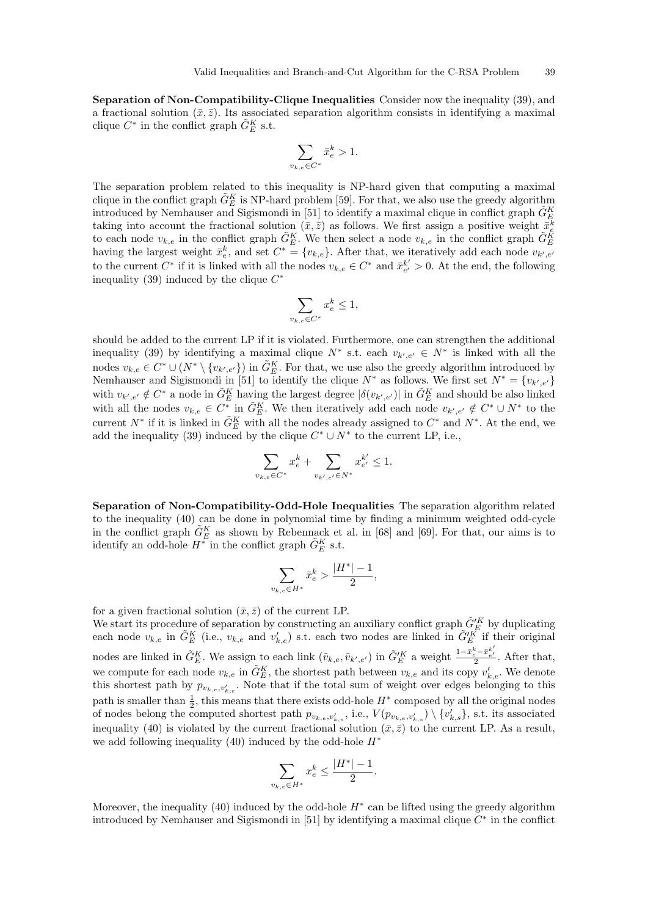**Separation of Non-Compatibility-Clique Inequalities** Consider now the inequality (39), and a fractional solution $(\bar{x}, \bar{z})$. Its associated separation algorithm consists in identifying a maximal clique $C^*$ in the conflict graph $\tilde{G}_E^K$ s.t.

$$\sum_{v_{k,e} \in C^*} \bar{x}_e^k > 1.$$

The separation problem related to this inequality is NP-hard given that computing a maximal clique in the conflict graph $\tilde{G}_E^K$ is NP-hard problem [59]. For that, we also use the greedy algorithm introduced by Nemhauser and Sigismondi in [51] to identify a maximal clique in conflict graph $\tilde{G}_E^K$ taking into account the fractional solution $(\bar{x}, \bar{z})$ as follows. We first assign a positive weight $\bar{x}_e^k$ to each node $v_{k,e}$ in the conflict graph $\tilde{G}_E^K$. We then select a node $v_{k,e}$ in the conflict graph $\tilde{G}_E^K$ having the largest weight $\bar{x}_e^k$, and set $C^* = \{v_{k,e}\}$. After that, we iteratively add each node $v_{k',e'}$ to the current $C^*$ if it is linked with all the nodes $v_{k,e} \in C^*$ and $\bar{x}_{e'}^{k'} > 0$. At the end, the following inequality (39) induced by the clique $C^*$

$$\sum_{v_{k,e} \in C^*} x_e^k \leq 1,$$

should be added to the current LP if it is violated. Furthermore, one can strengthen the additional inequality (39) by identifying a maximal clique $N^*$ s.t. each $v_{k',e'} \in N^*$ is linked with all the nodes $v_{k,e} \in C^* \cup (N^* \setminus \{v_{k',e'}\})$ in $\tilde{G}_E^K$. For that, we use also the greedy algorithm introduced by Nemhauser and Sigismondi in [51] to identify the clique $N^*$ as follows. We first set $N^* = \{v_{k',e'}\}$ with $v_{k',e'} \notin C^*$ a node in $\tilde{G}_E^K$ having the largest degree $|\delta(v_{k',e'})|$ in $\tilde{G}_E^K$ and should be also linked with all the nodes $v_{k,e} \in C^*$ in $\tilde{G}_E^K$. We then iteratively add each node $v_{k',e'} \notin C^* \cup N^*$ to the current $N^*$ if it is linked in $\tilde{G}_E^K$ with all the nodes already assigned to $C^*$ and $N^*$. At the end, we add the inequality (39) induced by the clique $C^* \cup N^*$ to the current LP, i.e.,

$$\sum_{v_{k,e} \in C^*} x_e^k + \sum_{v_{k',e'} \in N^*} x_{e'}^{k'} \leq 1.$$

**Separation of Non-Compatibility-Odd-Hole Inequalities** The separation algorithm related to the inequality (40) can be done in polynomial time by finding a minimum weighted odd-cycle in the conflict graph $\tilde{G}_E^K$ as shown by Rebennack et al. in [68] and [69]. For that, our aims is to identify an odd-hole $H^*$ in the conflict graph $\tilde{G}_E^K$ s.t.

$$\sum_{v_{k,e} \in H^*} \bar{x}_e^k > \frac{|H^*| - 1}{2},$$

for a given fractional solution $(\bar{x}, \bar{z})$ of the current LP.
We start its procedure of separation by constructing an auxiliary conflict graph $\tilde{G}_E'^K$ by duplicating each node $v_{k,e}$ in $\tilde{G}_E^K$ (i.e., $v_{k,e}$ and $v'_{k,e}$) s.t. each two nodes are linked in $\tilde{G}_E'^K$ if their original nodes are linked in $\tilde{G}_E^K$. We assign to each link $(\tilde{v}_{k,e}, \tilde{v}_{k',e'})$ in $\tilde{G}_E'^K$ a weight $\frac{1 - \bar{x}_e^k - \bar{x}_{e'}^{k'}}{2}$. After that, we compute for each node $v_{k,e}$ in $\tilde{G}_E^K$, the shortest path between $v_{k,e}$ and its copy $v'_{k,e}$. We denote this shortest path by $p_{v_{k,e}, v'_{k,e}}$. Note that if the total sum of weight over edges belonging to this path is smaller than $\frac{1}{2}$, this means that there exists odd-hole $H^*$ composed by all the original nodes of nodes belong the computed shortest path $p_{v_{k,e}, v'_{k,s}}$, i.e., $V(p_{v_{k,e}, v'_{k,s}}) \setminus \{v'_{k,s}\}$, s.t. its associated inequality (40) is violated by the current fractional solution $(\bar{x}, \bar{z})$ to the current LP. As a result, we add following inequality (40) induced by the odd-hole $H^*$

$$\sum_{v_{k,e} \in H^*} x_e^k \leq \frac{|H^*| - 1}{2}.$$

Moreover, the inequality (40) induced by the odd-hole $H^*$ can be lifted using the greedy algorithm introduced by Nemhauser and Sigismondi in [51] by identifying a maximal clique $C^*$ in the conflict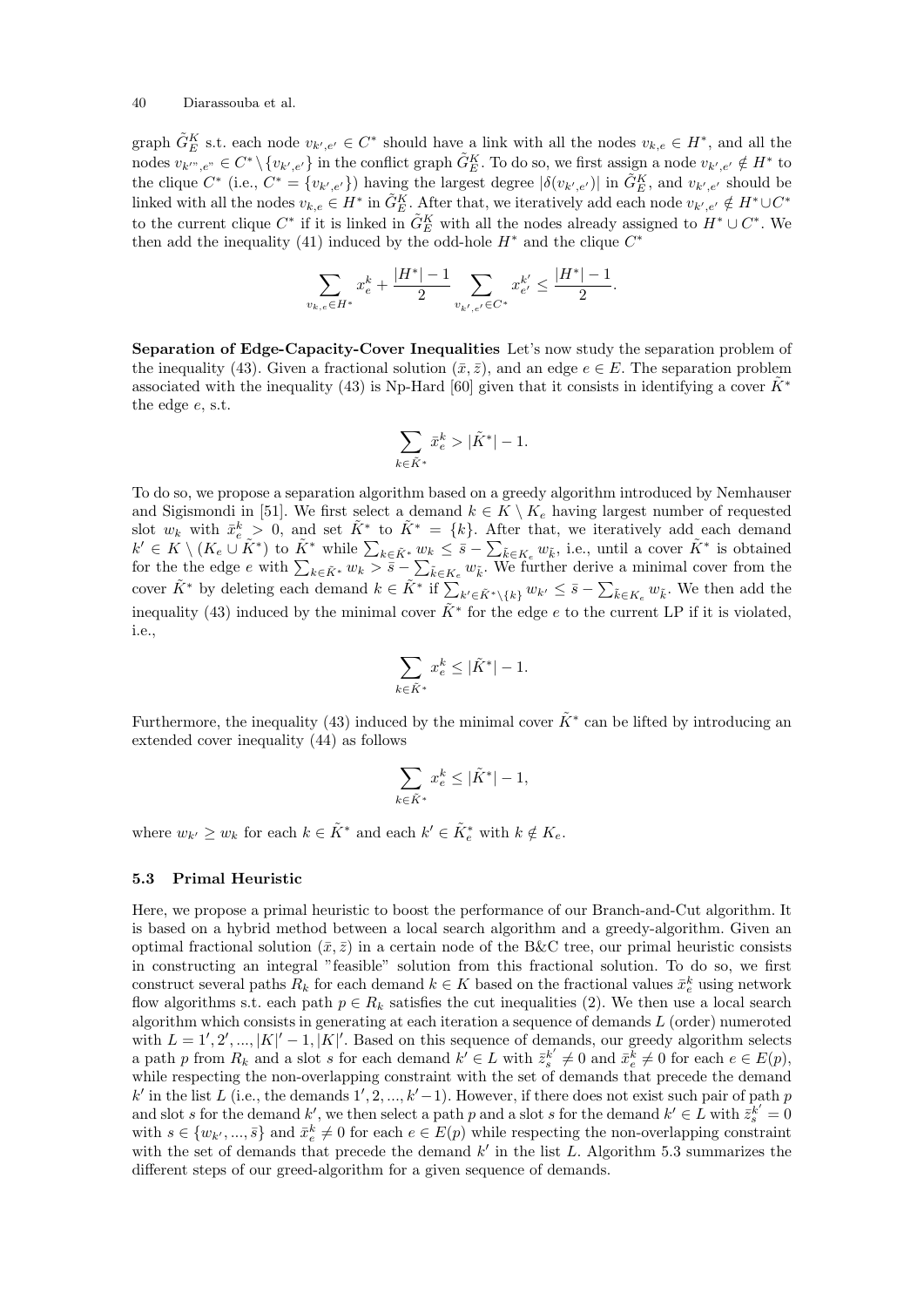graph $\tilde{G}_E^K$ s.t. each node $v_{k',e'} \in C^*$ should have a link with all the nodes $v_{k,e} \in H^*$, and all the nodes $v_{k''',e''} \in C^* \setminus \{v_{k',e'}\}$ in the conflict graph $\tilde{G}_E^K$. To do so, we first assign a node $v_{k',e'} \notin H^*$ to the clique $C^*$ (i.e., $C^* = \{v_{k',e'}\}$) having the largest degree $|\delta(v_{k',e'})|$ in $\tilde{G}_E^K$, and $v_{k',e'}$ should be linked with all the nodes $v_{k,e} \in H^*$ in $\tilde{G}_E^K$. After that, we iteratively add each node $v_{k',e'} \notin H^* \cup C^*$ to the current clique $C^*$ if it is linked in $\tilde{G}_E^K$ with all the nodes already assigned to $H^* \cup C^*$. We then add the inequality (41) induced by the odd-hole $H^*$ and the clique $C^*$

$$\sum_{v_{k,e} \in H^*} x_e^k + \frac{|H^*| - 1}{2} \sum_{v_{k',e'} \in C^*} x_{e'}^{k'} \leq \frac{|H^*| - 1}{2}.$$

**Separation of Edge-Capacity-Cover Inequalities** Let's now study the separation problem of the inequality (43). Given a fractional solution $(\bar{x}, \bar{z})$, and an edge $e \in E$. The separation problem associated with the inequality (43) is Np-Hard [60] given that it consists in identifying a cover $\tilde{K}^*$ the edge $e$, s.t.

$$\sum_{k \in \tilde{K}^*} \bar{x}_e^k > |\tilde{K}^*| - 1.$$

To do so, we propose a separation algorithm based on a greedy algorithm introduced by Nemhauser and Sigismondi in [51]. We first select a demand $k \in K \setminus K_e$ having largest number of requested slot $w_k$ with $\bar{x}_e^k > 0$, and set $\tilde{K}^*$ to $\tilde{K}^* = \{k\}$. After that, we iteratively add each demand $k' \in K \setminus (K_e \cup \tilde{K}^*)$ to $\tilde{K}^*$ while $\sum_{k \in \tilde{K}^*} w_k \leq \bar{s} - \sum_{\tilde{k} \in K_e} w_{\tilde{k}}$, i.e., until a cover $\tilde{K}^*$ is obtained for the the edge $e$ with $\sum_{k \in \tilde{K}^*} w_k > \bar{s} - \sum_{\tilde{k} \in K_e} w_{\tilde{k}}$. We further derive a minimal cover from the cover $\tilde{K}^*$ by deleting each demand $k \in \tilde{K}^*$ if $\sum_{k' \in \tilde{K}^* \setminus \{k\}} w_{k'} \leq \bar{s} - \sum_{\tilde{k} \in K_e} w_{\tilde{k}}$. We then add the inequality (43) induced by the minimal cover $\tilde{K}^*$ for the edge $e$ to the current LP if it is violated, i.e.,

$$\sum_{k \in \tilde{K}^*} x_e^k \leq |\tilde{K}^*| - 1.$$

Furthermore, the inequality (43) induced by the minimal cover $\tilde{K}^*$ can be lifted by introducing an extended cover inequality (44) as follows

$$\sum_{k \in \tilde{K}^*} x_e^k \leq |\tilde{K}^*| - 1,$$

where $w_{k'} \geq w_k$ for each $k \in \tilde{K}^*$ and each $k' \in \tilde{K}_e^*$ with $k \notin K_e$.

### 5.3 Primal Heuristic

Here, we propose a primal heuristic to boost the performance of our Branch-and-Cut algorithm. It is based on a hybrid method between a local search algorithm and a greedy-algorithm. Given an optimal fractional solution $(\bar{x}, \bar{z})$ in a certain node of the B&C tree, our primal heuristic consists in constructing an integral "feasible" solution from this fractional solution. To do so, we first construct several paths $R_k$ for each demand $k \in K$ based on the fractional values $\bar{x}_e^k$ using network flow algorithms s.t. each path $p \in R_k$ satisfies the cut inequalities (2). We then use a local search algorithm which consists in generating at each iteration a sequence of demands $L$ (order) numeroted with $L = 1', 2', ..., |K|' - 1, |K|'$. Based on this sequence of demands, our greedy algorithm selects a path $p$ from $R_k$ and a slot $s$ for each demand $k' \in L$ with $\bar{z}_s^{k'} \neq 0$ and $\bar{x}_e^k \neq 0$ for each $e \in E(p)$, while respecting the non-overlapping constraint with the set of demands that precede the demand $k'$ in the list $L$ (i.e., the demands $1', 2, ..., k'-1$). However, if there does not exist such pair of path $p$ and slot $s$ for the demand $k'$, we then select a path $p$ and a slot $s$ for the demand $k' \in L$ with $\bar{z}_s^{k'} = 0$ with $s \in \{w_{k'}, ..., \bar{s}\}$ and $\bar{x}_e^k \neq 0$ for each $e \in E(p)$ while respecting the non-overlapping constraint with the set of demands that precede the demand $k'$ in the list $L$. Algorithm 5.3 summarizes the different steps of our greed-algorithm for a given sequence of demands.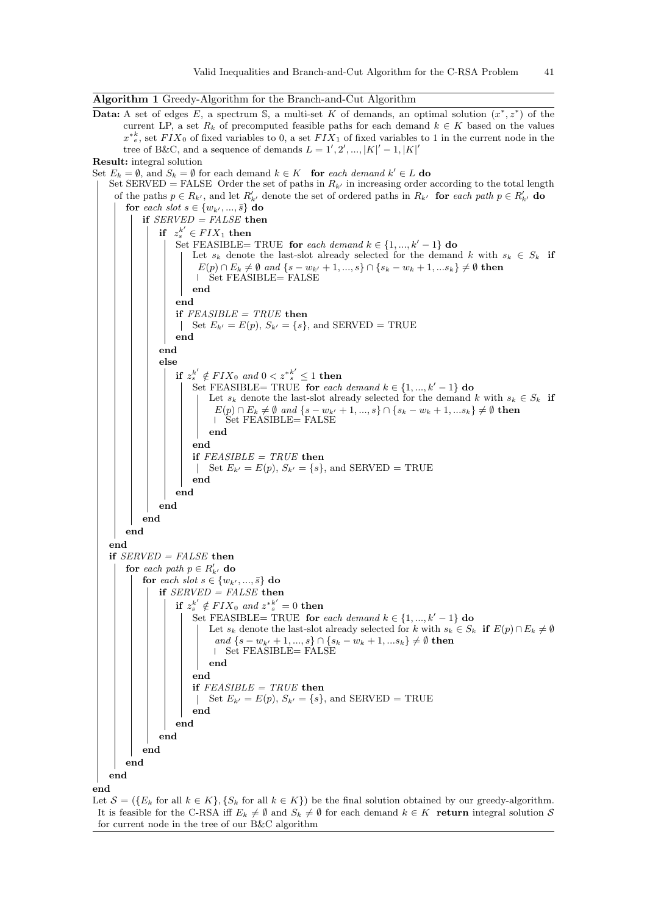**Algorithm 1** Greedy-Algorithm for the Branch-and-Cut Algorithm

**Data:** A set of edges $E$, a spectrum $\mathbb{S}$, a multi-set $K$ of demands, an optimal solution $(x^*, z^*)$ of the current LP, a set $R_k$ of precomputed feasible paths for each demand $k \in K$ based on the values $x^{*k}_e$, set $FIX_0$ of fixed variables to 0, a set $FIX_1$ of fixed variables to 1 in the current node in the tree of B&C, and a sequence of demands $L = 1', 2', ..., |K|' - 1, |K|'$

**Result:** integral solution

```
Set E_k = ∅, and S_k = ∅ for each demand k ∈ K   for each demand k' ∈ L do
    Set SERVED = FALSE  Order the set of paths in R_{k'} in increasing order according to the total length
    of the paths p ∈ R_{k'}, and let R'_{k'} denote the set of ordered paths in R_{k'}  for each path p ∈ R'_{k'} do
        for each slot s ∈ {w_{k'}, ..., s̄} do
            if SERVED = FALSE then
                if z_s^{k'} ∈ FIX_1 then
                    Set FEASIBLE= TRUE  for each demand k ∈ {1, ..., k' − 1} do
                        Let s_k denote the last-slot already selected for the demand k with s_k ∈ S_k  if
                        E(p) ∩ E_k ≠ ∅ and {s − w_{k'} + 1, ..., s} ∩ {s_k − w_k + 1, ...s_k} ≠ ∅ then
                            Set FEASIBLE= FALSE
                        end
                    end
                    if FEASIBLE = TRUE then
                        Set E_{k'} = E(p), S_{k'} = {s}, and SERVED = TRUE
                    end
                end
                else
                    if z_s^{k'} ∉ FIX_0 and 0 < z*_s^{k'} ≤ 1 then
                        Set FEASIBLE= TRUE  for each demand k ∈ {1, ..., k' − 1} do
                            Let s_k denote the last-slot already selected for the demand k with s_k ∈ S_k  if
                            E(p) ∩ E_k ≠ ∅ and {s − w_{k'} + 1, ..., s} ∩ {s_k − w_k + 1, ...s_k} ≠ ∅ then
                                Set FEASIBLE= FALSE
                            end
                        end
                        if FEASIBLE = TRUE then
                            Set E_{k'} = E(p), S_{k'} = {s}, and SERVED = TRUE
                        end
                    end
                end
            end
        end
    end
    if SERVED = FALSE then
        for each path p ∈ R'_{k'} do
            for each slot s ∈ {w_{k'}, ..., s̄} do
                if SERVED = FALSE then
                    if z_s^{k'} ∉ FIX_0 and z*_s^{k'} = 0 then
                        Set FEASIBLE= TRUE  for each demand k ∈ {1, ..., k' − 1} do
                            Let s_k denote the last-slot already selected for k with s_k ∈ S_k  if E(p) ∩ E_k ≠ ∅
                            and {s − w_{k'} + 1, ..., s} ∩ {s_k − w_k + 1, ...s_k} ≠ ∅ then
                                Set FEASIBLE= FALSE
                            end
                        end
                        if FEASIBLE = TRUE then
                            Set E_{k'} = E(p), S_{k'} = {s}, and SERVED = TRUE
                        end
                    end
                end
            end
        end
    end
end
```

Let $\mathcal{S} = (\{E_k \text{ for all } k \in K\}, \{S_k \text{ for all } k \in K\})$ be the final solution obtained by our greedy-algorithm. It is feasible for the C-RSA iff $E_k \neq \emptyset$ and $S_k \neq \emptyset$ for each demand $k \in K$ **return** integral solution $\mathcal{S}$ for current node in the tree of our B&C algorithm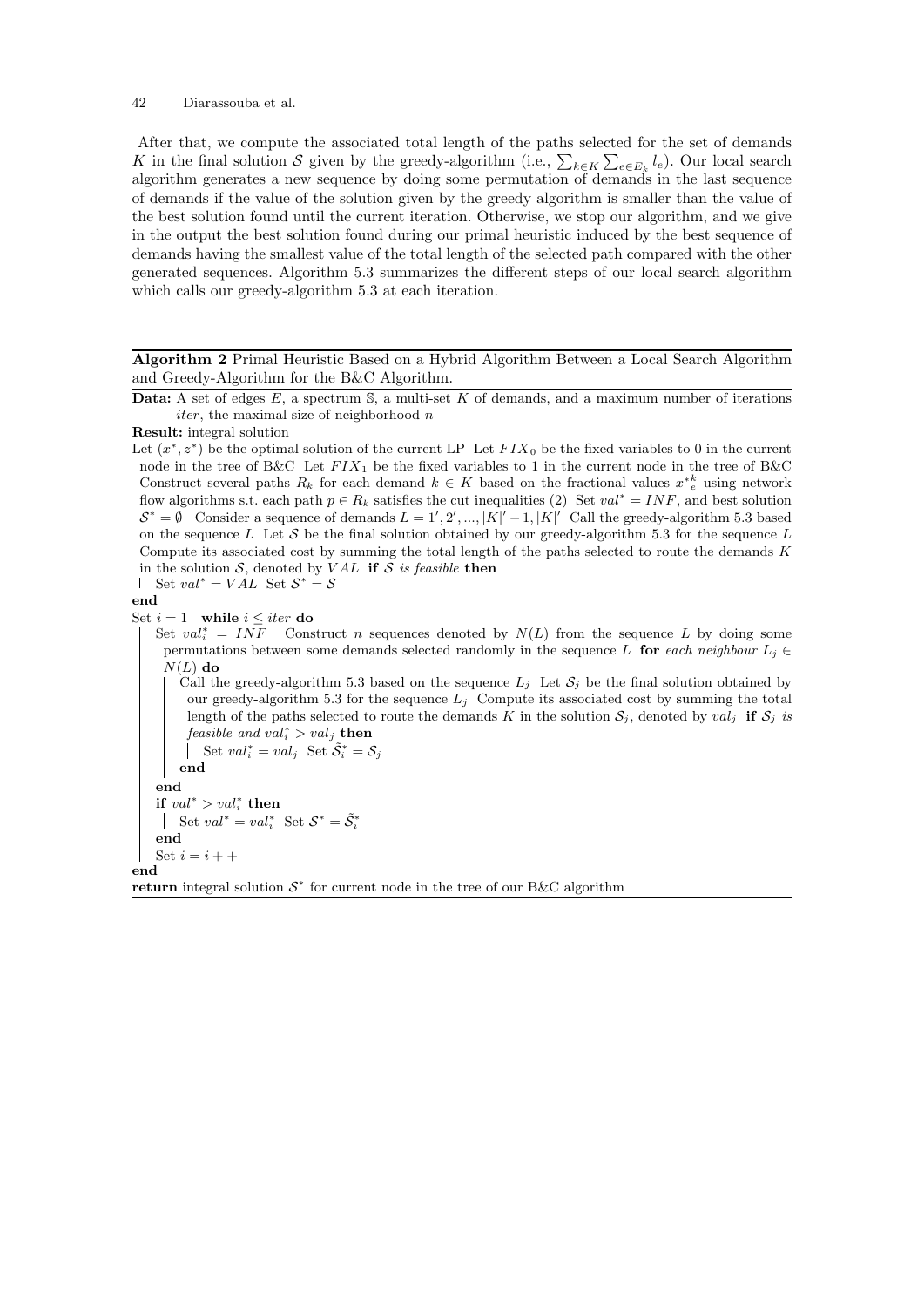After that, we compute the associated total length of the paths selected for the set of demands $K$ in the final solution $\mathcal{S}$ given by the greedy-algorithm (i.e., $\sum_{k\in K}\sum_{e\in E_k} l_e$). Our local search algorithm generates a new sequence by doing some permutation of demands in the last sequence of demands if the value of the solution given by the greedy algorithm is smaller than the value of the best solution found until the current iteration. Otherwise, we stop our algorithm, and we give in the output the best solution found during our primal heuristic induced by the best sequence of demands having the smallest value of the total length of the selected path compared with the other generated sequences. Algorithm 5.3 summarizes the different steps of our local search algorithm which calls our greedy-algorithm 5.3 at each iteration.

---

**Algorithm 2** Primal Heuristic Based on a Hybrid Algorithm Between a Local Search Algorithm and Greedy-Algorithm for the B&C Algorithm.

---

**Data:** A set of edges $E$, a spectrum $\mathbb{S}$, a multi-set $K$ of demands, and a maximum number of iterations *iter*, the maximal size of neighborhood $n$

**Result:** integral solution

Let $(x^*, z^*)$ be the optimal solution of the current LP Let $FIX_0$ be the fixed variables to 0 in the current node in the tree of B&C Let $FIX_1$ be the fixed variables to 1 in the current node in the tree of B&C Construct several paths $R_k$ for each demand $k \in K$ based on the fractional values $x^{*k}_e$ using network flow algorithms s.t. each path $p \in R_k$ satisfies the cut inequalities (2) Set $val^* = INF$, and best solution $\mathcal{S}^* = \emptyset$ Consider a sequence of demands $L = 1', 2', ..., |K|' - 1, |K|'$ Call the greedy-algorithm 5.3 based on the sequence $L$ Let $\mathcal{S}$ be the final solution obtained by our greedy-algorithm 5.3 for the sequence $L$ Compute its associated cost by summing the total length of the paths selected to route the demands $K$ in the solution $\mathcal{S}$, denoted by $VAL$ **if** $\mathcal{S}$ *is feasible* **then**

  Set $val^* = VAL$ Set $\mathcal{S}^* = \mathcal{S}$

**end**

Set $i = 1$ **while** $i \leq iter$ **do**

  Set $val^*_i = INF$ Construct $n$ sequences denoted by $N(L)$ from the sequence $L$ by doing some permutations between some demands selected randomly in the sequence $L$ **for** *each neighbour* $L_j \in N(L)$ **do**

    Call the greedy-algorithm 5.3 based on the sequence $L_j$ Let $\mathcal{S}_j$ be the final solution obtained by our greedy-algorithm 5.3 for the sequence $L_j$ Compute its associated cost by summing the total length of the paths selected to route the demands $K$ in the solution $\mathcal{S}_j$, denoted by $val_j$ **if** $\mathcal{S}_j$ *is feasible and* $val^*_i > val_j$ **then**

      Set $val^*_i = val_j$ Set $\tilde{\mathcal{S}}^*_i = \mathcal{S}_j$

    **end**

  **end**

  **if** $val^* > val^*_i$ **then**

    Set $val^* = val^*_i$ Set $\mathcal{S}^* = \tilde{\mathcal{S}}^*_i$

  **end**

  Set $i = i + +$

**end**

**return** integral solution $\mathcal{S}^*$ for current node in the tree of our B&C algorithm

---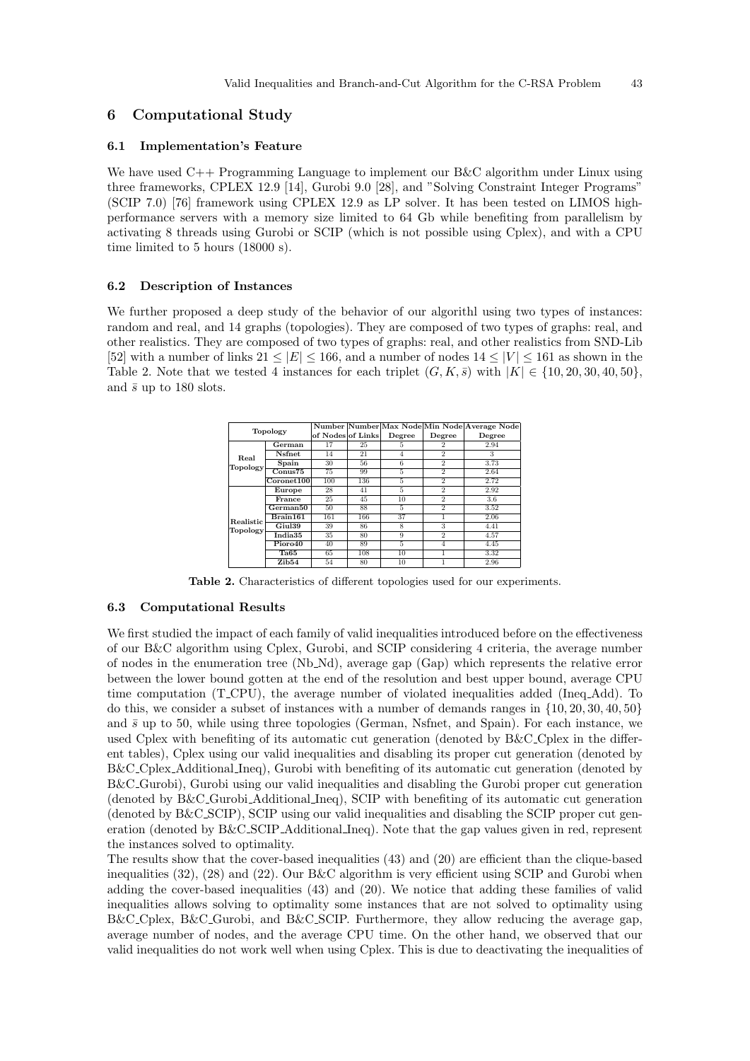## 6 Computational Study

### 6.1 Implementation's Feature

We have used C++ Programming Language to implement our B&C algorithm under Linux using three frameworks, CPLEX 12.9 [14], Gurobi 9.0 [28], and "Solving Constraint Integer Programs" (SCIP 7.0) [76] framework using CPLEX 12.9 as LP solver. It has been tested on LIMOS high-performance servers with a memory size limited to 64 Gb while benefiting from parallelism by activating 8 threads using Gurobi or SCIP (which is not possible using Cplex), and with a CPU time limited to 5 hours (18000 s).

### 6.2 Description of Instances

We further proposed a deep study of the behavior of our algorithl using two types of instances: random and real, and 14 graphs (topologies). They are composed of two types of graphs: real, and other realistics. They are composed of two types of graphs: real, and other realistics from SND-Lib [52] with a number of links $21 \leq |E| \leq 166$, and a number of nodes $14 \leq |V| \leq 161$ as shown in the Table 2. Note that we tested 4 instances for each triplet $(G, K, \bar{s})$ with $|K| \in \{10, 20, 30, 40, 50\}$, and $\bar{s}$ up to 180 slots.

| Topology | | Number of Nodes | Number of Links | Max Node Degree | Min Node Degree | Average Node Degree |
|---|---|---|---|---|---|---|
| Real Topology | German | 17 | 25 | 5 | 2 | 2.94 |
| | Nsfnet | 14 | 21 | 4 | 2 | 3 |
| | Spain | 30 | 56 | 6 | 2 | 3.73 |
| | Conus75 | 75 | 99 | 5 | 2 | 2.64 |
| | Coronet100 | 100 | 136 | 5 | 2 | 2.72 |
| Realistic Topology | Europe | 28 | 41 | 5 | 2 | 2.92 |
| | France | 25 | 45 | 10 | 2 | 3.6 |
| | German50 | 50 | 88 | 5 | 2 | 3.52 |
| | Brain161 | 161 | 166 | 37 | 1 | 2.06 |
| | Giul39 | 39 | 86 | 8 | 3 | 4.41 |
| | India35 | 35 | 80 | 9 | 2 | 4.57 |
| | Pioro40 | 40 | 89 | 5 | 4 | 4.45 |
| | Ta65 | 65 | 108 | 10 | 1 | 3.32 |
| | Zib54 | 54 | 80 | 10 | 1 | 2.96 |

**Table 2.** Characteristics of different topologies used for our experiments.

### 6.3 Computational Results

We first studied the impact of each family of valid inequalities introduced before on the effectiveness of our B&C algorithm using Cplex, Gurobi, and SCIP considering 4 criteria, the average number of nodes in the enumeration tree (Nb_Nd), average gap (Gap) which represents the relative error between the lower bound gotten at the end of the resolution and best upper bound, average CPU time computation (T_CPU), the average number of violated inequalities added (Ineq_Add). To do this, we consider a subset of instances with a number of demands ranges in $\{10, 20, 30, 40, 50\}$ and $\bar{s}$ up to 50, while using three topologies (German, Nsfnet, and Spain). For each instance, we used Cplex with benefiting of its automatic cut generation (denoted by B&C_Cplex in the different tables), Cplex using our valid inequalities and disabling its proper cut generation (denoted by B&C_Cplex_Additional_Ineq), Gurobi with benefiting of its automatic cut generation (denoted by B&C_Gurobi), Gurobi using our valid inequalities and disabling the Gurobi proper cut generation (denoted by B&C_Gurobi_Additional_Ineq), SCIP with benefiting of its automatic cut generation (denoted by B&C_SCIP), SCIP using our valid inequalities and disabling the SCIP proper cut generation (denoted by B&C_SCIP_Additional_Ineq). Note that the gap values given in red, represent the instances solved to optimality.

The results show that the cover-based inequalities (43) and (20) are efficient than the clique-based inequalities (32), (28) and (22). Our B&C algorithm is very efficient using SCIP and Gurobi when adding the cover-based inequalities (43) and (20). We notice that adding these families of valid inequalities allows solving to optimality some instances that are not solved to optimality using B&C_Cplex, B&C_Gurobi, and B&C_SCIP. Furthermore, they allow reducing the average gap, average number of nodes, and the average CPU time. On the other hand, we observed that our valid inequalities do not work well when using Cplex. This is due to deactivating the inequalities of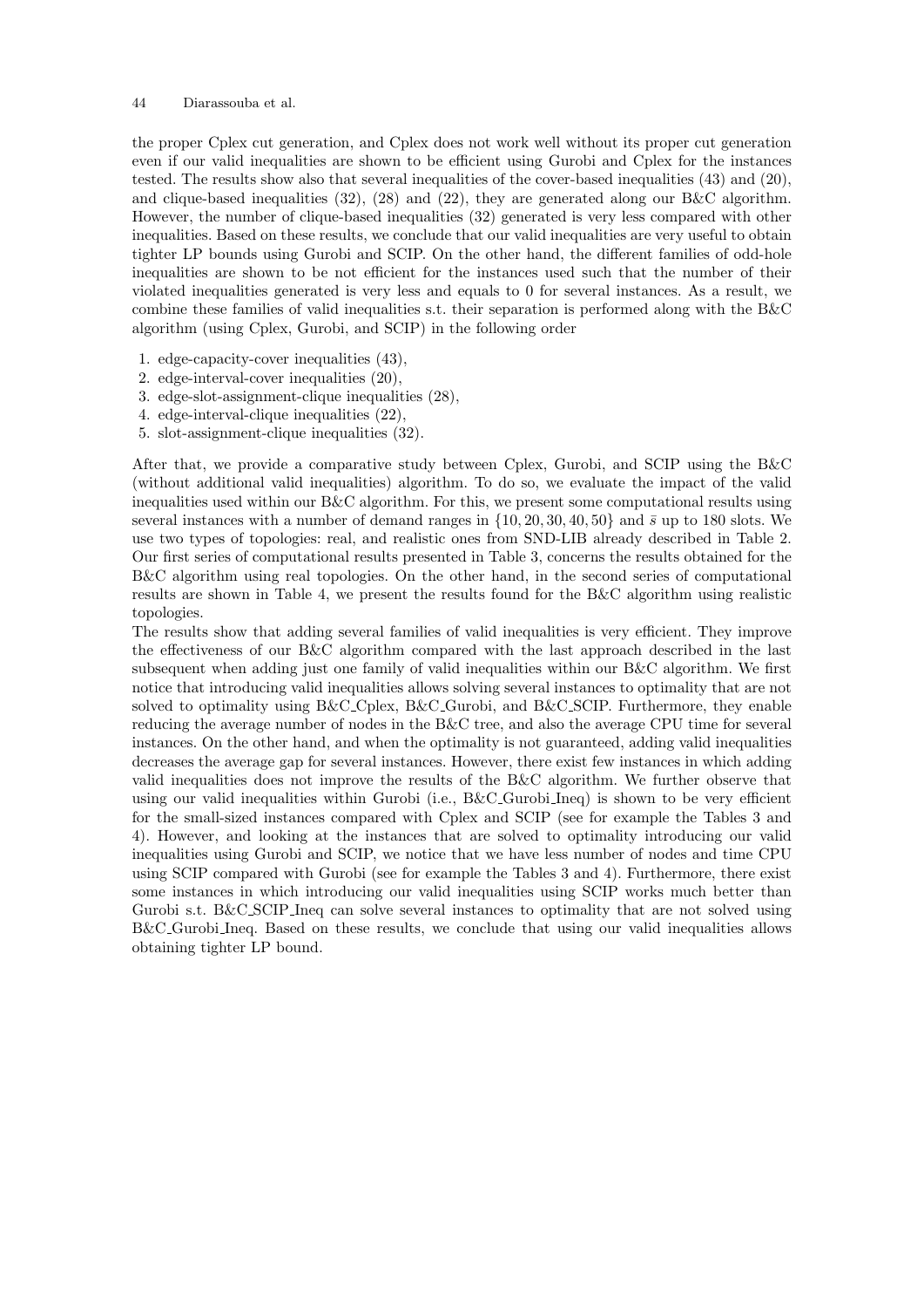the proper Cplex cut generation, and Cplex does not work well without its proper cut generation even if our valid inequalities are shown to be efficient using Gurobi and Cplex for the instances tested. The results show also that several inequalities of the cover-based inequalities (43) and (20), and clique-based inequalities (32), (28) and (22), they are generated along our B&C algorithm. However, the number of clique-based inequalities (32) generated is very less compared with other inequalities. Based on these results, we conclude that our valid inequalities are very useful to obtain tighter LP bounds using Gurobi and SCIP. On the other hand, the different families of odd-hole inequalities are shown to be not efficient for the instances used such that the number of their violated inequalities generated is very less and equals to 0 for several instances. As a result, we combine these families of valid inequalities s.t. their separation is performed along with the B&C algorithm (using Cplex, Gurobi, and SCIP) in the following order

1. edge-capacity-cover inequalities (43),
2. edge-interval-cover inequalities (20),
3. edge-slot-assignment-clique inequalities (28),
4. edge-interval-clique inequalities (22),
5. slot-assignment-clique inequalities (32).

After that, we provide a comparative study between Cplex, Gurobi, and SCIP using the B&C (without additional valid inequalities) algorithm. To do so, we evaluate the impact of the valid inequalities used within our B&C algorithm. For this, we present some computational results using several instances with a number of demand ranges in $\{10, 20, 30, 40, 50\}$ and $\bar{s}$ up to 180 slots. We use two types of topologies: real, and realistic ones from SND-LIB already described in Table 2. Our first series of computational results presented in Table 3, concerns the results obtained for the B&C algorithm using real topologies. On the other hand, in the second series of computational results are shown in Table 4, we present the results found for the B&C algorithm using realistic topologies.

The results show that adding several families of valid inequalities is very efficient. They improve the effectiveness of our B&C algorithm compared with the last approach described in the last subsequent when adding just one family of valid inequalities within our B&C algorithm. We first notice that introducing valid inequalities allows solving several instances to optimality that are not solved to optimality using B&C_Cplex, B&C_Gurobi, and B&C_SCIP. Furthermore, they enable reducing the average number of nodes in the B&C tree, and also the average CPU time for several instances. On the other hand, and when the optimality is not guaranteed, adding valid inequalities decreases the average gap for several instances. However, there exist few instances in which adding valid inequalities does not improve the results of the B&C algorithm. We further observe that using our valid inequalities within Gurobi (i.e., B&C_Gurobi_Ineq) is shown to be very efficient for the small-sized instances compared with Cplex and SCIP (see for example the Tables 3 and 4). However, and looking at the instances that are solved to optimality introducing our valid inequalities using Gurobi and SCIP, we notice that we have less number of nodes and time CPU using SCIP compared with Gurobi (see for example the Tables 3 and 4). Furthermore, there exist some instances in which introducing our valid inequalities using SCIP works much better than Gurobi s.t. B&C_SCIP_Ineq can solve several instances to optimality that are not solved using B&C_Gurobi_Ineq. Based on these results, we conclude that using our valid inequalities allows obtaining tighter LP bound.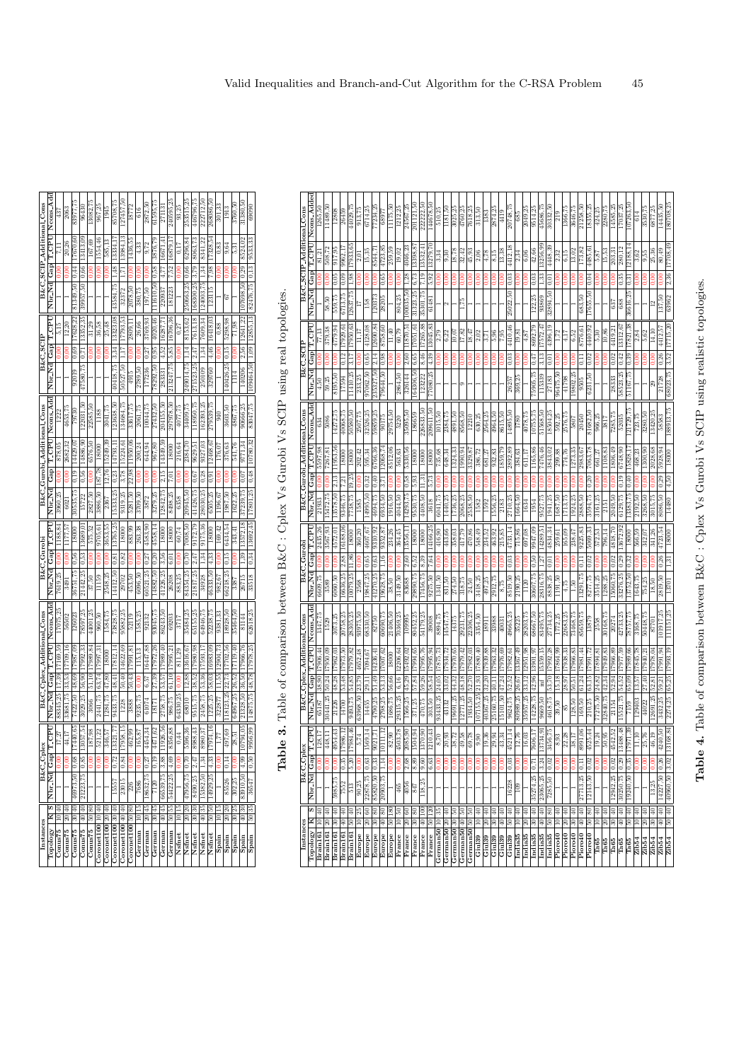| Instances | | | B&C_Cplex | | | B&C_Cplex_Additional_Cons | | | | B&C_Gurobi | | | B&C_Gurobi_Additional_Cons | | | | B&C_SCIP | | | B&C_SCIP_Additional_Cons | | | |
|---|---|---|---|---|---|---|---|---|---|---|---|---|---|---|---|---|---|---|---|---|---|---|---|
| Topology | K | S | Nbr_Nd | Gap | T_CPU | Nbr_Nd | Gap | T_CPU | Ncons_Add | Nbr_Nd | Gap | T_CPU | Nbr_Nd | Gap | T_CPU | Ncons_Add | Nbr_Nd | Gap | T_CPU | Nbr_Nd | Gap | T_CPU | Ncons_Add |
| Conus75 | 20 | 40 | 1 | 0.00 | 6.72 | 38817.75 | 33.59 | 17499.25 | 28474.5 | 7604.25 | 0.00 | 1038.84 | 2960.25 | 0.00 | 1.87 | 2843.25 | 1 | 0.00 | 5.1 | 1 | 0.00 | 7.1 | 2843.25 |
| Conus75 | 20 | 80 | 1 | 0.00 | 44.17 | 33817.75 | 33.53 | 17709.16 | 56502 | 3491 | 0.00 | 1177.97 | 6021 | 0.00 | 2682.22 | 4653.75 | 1 | 0.00 | 12.20 | 1 | 0.00 | 20.26 | 2063 |
| Conus75 | 40 | 40 | 40973.50 | 0.68 | 17400.65 | 7422.50 | 48.69 | 17987.09 | 126023 | 36791.75 | 0.56 | 18000 | 30535.75 | 0.19 | 14429.07 | 79730 | 92019 | 0.69 | 17625.22 | 81340.50 | 0.14 | 17670.60 | 83977.75 |
| Conus75 | 40 | 80 | 21223.75 | 0.85 | 13057.54 | 3029.25 | 56.90 | 17992.33 | 78597.25 | 21442.25 | 0.53 | 18089.01 | 15722 | 0.56 | 14886.90 | 122031.50 | 47580.75 | 0.71 | 13392.33 | 39957.50 | 0.66 | 13413.09 | 96430 |
| Coronet100 | 10 | 60 | 1 | 0.00 | 187.98 | 3066 | 51.10 | 17989.84 | 44091.25 | 37.50 | 0.00 | 575.52 | 1 | 0.00 | 6576.50 | 22585.50 | 1 | 0.00 | 31.29 | 1 | 0.00 | 167.89 | 13082.75 |
| Coronet100 | 20 | 40 | 1 | 0.00 | 346.67 | 1105 | 49.44 | 17976.48 | 5050.50 | 11159 | 0.00 | 5768.60 | 1 | 0.00 | 5166.50 | 16024.50 | 1 | 0.00 | 25.48 | 1 | 0.00 | 1574.46 | 9967.25 |
| Coronet100 | 20 | 80 | 1 | 0.00 | 346.67 | 1284.75 | 47.80 | 18000 | 1584.75 | 2548.25 | 0.00 | 3653.55 | 2387 | 0.00 | 12376 | 3041.75 | 1 | 0.00 | 25.48 | 1 | 0.00 | 585.13 | 1045 |
| Coronet100 | 30 | 40 | 15557 | 0.72 | 13324.17 | 9433.75 | 48.41 | 17812.14 | 74828.75 | 14412.50 | 0.81 | 13765.25 | 15333.25 | 0.23 | 14793.11 | 123668.50 | 40418.75 | 3.34 | 13323.08 | 43584.75 | 1.38 | 13334.17 | 85708.75 |
| Coronet100 | 40 | 40 | 23015 | 0.84 | 17958.15 | 1228 | 50.40 | 14622.69 | 95882.25 | 29702 | 0.82 | 18000 | 9319.25 | 3.78 | 15224.61 | 134684.75 | 56527.50 | 1.17 | 17793.53 | 32372 | 1.71 | 13984.13 | 127457.50 |
| Coronet100 | 40 | 80 | 226 | 0.00 | 163.37 | 3888 | 50.45 | 17991.81 | 52119 | 453.50 | 0.00 | 881.99 | 5281.50 | 22.98 | 11950.06 | 33617.75 | 491.5 | 0.00 | 2899.11 | 2078.50 | 0.00 | 1436.55 | 18772 |
| German | 10 | 15 | 7686 | 0.00 | 187.98 | 9234.75 | 0.00 | 115.13 | 1585.25 | 6088.50 | 0.00 | 664.28 | 3799.50 | 0.00 | 206.24 | 2061.75 | 27897.50 | 0.00 | 256.66 | 2803.75 | 0.00 | 4.37 | 1617 |
| German | 20 | 45 | 18632.75 | 0.27 | 4454.34 | 61074 | 6.57 | 16447.88 | 92332 | 60521.25 | 0.27 | 4583.90 | 3872 | 0.00 | 644.94 | 10044.75 | 17236 | 0.27 | 3760.93 | 197.50 | 0.00 | 9.72 | 2872.50 |
| German | 30 | 45 | 120 | 0.19 | 4417.62 | 18171 | 27.39 | 17972.26 | 93045.75 | 14882.50 | 0.20 | 4558.14 | 3229.25 | 0.00 | 967.80 | 27432.50 | 78292.50 | 0.95 | 4020.46 | 1116207.50 | 0.58 | 3876.79 | 61995.75 |
| German | 40 | 45 | 66539.75 | 3.88 | 11926.56 | 2758.75 | 53.57 | 17989.40 | 80243.50 | 11226.25 | 3.56 | 18000 | 12842.75 | 2.15 | 14349.39 | 204155.50 | 283331 | 4.52 | 16287.71 | 220937 | 4.77 | 16671.41 | 271131 |
| German | 50 | 55 | 54422.25 | 4.69 | 18356.88 | 486.75 | 6.01 | 18000 | 69203 | 26208 | 6.01 | 18000 | 8498.25 | 7.01 | 18000 | 297978.50 | 213247.75 | 5.85 | 16706.36 | 181223 | 7.52 | 16879.17 | 240595.25 |
| Nsfnet | 10 | 15 | 1 | 0.00 | 0.73 | 64330.25 | 0.00 | 811.29 | 3717 | 9638 | 0.00 | 600.74 | 9638 | 0.00 | 164.94 | 4077.75 | 1 | 0.00 | 0.47 | 1 | 0.00 | 0.61 | 4312.25 |
| Nsfnet | 20 | 45 | 47056.75 | 0.00 | 5992.26 | 20216.50 | 0.00 | 15962.98 | 35492.25 | 83947.50 | 0.00 | 3907.93 | 20216.50 | 0.00 | 3383.69 | 34979.75 | 249013.75 | 0.00 | 8181.62 | 259663.25 | 0.00 | 6399.84 | 37334.25 |
| Nsfnet | 30 | 30 | 8490.25 | 2.47 | 8988.43 | 9515.75 | 38.52 | 17990.98 | 65155.25 | 21817.25 | 2.47 | 9172.79 | 11426.75 | 0.67 | 9629.51 | 118950.75 | 271523.25 | 2.47 | 7613.18 | 168360.25 | 3.79 | 8063.73 | 146796.75 |
| Nsfnet | 40 | 35 | 15382.50 | 1.34 | 8980.37 | 2458.75 | 53.36 | 17591.17 | 64946.75 | 34928 | 1.34 | 9175.36 | 29030.25 | 0.28 | 9327.03 | 162203.25 | 250109 | 1.34 | 7609.34 | 124003.75 | 1.34 | 8341.22 | 222712.50 |
| Nsfnet | 40 | 50 | 14929.25 | 4.33 | 17994.16 | 1225.25 | 58.03 | 16983.09 | 62238.75 | 46333.50 | 4.33 | 18000 | 6565.25 | 0.91 | 12468.67 | 279539.75 | 329760 | 4.46 | 16418.03 | 123115 | 7.98 | 17328.54 | 268080.50 |
| Spain | 10 | 15 | 1 | 0.00 | 1.77 | 22287 | 11.55 | 12904.75 | 59313.5 | 9826.5 | 0.00 | 160.42 | 1496.50 | 0.00 | 176.07 | 9406 | 1 | 0.00 | 0.88 | 1 | 0.00 | 0.83 | 30123 |
| Spain | 20 | 40 | 85526 | 0.00 | 497.69 | 13811.25 | 0.00 | 2454.49 | 19829.50 | 60678.25 | 0.00 | 438.81 | 79623.50 | 0.00 | 2659.23 | 3469 | 140426.25 | 0.00 | 523.88 | 67 | 0.00 | 8.64 | 5624.50 |
| Spain | 30 | 25 | 307.25 | 0.00 | 28.51 | 6987.25 | 26.52 | 17119.40 | 35464.50 | 3587 | 0.00 | 343.41 | 1622.25 | 0.00 | 541.76 | 4866.75 | 1114 | 0.00 | 7.98 | 1 | 0.00 | 5.31 | 3760.50 |
| Spain | 40 | 30 | 83910.50 | 4.99 | 10794.05 | 21328.50 | 36.50 | 17966.76 | 81144 | 26713 | 1.39 | 13072.18 | 37239.75 | 0.07 | 9771.34 | 96666.25 | 140206 | 2.56 | 12661.22 | 107608.50 | 0.29 | 8524.02 | 31380.50 |
| Spain | 50 | 35 | 36547 | 0.50 | 9966.99 | 18775.75 | 48.78 | 17978.25 | 62618.25 | 33518 | 0.34 | 13692.45 | 17801.25 | 0.48 | 10780.32 | 83047.75 | 109464.50 | 1.09 | 12853.13 | 82476.75 | 1.09 | 9533.33 | 69090 |

**Table 3.** Table of comparison between B&C : Cplex Vs Gurobi Vs SCIP using real topologies.

| Instances | | | B&C_Cplex | | | B&C_Cplex_Additional_Cons | | | | B&C_Gurobi | | | B&C_Gurobi_Additional_Cons | | | | B&C_SCIP | | | B&C_SCIP_Additional_Cons | | | |
|---|---|---|---|---|---|---|---|---|---|---|---|---|---|---|---|---|---|---|---|---|---|---|---|
| Topology | K | S | Nbr_Nd | Gap | T_CPU | Nbr_Nd | Gap | T_CPU | Ncons_Add | Nbr_Nd | Gap | T_CPU | Nbr_Nd | Gap | T_CPU | Ncons_Add | Nbr_Nd | Gap | T_CPU | Nbr_Nd | Gap | T_CPU | Ncons_Added |
| Brain161 | 10 | 40 | 1 | 0.00 | 128.17 | 65187 | 38.50 | 17806.44 | 1347.75 | 6609.75 | 0.00 | 2435.26 | 21934 | 0.00 | 5597.98 | 634 | 4.50 | 0.00 | 77.13 | 1 | 0.00 | 81.21 | 1265.50 |
| Brain161 | 20 | 40 | 1 | 0.00 | 4054.41 | 36391.25 | 38.14 | 17862.05 | 3074.25 | 13477.50 | 0.00 | 4572.91 | 13447.25 | 0.00 | 17404.57 | 1529 | 57.50 | 0.00 | 1481.56 | 58.50 | 0.00 | 1481.56 | 11499.50 |
| Brain161 | 30 | 40 | 5985.75 | 0.00 | 4954.41 | 11228 | 48.28 | 17962.03 | 30745.25 | 6060.50 | 0.00 | 4572.91 | 15576.50 | 2.13 | 14953.56 | 14272.75 | 8197.50 | 0.00 | 3779.93 | 5587.75 | 0.05 | 1919.95 | 12998 |
| Brain161 | 40 | 40 | 7552 | 0.35 | 17986.12 | 14700 | 53.48 | 17973.20 | 20748.25 | 16636.25 | 2.88 | 16188.06 | 9346.75 | 7.21 | 18000 | 40068.75 | 17094 | 0.12 | 17929.61 | 6713.75 | 0.09 | 9962.17 | 26499 |
| Brain161 | 50 | 40 | 513 | 5.20 | 17984.36 | 9493.75 | 54.85 | 17979.82 | 28305.25 | 10079.25 | 11.89 | 18000 | 7738.75 | 19.25 | 18000 | 50580.50 | 11410.25 | 3.17 | 17950.63 | 12037.75 | 1.98 | 17933.65 | 44029.75 |
| Europe | 10 | 25 | 90.25 | 0.00 | 5.74 | 63968.50 | 23.79 | 4662.48 | 93975.50 | 2568 | 0.00 | 360.20 | 15.85 | 0.00 | 202.42 | 2507.75 | 233.25 | 0.00 | 11.17 | 17 | 0.00 | 2.01 | 913.75 |
| Europe | 20 | 40 | 82878.75 | 0.63 | 5690.14 | 14455 | 29.79 | 17964.36 | 4607.75 | 118472.25 | 0.63 | 6834.50 | 14999.50 | 0.32 | 3346.03 | 31526.25 | 97062.50 | 0.63 | 4188.08 | 108 | 0.00 | 13.23 | 6714.25 |
| Europe | 30 | 50 | 88828.50 | 0.37 | 9021.17 | 3392.25 | 43.36 | 17921.65 | 80149.25 | 93079.75 | 0.63 | 9136.81 | 93079.75 | 0.46 | 6766.36 | 75801.50 | 233327.50 | 0.37 | 12099.71 | 120973 | 0.24 | 8261.21 | 77249.50 |
| Europe | 40 | 60 | 20903.75 | 1.14 | 10111.12 | 2798.25 | 53.13 | 17607.62 | 60080.75 | 19628.75 | 1.16 | 9352.87 | 6934.50 | 3.71 | 12068.74 | 90175 | 79644.50 | 0.98 | 8758.60 | 28205 | 0.65 | 4723.85 | 68977 |
| Europe | 50 | 180 | 1 | 0.00 | 82.90 | 1686.75 | 56.66 | 18000 | 21406.50 | 38.50 | 0.00 | 234.26 | 1916.50 | 0.00 | 8512.06 | 29754.50 | 1 | 0.00 | 11.40 | 1 | 0.00 | 259.59 | 1175.50 |
| France | 10 | 50 | 465 | 0.00 | 4503.78 | 29315.25 | 6.16 | 12206.64 | 70369.25 | 3149.50 | 0.00 | 364.45 | 4044.50 | 0.00 | 563.63 | 5220 | 2864.50 | 0.00 | 60.79 | 804.25 | 0.00 | 19.02 | 1212.25 |
| France | 20 | 80 | 486 | 2.08 | 2083.90 | 7666.25 | 45.29 | 17932.07 | 13157.11 | 4658 | 2.02 | 13157.11 | 4658 | 0.00 | 13536.36 | 12000.50 | 109804.50 | 2.60 | 17037.51 | 109935.50 | 2.08 | 6098.23 | 24367.25 |
| France | 30 | 100 | 8497 | 0.00 | 6004.40 | 3737.75 | 52.86 | 17992.07 | 80722.25 | 298688 | 2.04 | 18000 | 296397.25 | 1.23 | 17897.78 | 180050 | 14306.50 | 2.21 | 17627.31 | 31323.25 | 6.75 | 14397.97 | 17017.50 |
| France | 40 | 100 | 118.25 | 9.60 | 1370.90 | 470.75 | 59.26 | 17995.76 | 54179.25 | 17456.75 | 8.39 | 18000 | 4408.50 | 11.31 | 18000 | 226833.50 | 123822 | 8.46 | 17265.38 | 35301.75 | 7.19 | 13532.41 | 222222.50 |
| France | 50 | 120 | 1 | 6.63 | 1210.43 | 303.50 | 58.54 | 17995.94 | 39008 | 9276.50 | 7.64 | 14166.25 | 3618 | 5.73 | 18000 | 209611.50 | 71080.25 | 4.39 | 13045.83 | 61481 | 5.92 | 13279.70 | 144678.50 |
| German50 | 10 | 35 | 1 | 0.00 | 8.70 | 93433.25 | 24.05 | 17875.73 | 8894.75 | 1341.50 | 0.00 | 416.90 | 6041.75 | 0.00 | 735.68 | 1015.50 | 1 | 0.00 | 2.79 | 1 | 0.00 | 3.34 | 510.25 |
| German50 | 20 | 40 | 1 | 0.00 | 20.07 | 48563.50 | 33.02 | 17935.36 | 16347.75 | 3710.50 | 0.00 | 483.00 | 1907.25 | 0.00 | 281.85 | 3884.75 | 1 | 0.00 | 6.27 | 2 | 0.00 | 4.20 | 1319.50 |
| German50 | 30 | 30 | 1 | 0.00 | 38.92 | 19637.25 | 40.23 | 17931.38 | 15847.75 | 2746.25 | 0.00 | 395.74 | 1740.25 | 0.00 | 132.33 | 3866 | 1 | 0.00 | 10.07 | 1 | 0.00 | 18.78 | 3030.50 |
| German50 | 40 | 35 | 1 | 0.00 | 49.58 | 12771.25 | 48.18 | 17979.42 | 20231.75 | 318.75 | 0.00 | 496.04 | 2068.25 | 0.00 | 1090.94 | 8568.50 | 9 | 0.00 | 17.82 | 1.75 | 0.00 | 32.42 | 4760.25 |
| German50 | 50 | 50 | 1 | 0.00 | 69.78 | 1934.50 | 52.70 | 17982.03 | 22306.25 | 24.50 | 0.00 | 470.86 | 2538.50 | 0.00 | 3329.87 | 12210 | 1 | 0.00 | 18.47 | 1 | 0.00 | 45.93 | 7618.25 |
| Giul39 | 10 | 40 | 1 | 0.00 | 9.90 | 107155.25 | 21.93 | 17880.40 | 3354.50 | 3418.25 | 0.00 | 548.49 | 1582 | 0.00 | 386.72 | 630.25 | 1 | 0.00 | 2.02 | 1 | 0.00 | 2.06 | 313.50 |
| Giul39 | 20 | 40 | 1 | 0.00 | 20.36 | 40367.25 | 32.20 | 17963.88 | 18911 | 4912.25 | 0.00 | 586.79 | 3392 | 0.00 | 581.23 | 2664.25 | 1 | 0.00 | 3.71 | 1 | 0.00 | 4.78 | 1283 |
| Giul39 | 30 | 40 | 1 | 0.00 | 29.44 | 14310.25 | 40.44 | 17963.29 | 32988 | 2912.75 | 0.00 | 1044.00 | 1556.25 | 0.00 | 1024.41 | 3664.25 | 1 | 0.00 | 2.96 | 1 | 0.00 | 8.15 | 2874.25 |
| Giul39 | 40 | 40 | 1 | 0.00 | 43.34 | 15101.50 | 47.24 | 17976.69 | 40031 | 8.75 | 0.00 | 215.85 | 2183 | 0.00 | 2859.79 | 8615.50 | 1 | 0.00 | 7.95 | 1 | 0.00 | 13.38 | 4419 |
| Giul39 | 50 | 40 | 16228 | 0.03 | 4521.14 | 9624.75 | 52.52 | 17982.61 | 49665.25 | 8519.50 | 0.03 | 4743.14 | 2710.25 | 0.00 | 3843.02 | 14895.50 | 26247 | 0.03 | 4410.46 | 25022.50 | 0.03 | 4412.18 | 20748.75 |
| India35 | 10 | 40 | 109 | 0.00 | 12.76 | 80989.25 | 26.61 | 13367.49 | 35225 | 2190.25 | 0.00 | 415.86 | 1664.50 | 0.00 | 384.63 | 1780 | 369.25 | 0.00 | 19.81 | 1 | 0.00 | 2.34 | 685 |
| India35 | 20 | 40 | 1 | 0.00 | 26.87 | 35996.25 | 33.12 | 12851.98 | 28263.75 | 4.75 | 0.00 | 462.09 | 1634 | 0.00 | 674.00 | 2876.75 | 1 | 0.00 | 4.11 | 1 | 0.00 | 6.10 | 2089.25 |
| India35 | 30 | 40 | 1 | 0.00 | 38.79 | 14228.75 | 42.96 | 13001.97 | 68607.50 | 1.75 | 0.00 | 238.47 | 3770 | 0.00 | 1273.35 | 5890 | 16814.25 | 0.00 | 6.32 | 1 | 0.00 | 10.32 | 3646.75 |
| India35 | 40 | 40 | 35274.25 | 0.71 | 7606.17 | 9669.50 | inf | 15359.15 | 83495.75 | 39060.75 | 0.50 | 9947.09 | 1954 | 0.00 | 1165.86 | 10795.75 | 75305.75 | 0.47 | 8692.79 | 122.25 | 0.03 | 42.66 | 9514.25 |
| India35 | 50 | 40 | 23065.25 | 3.24 | 13734.91 | 4018.75 | 53.70 | 17992.28 | 27774.25 | 28316.75 | 1.27 | 14289.51 | 9527.75 | 0.00 | 7476.46 | 51568.50 | 115339 | 3.13 | 17572.47 | 93869 | 1.33 | 13256.99 | 45686.75 |
| Pioro40 | 10 | 40 | 7285.50 | 0.02 | 3456.75 | 8838.25 | 0.01 | 4834.34 | 1941.25 | 0.00 | 3843.02 | 18504.25 | 27181 | 0.01 | 4496.19 | 32894.50 | 0.01 | 4448.39 | 30332.50 | | | | |
| Pioro40 | 20 | 40 | 1 | 0.00 | 8.93 | 30.50 | 15.18 | 17864.99 | 1772.25 | 1191.50 | 0.00 | 259.61 | 1687.50 | 0.00 | 299.88 | 592.25 | 96475.50 | 0.00 | 1.72 | 1 | 0.00 | 2.32 | 219 |
| Pioro40 | 30 | 40 | 85 | 0.00 | 22.28 | 36.50 | 28.97 | 17938.33 | 22683.25 | 4.75 | 0.00 | 665.23 | 1723.75 | 0.00 | 774.76 | 2076.75 | 44198 | 0.00 | 4.17 | 1 | 0.00 | 6.10 | 1330.75 |
| Pioro40 | 40 | 40 | 1 | 0.00 | 28.92 | 128.50 | 38.51 | 17970.05 | 21668.50 | 1.50 | 0.00 | 238.47 | 1922.25 | 0.00 | 1273.35 | 5890 | 3985.25 | 0.00 | 6.32 | 1 | 0.00 | 10.32 | 3646.75 |
| Pioro40 | 50 | 40 | 27713.25 | 0.11 | 8991.06 | 169.50 | 61.24 | 17981.44 | 85659.75 | 13291.75 | 0.11 | 9225.83 | 2888.50 | 0.00 | 2983.67 | 20450 | 9505 | 0.11 | 8776.61 | 683.50 | 0.00 | 173.82 | 21258.50 |
| Ta65 | 10 | 40 | 12143.50 | 0.02 | 4523.44 | 210.25 | 63.15 | 17991.72 | 18879 | 8277.75 | 0.02 | 5089.33 | 3594.75 | 0.20 | 7063.78 | 81682.50 | 6231.50 | 0.02 | 4440.92 | 17655.50 | 0.04 | 4485.61 | 18355.25 |
| Ta65 | 20 | 80 | 1 | 0.00 | 19.24 | 77275.50 | 24.82 | 17894.81 | 2558 | 3514.25 | 0.00 | 372.53 | 3161.25 | 0.00 | 661.27 | 966.25 | 1 | 0.00 | 5.30 | 1 | 0.00 | 5.87 | 424.25 |
| Ta65 | 30 | 80 | 1 | 0.00 | 50.96 | 32890.75 | 42.34 | 17949.83 | 30168.75 | 1288.25 | 0.00 | 796.24 | 2151 | 0.00 | 1108.83 | 5817 | 1 | 0.00 | 8.86 | 1 | 0.00 | 15.53 | 2280.75 |
| Ta65 | 40 | 80 | 12942.25 | 0.29 | 3207 | 15000.25 | 0.32 | 18000 | 15000 | 0.32 | 18000 | 13007.25 | 0.29 | 7285.75 | 28333 | 0.29 | 14408.81 | 637 | 0.00 | 280.12 | 14585.25 | | |
| Ta65 | 50 | 80 | 30250.75 | 0.29 | 13488.48 | 15521.75 | 54.52 | 17977.59 | 42743.25 | 33276.25 | 0.29 | 13672.92 | 6129.75 | 0.19 | 6748.90 | 52035 | 58523.25 | 0.42 | 13312.67 | 688 | 0.35 | 2801.12 | 17037.25 |
| Zib54 | 10 | 40 | 19240.50 | 0.35 | 17971.39 | 7159 | 65.09 | 17989.06 | 78757.75 | 13752.50 | 0.32 | 18000 | 13383.75 | 0.40 | 15828.17 | 121729.75 | 51167.75 | 0.39 | 17821.38 | 36616.25 | 0.31 | 12188.14 | 107263.50 |
| Zib54 | 20 | 40 | 1 | 0.00 | 11.10 | 129403 | 13.57 | 17845.78 | 3168.75 | 1643.75 | 0.00 | 366.59 | 2192.50 | 0.00 | 468.23 | 723.75 | 1 | 0.00 | 2.84 | 1 | 0.00 | 3.62 | 614 |
| Zib54 | 30 | 40 | 1 | 0.00 | 23.76 | 44022 | 27.40 | 17940.21 | 30448.75 | 164.25 | 0.00 | 342.07 | 2293.75 | 0.00 | 1000.90 | 3280.50 | 1 | 0.00 | 5.02 | 1 | 0.00 | 3.55 | 3530.75 |
| Zib54 | 40 | 40 | 13.25 | 0.00 | 33.41 | 12977.25 | 42.96 | 17958.11 | 59218.50 | 18.50 | 0.00 | 344.46 | 3011.25 | 0.00 | 1452.52 | 8711 | 29 | 0.00 | 7.61 | 12 | 0.00 | 25.36 | 6674.50 |
| Zib54 | 50 | 40 | 14227.50 | 0.26 | 4240.50 | 3442.25 | 59.21 | 17991.94 | 101917.25 | 2819.50 | 0.26 | 4723.54 | 8086.50 | 0.29 | 5928.94 | 58583 | 21728 | 0.26 | 4412.57 | 137.50 | 0.00 | 80.49 | 14435.50 |
| Zib54 | 60 | 40 | 40960.50 | 3.02 | 13168.81 | 2274.25 | 65.23 | 17993.19 | 111151.25 | 13701 | 1.31 | 18000 | 14880 | 4.50 | 18000 | 38913.75 | 68023.75 | 3.52 | 17715.20 | 63962 | 2.36 | 17708.49 | 180708.25 |

**Table 4.** Table of comparison between B&C : Cplex Vs Gurobi Vs SCIP using realistic topologies.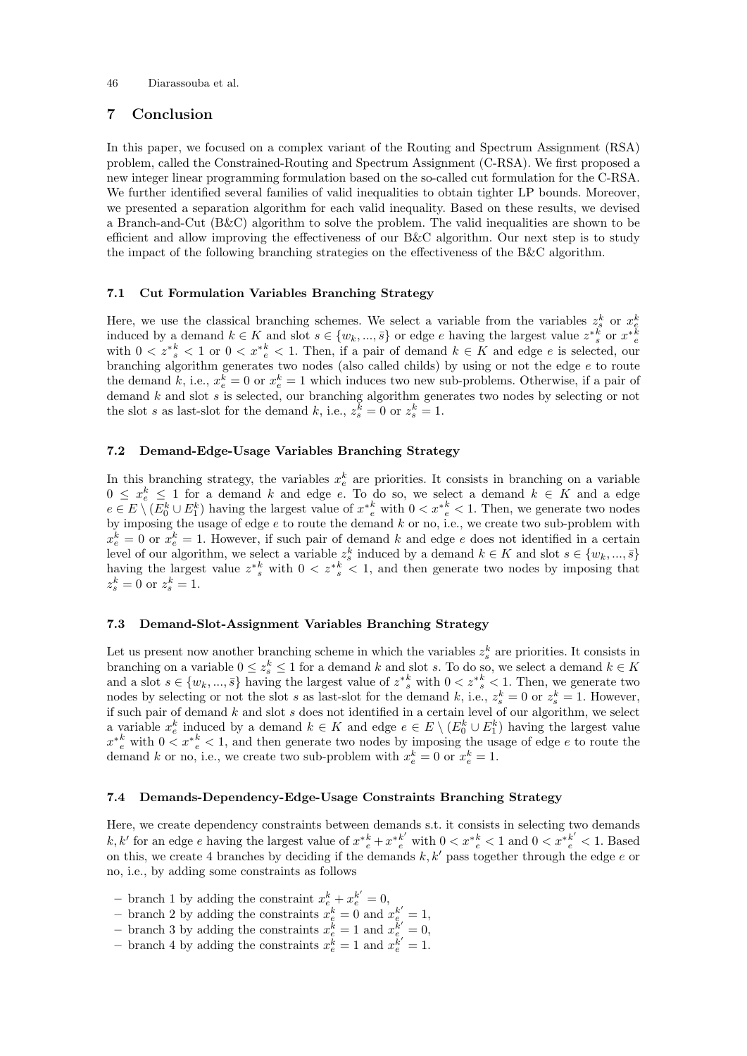## 7 Conclusion

In this paper, we focused on a complex variant of the Routing and Spectrum Assignment (RSA) problem, called the Constrained-Routing and Spectrum Assignment (C-RSA). We first proposed a new integer linear programming formulation based on the so-called cut formulation for the C-RSA. We further identified several families of valid inequalities to obtain tighter LP bounds. Moreover, we presented a separation algorithm for each valid inequality. Based on these results, we devised a Branch-and-Cut (B&C) algorithm to solve the problem. The valid inequalities are shown to be efficient and allow improving the effectiveness of our B&C algorithm. Our next step is to study the impact of the following branching strategies on the effectiveness of the B&C algorithm.

### 7.1 Cut Formulation Variables Branching Strategy

Here, we use the classical branching schemes. We select a variable from the variables $z^k_s$ or $x^k_e$ induced by a demand $k \in K$ and slot $s \in \{w_k, ..., \bar{s}\}$ or edge $e$ having the largest value $z^{*k}_s$ or $x^{*k}_e$ with $0 < z^{*k}_s < 1$ or $0 < x^{*k}_e < 1$. Then, if a pair of demand $k \in K$ and edge $e$ is selected, our branching algorithm generates two nodes (also called childs) by using or not the edge $e$ to route the demand $k$, i.e., $x^k_e = 0$ or $x^k_e = 1$ which induces two new sub-problems. Otherwise, if a pair of demand $k$ and slot $s$ is selected, our branching algorithm generates two nodes by selecting or not the slot $s$ as last-slot for the demand $k$, i.e., $z^k_s = 0$ or $z^k_s = 1$.

### 7.2 Demand-Edge-Usage Variables Branching Strategy

In this branching strategy, the variables $x^k_e$ are priorities. It consists in branching on a variable $0 \leq x^k_e \leq 1$ for a demand $k$ and edge $e$. To do so, we select a demand $k \in K$ and a edge $e \in E \setminus (E^k_0 \cup E^k_1)$ having the largest value of $x^{*k}_e$ with $0 < x^{*k}_e < 1$. Then, we generate two nodes by imposing the usage of edge $e$ to route the demand $k$ or no, i.e., we create two sub-problem with $x^k_e = 0$ or $x^k_e = 1$. However, if such pair of demand $k$ and edge $e$ does not identified in a certain level of our algorithm, we select a variable $z^k_s$ induced by a demand $k \in K$ and slot $s \in \{w_k, ..., \bar{s}\}$ having the largest value $z^{*k}_s$ with $0 < z^{*k}_s < 1$, and then generate two nodes by imposing that $z^k_s = 0$ or $z^k_s = 1$.

### 7.3 Demand-Slot-Assignment Variables Branching Strategy

Let us present now another branching scheme in which the variables $z^k_s$ are priorities. It consists in branching on a variable $0 \leq z^k_s \leq 1$ for a demand $k$ and slot $s$. To do so, we select a demand $k \in K$ and a slot $s \in \{w_k, ..., \bar{s}\}$ having the largest value of $z^{*k}_s$ with $0 < z^{*k}_s < 1$. Then, we generate two nodes by selecting or not the slot $s$ as last-slot for the demand $k$, i.e., $z^k_s = 0$ or $z^k_s = 1$. However, if such pair of demand $k$ and slot $s$ does not identified in a certain level of our algorithm, we select a variable $x^k_e$ induced by a demand $k \in K$ and edge $e \in E \setminus (E^k_0 \cup E^k_1)$ having the largest value $x^{*k}_e$ with $0 < x^{*k}_e < 1$, and then generate two nodes by imposing the usage of edge $e$ to route the demand $k$ or no, i.e., we create two sub-problem with $x^k_e = 0$ or $x^k_e = 1$.

### 7.4 Demands-Dependency-Edge-Usage Constraints Branching Strategy

Here, we create dependency constraints between demands s.t. it consists in selecting two demands $k, k'$ for an edge $e$ having the largest value of $x^{*k}_e + x^{*k'}_e$ with $0 < x^{*k}_e < 1$ and $0 < x^{*k'}_e < 1$. Based on this, we create 4 branches by deciding if the demands $k, k'$ pass together through the edge $e$ or no, i.e., by adding some constraints as follows

- branch 1 by adding the constraint $x^k_e + x^{k'}_e = 0$,
- branch 2 by adding the constraints $x^k_e = 0$ and $x^{k'}_e = 1$,
- branch 3 by adding the constraints $x^k_e = 1$ and $x^{k'}_e = 0$,
- branch 4 by adding the constraints $x^k_e = 1$ and $x^{k'}_e = 1$.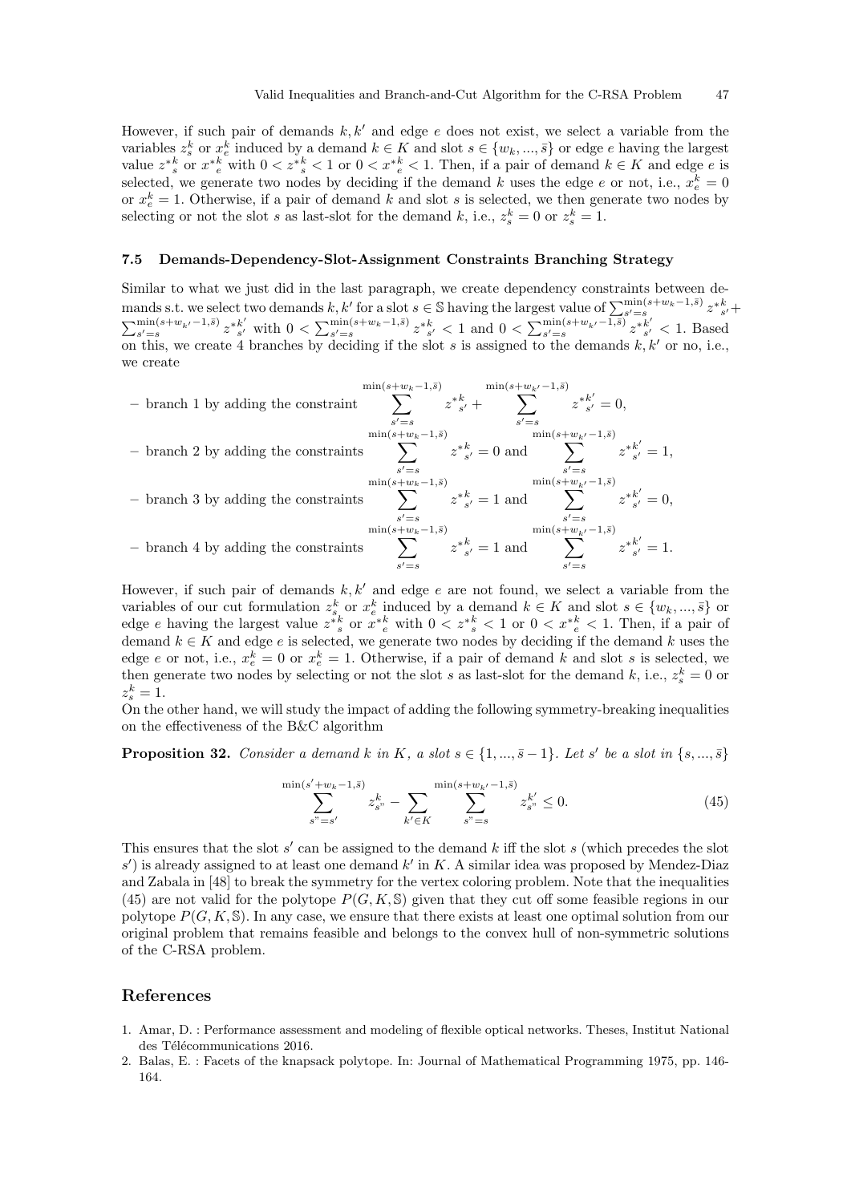However, if such pair of demands $k, k'$ and edge $e$ does not exist, we select a variable from the variables $z_s^k$ or $x_e^k$ induced by a demand $k \in K$ and slot $s \in \{w_k, ..., \bar{s}\}$ or edge $e$ having the largest value $z^{*k}_s$ or $x^{*k}_e$ with $0 < z^{*k}_s < 1$ or $0 < x^{*k}_e < 1$. Then, if a pair of demand $k \in K$ and edge $e$ is selected, we generate two nodes by deciding if the demand $k$ uses the edge $e$ or not, i.e., $x_e^k = 0$ or $x_e^k = 1$. Otherwise, if a pair of demand $k$ and slot $s$ is selected, we then generate two nodes by selecting or not the slot $s$ as last-slot for the demand $k$, i.e., $z_s^k = 0$ or $z_s^k = 1$.

### 7.5 Demands-Dependency-Slot-Assignment Constraints Branching Strategy

Similar to what we just did in the last paragraph, we create dependency constraints between demands s.t. we select two demands $k, k'$ for a slot $s \in \mathbb{S}$ having the largest value of $\sum_{s'=s}^{\min(s+w_k-1,\bar{s})} z^{*k}_{s'} + \sum_{s'=s}^{\min(s+w_{k'}-1,\bar{s})} z^{*k'}_{s'}$ with $0 < \sum_{s'=s}^{\min(s+w_k-1,\bar{s})} z^{*k}_{s'} < 1$ and $0 < \sum_{s'=s}^{\min(s+w_{k'}-1,\bar{s})} z^{*k'}_{s'} < 1$. Based on this, we create 4 branches by deciding if the slot $s$ is assigned to the demands $k, k'$ or no, i.e., we create

- branch 1 by adding the constraint $\displaystyle\sum_{s'=s}^{\min(s+w_k-1,\bar{s})} z^{*k}_{s'} + \sum_{s'=s}^{\min(s+w_{k'}-1,\bar{s})} z^{*k'}_{s'} = 0,$
- branch 2 by adding the constraints $\displaystyle\sum_{s'=s}^{\min(s+w_k-1,\bar{s})} z^{*k}_{s'} = 0$ and $\displaystyle\sum_{s'=s}^{\min(s+w_{k'}-1,\bar{s})} z^{*k'}_{s'} = 1,$
- branch 3 by adding the constraints $\displaystyle\sum_{s'=s}^{\min(s+w_k-1,\bar{s})} z^{*k}_{s'} = 1$ and $\displaystyle\sum_{s'=s}^{\min(s+w_{k'}-1,\bar{s})} z^{*k'}_{s'} = 0,$
- branch 4 by adding the constraints $\displaystyle\sum_{s'=s}^{\min(s+w_k-1,\bar{s})} z^{*k}_{s'} = 1$ and $\displaystyle\sum_{s'=s}^{\min(s+w_{k'}-1,\bar{s})} z^{*k'}_{s'} = 1.$

However, if such pair of demands $k, k'$ and edge $e$ are not found, we select a variable from the variables of our cut formulation $z_s^k$ or $x_e^k$ induced by a demand $k \in K$ and slot $s \in \{w_k, ..., \bar{s}\}$ or edge $e$ having the largest value $z^{*k}_s$ or $x^{*k}_e$ with $0 < z^{*k}_s < 1$ or $0 < x^{*k}_e < 1$. Then, if a pair of demand $k \in K$ and edge $e$ is selected, we generate two nodes by deciding if the demand $k$ uses the edge $e$ or not, i.e., $x_e^k = 0$ or $x_e^k = 1$. Otherwise, if a pair of demand $k$ and slot $s$ is selected, we then generate two nodes by selecting or not the slot $s$ as last-slot for the demand $k$, i.e., $z_s^k = 0$ or $z_s^k = 1$.
On the other hand, we will study the impact of adding the following symmetry-breaking inequalities on the effectiveness of the B&C algorithm

**Proposition 32.** *Consider a demand $k$ in $K$, a slot $s \in \{1, ..., \bar{s}-1\}$. Let $s'$ be a slot in $\{s, ..., \bar{s}\}$*

$$\sum_{s"=s'}^{\min(s'+w_k-1,\bar{s})} z^k_{s"} - \sum_{k' \in K} \sum_{s"=s}^{\min(s+w_{k'}-1,\bar{s})} z^{k'}_{s"} \leq 0. \tag{45}$$

This ensures that the slot $s'$ can be assigned to the demand $k$ iff the slot $s$ (which precedes the slot $s'$) is already assigned to at least one demand $k'$ in $K$. A similar idea was proposed by Mendez-Diaz and Zabala in [48] to break the symmetry for the vertex coloring problem. Note that the inequalities (45) are not valid for the polytope $P(G, K, \mathbb{S})$ given that they cut off some feasible regions in our polytope $P(G, K, \mathbb{S})$. In any case, we ensure that there exists at least one optimal solution from our original problem that remains feasible and belongs to the convex hull of non-symmetric solutions of the C-RSA problem.

## References

1. Amar, D. : Performance assessment and modeling of flexible optical networks. Theses, Institut National des Télécommunications 2016.
2. Balas, E. : Facets of the knapsack polytope. In: Journal of Mathematical Programming 1975, pp. 146-164.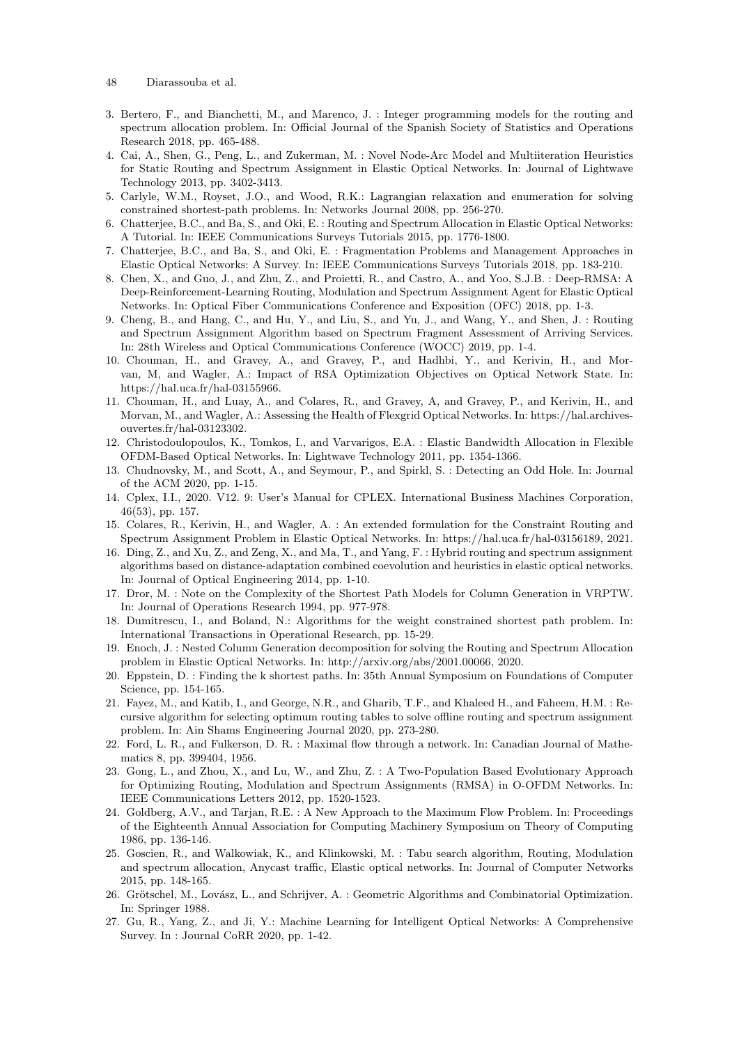3. Bertero, F., and Bianchetti, M., and Marenco, J. : Integer programming models for the routing and spectrum allocation problem. In: Official Journal of the Spanish Society of Statistics and Operations Research 2018, pp. 465-488.
4. Cai, A., Shen, G., Peng, L., and Zukerman, M. : Novel Node-Arc Model and Multiiteration Heuristics for Static Routing and Spectrum Assignment in Elastic Optical Networks. In: Journal of Lightwave Technology 2013, pp. 3402-3413.
5. Carlyle, W.M., Royset, J.O., and Wood, R.K.: Lagrangian relaxation and enumeration for solving constrained shortest-path problems. In: Networks Journal 2008, pp. 256-270.
6. Chatterjee, B.C., and Ba, S., and Oki, E. : Routing and Spectrum Allocation in Elastic Optical Networks: A Tutorial. In: IEEE Communications Surveys Tutorials 2015, pp. 1776-1800.
7. Chatterjee, B.C., and Ba, S., and Oki, E. : Fragmentation Problems and Management Approaches in Elastic Optical Networks: A Survey. In: IEEE Communications Surveys Tutorials 2018, pp. 183-210.
8. Chen, X., and Guo, J., and Zhu, Z., and Proietti, R., and Castro, A., and Yoo, S.J.B. : Deep-RMSA: A Deep-Reinforcement-Learning Routing, Modulation and Spectrum Assignment Agent for Elastic Optical Networks. In: Optical Fiber Communications Conference and Exposition (OFC) 2018, pp. 1-3.
9. Cheng, B., and Hang, C., and Hu, Y., and Liu, S., and Yu, J., and Wang, Y., and Shen, J. : Routing and Spectrum Assignment Algorithm based on Spectrum Fragment Assessment of Arriving Services. In: 28th Wireless and Optical Communications Conference (WOCC) 2019, pp. 1-4.
10. Chouman, H., and Gravey, A., and Gravey, P., and Hadhbi, Y., and Kerivin, H., and Morvan, M, and Wagler, A.: Impact of RSA Optimization Objectives on Optical Network State. In: https://hal.uca.fr/hal-03155966.
11. Chouman, H., and Luay, A., and Colares, R., and Gravey, A, and Gravey, P., and Kerivin, H., and Morvan, M., and Wagler, A.: Assessing the Health of Flexgrid Optical Networks. In: https://hal.archives-ouvertes.fr/hal-03123302.
12. Christodoulopoulos, K., Tomkos, I., and Varvarigos, E.A. : Elastic Bandwidth Allocation in Flexible OFDM-Based Optical Networks. In: Lightwave Technology 2011, pp. 1354-1366.
13. Chudnovsky, M., and Scott, A., and Seymour, P., and Spirkl, S. : Detecting an Odd Hole. In: Journal of the ACM 2020, pp. 1-15.
14. Cplex, I.I., 2020. V12. 9: User's Manual for CPLEX. International Business Machines Corporation, 46(53), pp. 157.
15. Colares, R., Kerivin, H., and Wagler, A. : An extended formulation for the Constraint Routing and Spectrum Assignment Problem in Elastic Optical Networks. In: https://hal.uca.fr/hal-03156189, 2021.
16. Ding, Z., and Xu, Z., and Zeng, X., and Ma, T., and Yang, F. : Hybrid routing and spectrum assignment algorithms based on distance-adaptation combined coevolution and heuristics in elastic optical networks. In: Journal of Optical Engineering 2014, pp. 1-10.
17. Dror, M. : Note on the Complexity of the Shortest Path Models for Column Generation in VRPTW. In: Journal of Operations Research 1994, pp. 977-978.
18. Dumitrescu, I., and Boland, N.: Algorithms for the weight constrained shortest path problem. In: International Transactions in Operational Research, pp. 15-29.
19. Enoch, J. : Nested Column Generation decomposition for solving the Routing and Spectrum Allocation problem in Elastic Optical Networks. In: http://arxiv.org/abs/2001.00066, 2020.
20. Eppstein, D. : Finding the k shortest paths. In: 35th Annual Symposium on Foundations of Computer Science, pp. 154-165.
21. Fayez, M., and Katib, I., and George, N.R., and Gharib, T.F., and Khaleed H., and Faheem, H.M. : Recursive algorithm for selecting optimum routing tables to solve offline routing and spectrum assignment problem. In: Ain Shams Engineering Journal 2020, pp. 273-280.
22. Ford, L. R., and Fulkerson, D. R. : Maximal flow through a network. In: Canadian Journal of Mathematics 8, pp. 399404, 1956.
23. Gong, L., and Zhou, X., and Lu, W., and Zhu, Z. : A Two-Population Based Evolutionary Approach for Optimizing Routing, Modulation and Spectrum Assignments (RMSA) in O-OFDM Networks. In: IEEE Communications Letters 2012, pp. 1520-1523.
24. Goldberg, A.V., and Tarjan, R.E. : A New Approach to the Maximum Flow Problem. In: Proceedings of the Eighteenth Annual Association for Computing Machinery Symposium on Theory of Computing 1986, pp. 136-146.
25. Goscien, R., and Walkowiak, K., and Klinkowski, M. : Tabu search algorithm, Routing, Modulation and spectrum allocation, Anycast traffic, Elastic optical networks. In: Journal of Computer Networks 2015, pp. 148-165.
26. Grötschel, M., Lovász, L., and Schrijver, A. : Geometric Algorithms and Combinatorial Optimization. In: Springer 1988.
27. Gu, R., Yang, Z., and Ji, Y.: Machine Learning for Intelligent Optical Networks: A Comprehensive Survey. In : Journal CoRR 2020, pp. 1-42.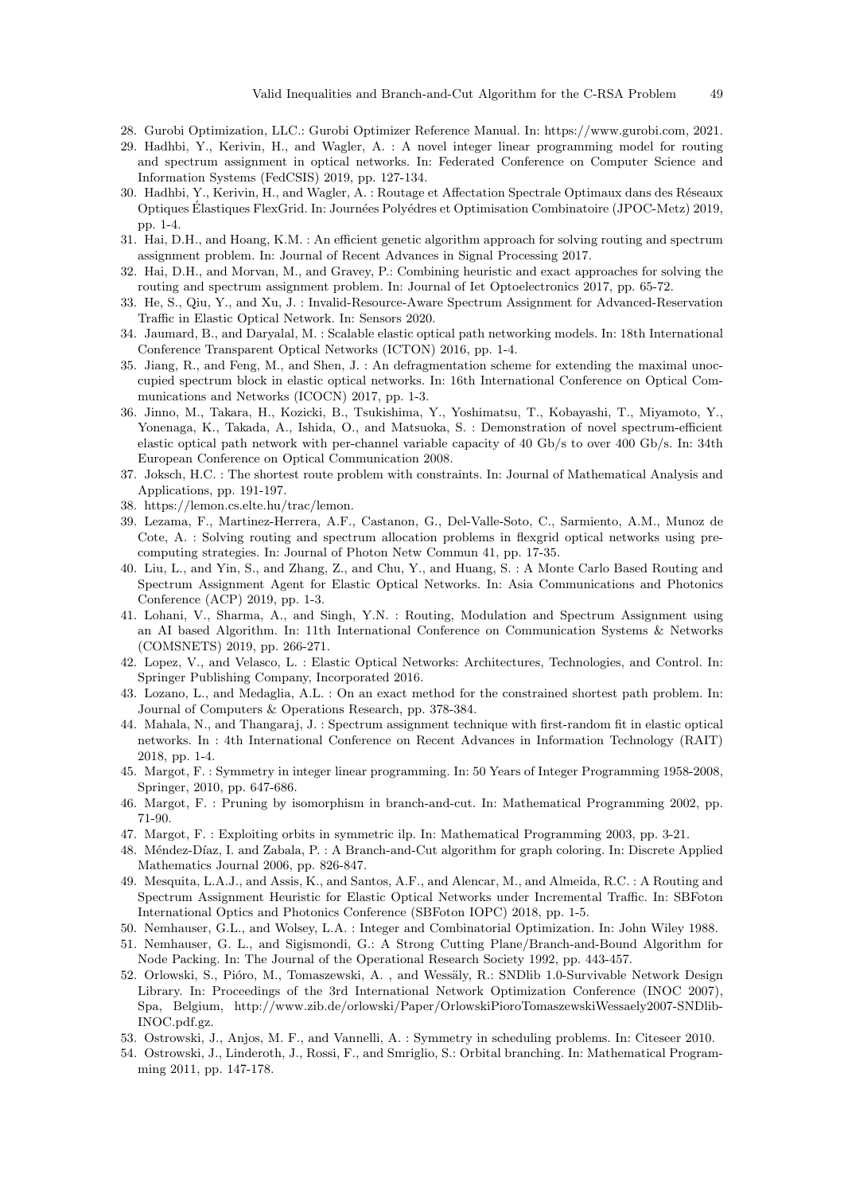28. Gurobi Optimization, LLC.: Gurobi Optimizer Reference Manual. In: https://www.gurobi.com, 2021.
29. Hadhbi, Y., Kerivin, H., and Wagler, A. : A novel integer linear programming model for routing and spectrum assignment in optical networks. In: Federated Conference on Computer Science and Information Systems (FedCSIS) 2019, pp. 127-134.
30. Hadhbi, Y., Kerivin, H., and Wagler, A. : Routage et Affectation Spectrale Optimaux dans des Réseaux Optiques Élastiques FlexGrid. In: Journées Polyédres et Optimisation Combinatoire (JPOC-Metz) 2019, pp. 1-4.
31. Hai, D.H., and Hoang, K.M. : An efficient genetic algorithm approach for solving routing and spectrum assignment problem. In: Journal of Recent Advances in Signal Processing 2017.
32. Hai, D.H., and Morvan, M., and Gravey, P.: Combining heuristic and exact approaches for solving the routing and spectrum assignment problem. In: Journal of Iet Optoelectronics 2017, pp. 65-72.
33. He, S., Qiu, Y., and Xu, J. : Invalid-Resource-Aware Spectrum Assignment for Advanced-Reservation Traffic in Elastic Optical Network. In: Sensors 2020.
34. Jaumard, B., and Daryalal, M. : Scalable elastic optical path networking models. In: 18th International Conference Transparent Optical Networks (ICTON) 2016, pp. 1-4.
35. Jiang, R., and Feng, M., and Shen, J. : An defragmentation scheme for extending the maximal unoccupied spectrum block in elastic optical networks. In: 16th International Conference on Optical Communications and Networks (ICOCN) 2017, pp. 1-3.
36. Jinno, M., Takara, H., Kozicki, B., Tsukishima, Y., Yoshimatsu, T., Kobayashi, T., Miyamoto, Y., Yonenaga, K., Takada, A., Ishida, O., and Matsuoka, S. : Demonstration of novel spectrum-efficient elastic optical path network with per-channel variable capacity of 40 Gb/s to over 400 Gb/s. In: 34th European Conference on Optical Communication 2008.
37. Joksch, H.C. : The shortest route problem with constraints. In: Journal of Mathematical Analysis and Applications, pp. 191-197.
38. https://lemon.cs.elte.hu/trac/lemon.
39. Lezama, F., Martinez-Herrera, A.F., Castanon, G., Del-Valle-Soto, C., Sarmiento, A.M., Munoz de Cote, A. : Solving routing and spectrum allocation problems in flexgrid optical networks using pre-computing strategies. In: Journal of Photon Netw Commun 41, pp. 17-35.
40. Liu, L., and Yin, S., and Zhang, Z., and Chu, Y., and Huang, S. : A Monte Carlo Based Routing and Spectrum Assignment Agent for Elastic Optical Networks. In: Asia Communications and Photonics Conference (ACP) 2019, pp. 1-3.
41. Lohani, V., Sharma, A., and Singh, Y.N. : Routing, Modulation and Spectrum Assignment using an AI based Algorithm. In: 11th International Conference on Communication Systems & Networks (COMSNETS) 2019, pp. 266-271.
42. Lopez, V., and Velasco, L. : Elastic Optical Networks: Architectures, Technologies, and Control. In: Springer Publishing Company, Incorporated 2016.
43. Lozano, L., and Medaglia, A.L. : On an exact method for the constrained shortest path problem. In: Journal of Computers & Operations Research, pp. 378-384.
44. Mahala, N., and Thangaraj, J. : Spectrum assignment technique with first-random fit in elastic optical networks. In : 4th International Conference on Recent Advances in Information Technology (RAIT) 2018, pp. 1-4.
45. Margot, F. : Symmetry in integer linear programming. In: 50 Years of Integer Programming 1958-2008, Springer, 2010, pp. 647-686.
46. Margot, F. : Pruning by isomorphism in branch-and-cut. In: Mathematical Programming 2002, pp. 71-90.
47. Margot, F. : Exploiting orbits in symmetric ilp. In: Mathematical Programming 2003, pp. 3-21.
48. Méndez-Díaz, I. and Zabala, P. : A Branch-and-Cut algorithm for graph coloring. In: Discrete Applied Mathematics Journal 2006, pp. 826-847.
49. Mesquita, L.A.J., and Assis, K., and Santos, A.F., and Alencar, M., and Almeida, R.C. : A Routing and Spectrum Assignment Heuristic for Elastic Optical Networks under Incremental Traffic. In: SBFoton International Optics and Photonics Conference (SBFoton IOPC) 2018, pp. 1-5.
50. Nemhauser, G.L., and Wolsey, L.A. : Integer and Combinatorial Optimization. In: John Wiley 1988.
51. Nemhauser, G. L., and Sigismondi, G.: A Strong Cutting Plane/Branch-and-Bound Algorithm for Node Packing. In: The Journal of the Operational Research Society 1992, pp. 443-457.
52. Orlowski, S., Pióro, M., Tomaszewski, A. , and Wessäly, R.: SNDlib 1.0-Survivable Network Design Library. In: Proceedings of the 3rd International Network Optimization Conference (INOC 2007), Spa, Belgium, http://www.zib.de/orlowski/Paper/OrlowskiPioroTomaszewskiWessaely2007-SNDlib-INOC.pdf.gz.
53. Ostrowski, J., Anjos, M. F., and Vannelli, A. : Symmetry in scheduling problems. In: Citeseer 2010.
54. Ostrowski, J., Linderoth, J., Rossi, F., and Smriglio, S.: Orbital branching. In: Mathematical Programming 2011, pp. 147-178.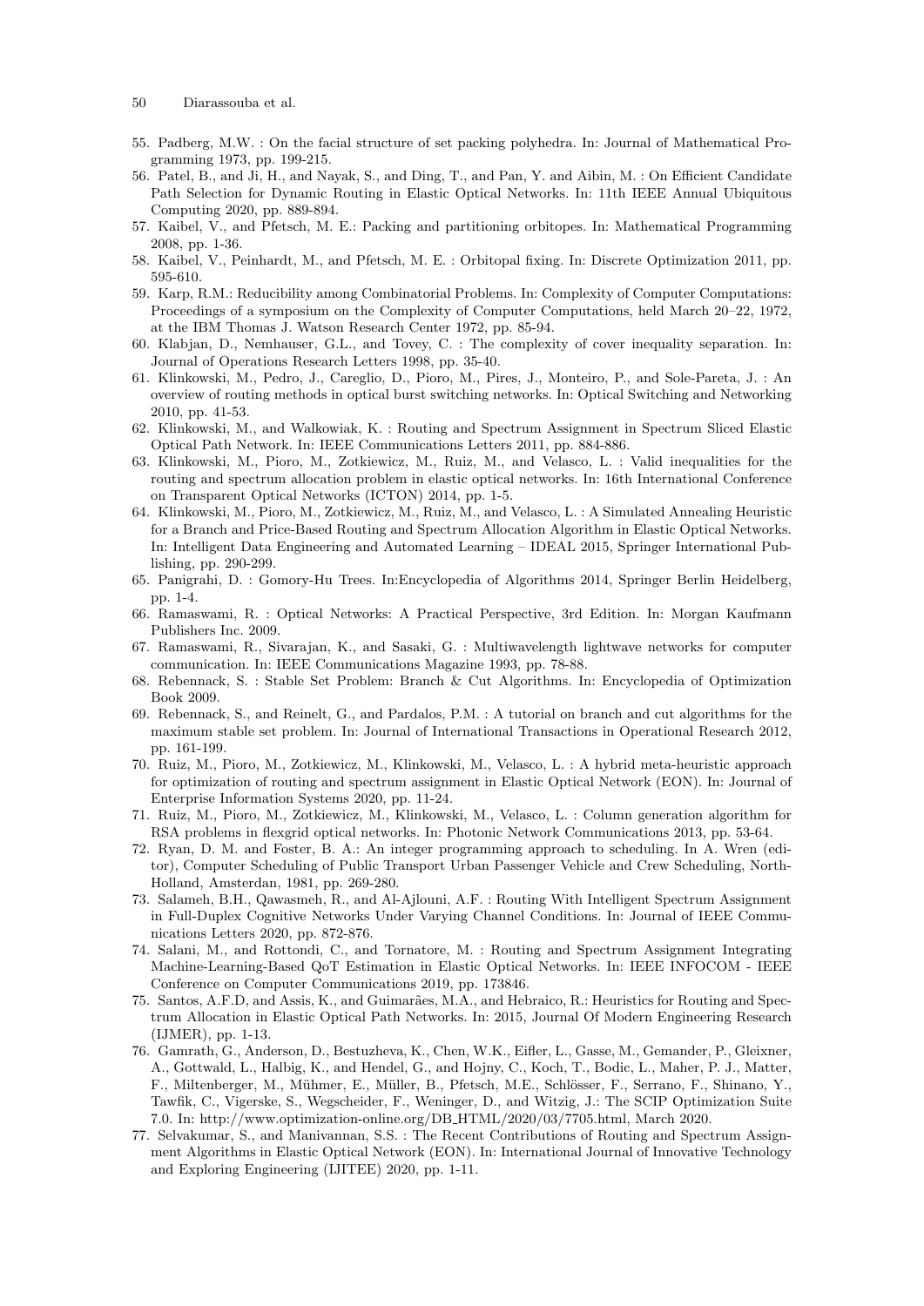55. Padberg, M.W. : On the facial structure of set packing polyhedra. In: Journal of Mathematical Programming 1973, pp. 199-215.
56. Patel, B., and Ji, H., and Nayak, S., and Ding, T., and Pan, Y. and Aibin, M. : On Efficient Candidate Path Selection for Dynamic Routing in Elastic Optical Networks. In: 11th IEEE Annual Ubiquitous Computing 2020, pp. 889-894.
57. Kaibel, V., and Pfetsch, M. E.: Packing and partitioning orbitopes. In: Mathematical Programming 2008, pp. 1-36.
58. Kaibel, V., Peinhardt, M., and Pfetsch, M. E. : Orbitopal fixing. In: Discrete Optimization 2011, pp. 595-610.
59. Karp, R.M.: Reducibility among Combinatorial Problems. In: Complexity of Computer Computations: Proceedings of a symposium on the Complexity of Computer Computations, held March 20–22, 1972, at the IBM Thomas J. Watson Research Center 1972, pp. 85-94.
60. Klabjan, D., Nemhauser, G.L., and Tovey, C. : The complexity of cover inequality separation. In: Journal of Operations Research Letters 1998, pp. 35-40.
61. Klinkowski, M., Pedro, J., Careglio, D., Pioro, M., Pires, J., Monteiro, P., and Sole-Pareta, J. : An overview of routing methods in optical burst switching networks. In: Optical Switching and Networking 2010, pp. 41-53.
62. Klinkowski, M., and Walkowiak, K. : Routing and Spectrum Assignment in Spectrum Sliced Elastic Optical Path Network. In: IEEE Communications Letters 2011, pp. 884-886.
63. Klinkowski, M., Pioro, M., Zotkiewicz, M., Ruiz, M., and Velasco, L. : Valid inequalities for the routing and spectrum allocation problem in elastic optical networks. In: 16th International Conference on Transparent Optical Networks (ICTON) 2014, pp. 1-5.
64. Klinkowski, M., Pioro, M., Zotkiewicz, M., Ruiz, M., and Velasco, L. : A Simulated Annealing Heuristic for a Branch and Price-Based Routing and Spectrum Allocation Algorithm in Elastic Optical Networks. In: Intelligent Data Engineering and Automated Learning – IDEAL 2015, Springer International Publishing, pp. 290-299.
65. Panigrahi, D. : Gomory-Hu Trees. In:Encyclopedia of Algorithms 2014, Springer Berlin Heidelberg, pp. 1-4.
66. Ramaswami, R. : Optical Networks: A Practical Perspective, 3rd Edition. In: Morgan Kaufmann Publishers Inc. 2009.
67. Ramaswami, R., Sivarajan, K., and Sasaki, G. : Multiwavelength lightwave networks for computer communication. In: IEEE Communications Magazine 1993, pp. 78-88.
68. Rebennack, S. : Stable Set Problem: Branch & Cut Algorithms. In: Encyclopedia of Optimization Book 2009.
69. Rebennack, S., and Reinelt, G., and Pardalos, P.M. : A tutorial on branch and cut algorithms for the maximum stable set problem. In: Journal of International Transactions in Operational Research 2012, pp. 161-199.
70. Ruiz, M., Pioro, M., Zotkiewicz, M., Klinkowski, M., Velasco, L. : A hybrid meta-heuristic approach for optimization of routing and spectrum assignment in Elastic Optical Network (EON). In: Journal of Enterprise Information Systems 2020, pp. 11-24.
71. Ruiz, M., Pioro, M., Zotkiewicz, M., Klinkowski, M., Velasco, L. : Column generation algorithm for RSA problems in flexgrid optical networks. In: Photonic Network Communications 2013, pp. 53-64.
72. Ryan, D. M. and Foster, B. A.: An integer programming approach to scheduling. In A. Wren (editor), Computer Scheduling of Public Transport Urban Passenger Vehicle and Crew Scheduling, North-Holland, Amsterdam, 1981, pp. 269-280.
73. Salameh, B.H., Qawasmeh, R., and Al-Ajlouni, A.F. : Routing With Intelligent Spectrum Assignment in Full-Duplex Cognitive Networks Under Varying Channel Conditions. In: Journal of IEEE Communications Letters 2020, pp. 872-876.
74. Salani, M., and Rottondi, C., and Tornatore, M. : Routing and Spectrum Assignment Integrating Machine-Learning-Based QoT Estimation in Elastic Optical Networks. In: IEEE INFOCOM - IEEE Conference on Computer Communications 2019, pp. 173846.
75. Santos, A.F.D, and Assis, K., and Guimarães, M.A., and Hebraico, R.: Heuristics for Routing and Spectrum Allocation in Elastic Optical Path Networks. In: 2015, Journal Of Modern Engineering Research (IJMER), pp. 1-13.
76. Gamrath, G., Anderson, D., Bestuzheva, K., Chen, W.K., Eifler, L., Gasse, M., Gemander, P., Gleixner, A., Gottwald, L., Halbig, K., and Hendel, G., and Hojny, C., Koch, T., Bodic, L., Maher, P. J., Matter, F., Miltenberger, M., Mühmer, E., Müller, B., Pfetsch, M.E., Schlösser, F., Serrano, F., Shinano, Y., Tawfik, C., Vigerske, S., Wegscheider, F., Weninger, D., and Witzig, J.: The SCIP Optimization Suite 7.0. In: http://www.optimization-online.org/DB_HTML/2020/03/7705.html, March 2020.
77. Selvakumar, S., and Manivannan, S.S. : The Recent Contributions of Routing and Spectrum Assignment Algorithms in Elastic Optical Network (EON). In: International Journal of Innovative Technology and Exploring Engineering (IJITEE) 2020, pp. 1-11.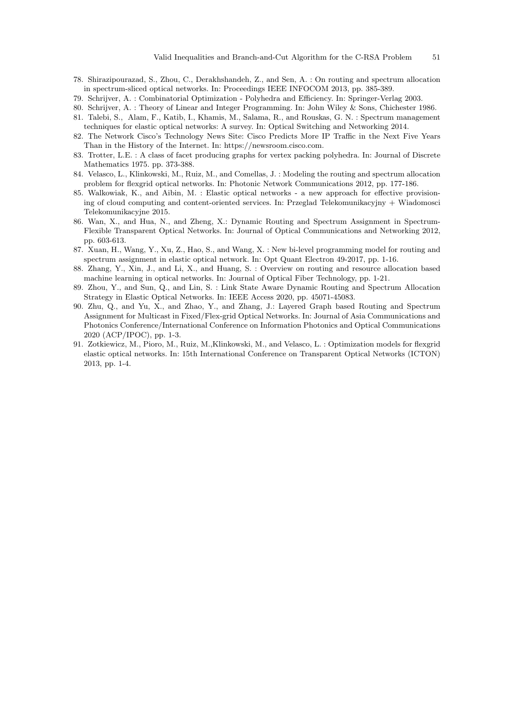78. Shirazipourazad, S., Zhou, C., Derakhshandeh, Z., and Sen, A. : On routing and spectrum allocation in spectrum-sliced optical networks. In: Proceedings IEEE INFOCOM 2013, pp. 385-389.
79. Schrijver, A. : Combinatorial Optimization - Polyhedra and Efficiency. In: Springer-Verlag 2003.
80. Schrijver, A. : Theory of Linear and Integer Programming. In: John Wiley & Sons, Chichester 1986.
81. Talebi, S., Alam, F., Katib, I., Khamis, M., Salama, R., and Rouskas, G. N. : Spectrum management techniques for elastic optical networks: A survey. In: Optical Switching and Networking 2014.
82. The Network Cisco's Technology News Site: Cisco Predicts More IP Traffic in the Next Five Years Than in the History of the Internet. In: https://newsroom.cisco.com.
83. Trotter, L.E. : A class of facet producing graphs for vertex packing polyhedra. In: Journal of Discrete Mathematics 1975. pp. 373-388.
84. Velasco, L., Klinkowski, M., Ruiz, M., and Comellas, J. : Modeling the routing and spectrum allocation problem for flexgrid optical networks. In: Photonic Network Communications 2012, pp. 177-186.
85. Walkowiak, K., and Aibin, M. : Elastic optical networks - a new approach for effective provisioning of cloud computing and content-oriented services. In: Przeglad Telekomunikacyjny + Wiadomosci Telekomunikacyjne 2015.
86. Wan, X., and Hua, N., and Zheng, X.: Dynamic Routing and Spectrum Assignment in Spectrum-Flexible Transparent Optical Networks. In: Journal of Optical Communications and Networking 2012, pp. 603-613.
87. Xuan, H., Wang, Y., Xu, Z., Hao, S., and Wang, X. : New bi-level programming model for routing and spectrum assignment in elastic optical network. In: Opt Quant Electron 49-2017, pp. 1-16.
88. Zhang, Y., Xin, J., and Li, X., and Huang, S. : Overview on routing and resource allocation based machine learning in optical networks. In: Journal of Optical Fiber Technology, pp. 1-21.
89. Zhou, Y., and Sun, Q., and Lin, S. : Link State Aware Dynamic Routing and Spectrum Allocation Strategy in Elastic Optical Networks. In: IEEE Access 2020, pp. 45071-45083.
90. Zhu, Q., and Yu, X., and Zhao, Y., and Zhang, J.: Layered Graph based Routing and Spectrum Assignment for Multicast in Fixed/Flex-grid Optical Networks. In: Journal of Asia Communications and Photonics Conference/International Conference on Information Photonics and Optical Communications 2020 (ACP/IPOC), pp. 1-3.
91. Zotkiewicz, M., Pioro, M., Ruiz, M.,Klinkowski, M., and Velasco, L. : Optimization models for flexgrid elastic optical networks. In: 15th International Conference on Transparent Optical Networks (ICTON) 2013, pp. 1-4.